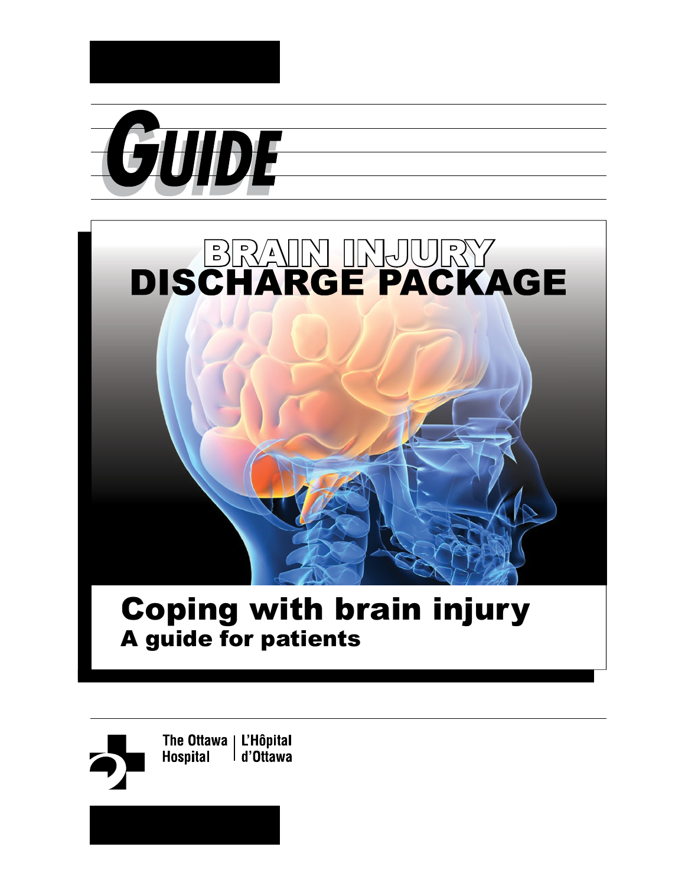# GUIDE

# BRAIN INJURY DISCHARGE PACKAGE

## Coping with brain injury

### A guide for patients

The Ottawa Hospital | L'Hôpital d'Ottawa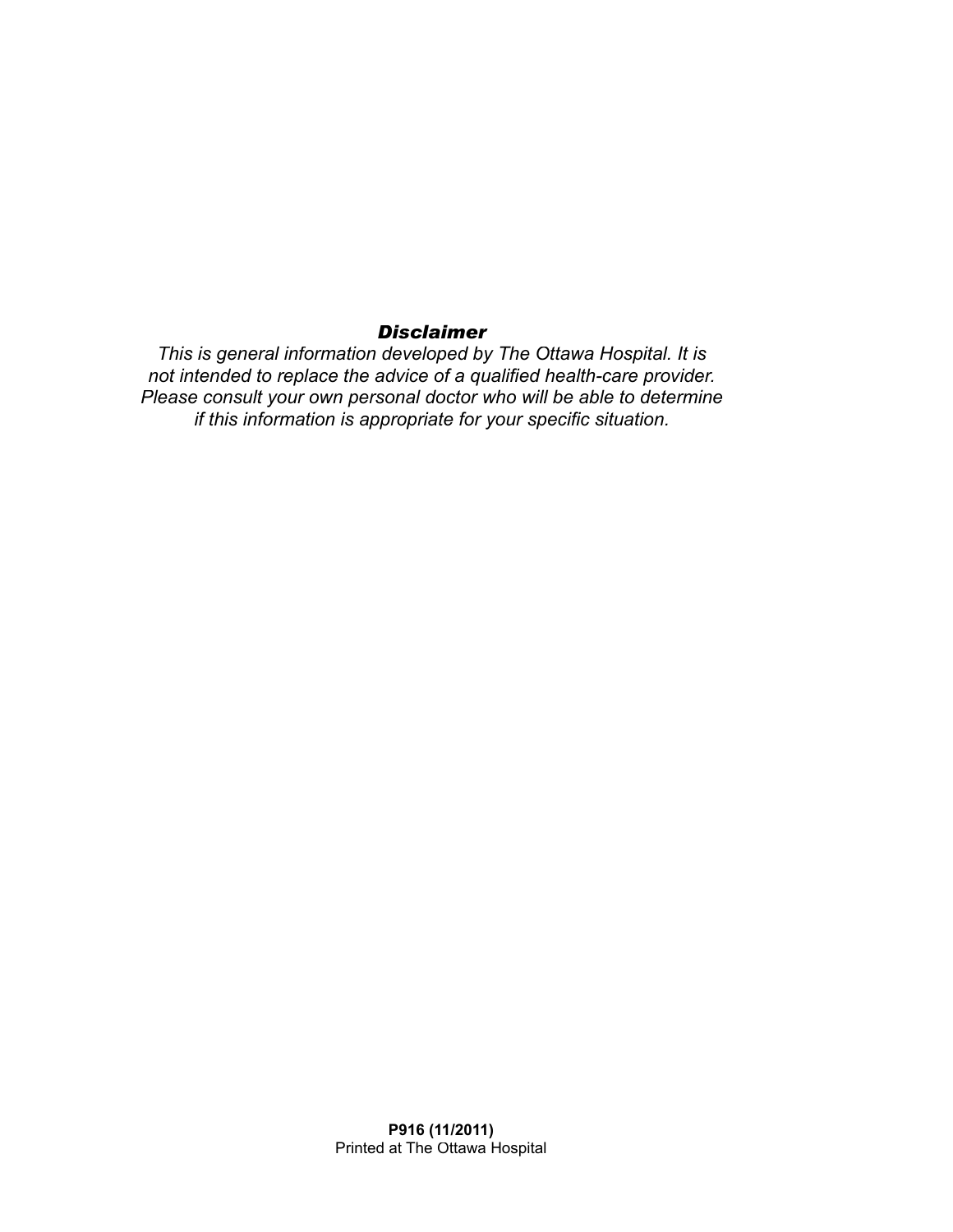***Disclaimer***

*This is general information developed by The Ottawa Hospital. It is not intended to replace the advice of a qualified health-care provider. Please consult your own personal doctor who will be able to determine if this information is appropriate for your specific situation.*

**P916 (11/2011)**
Printed at The Ottawa Hospital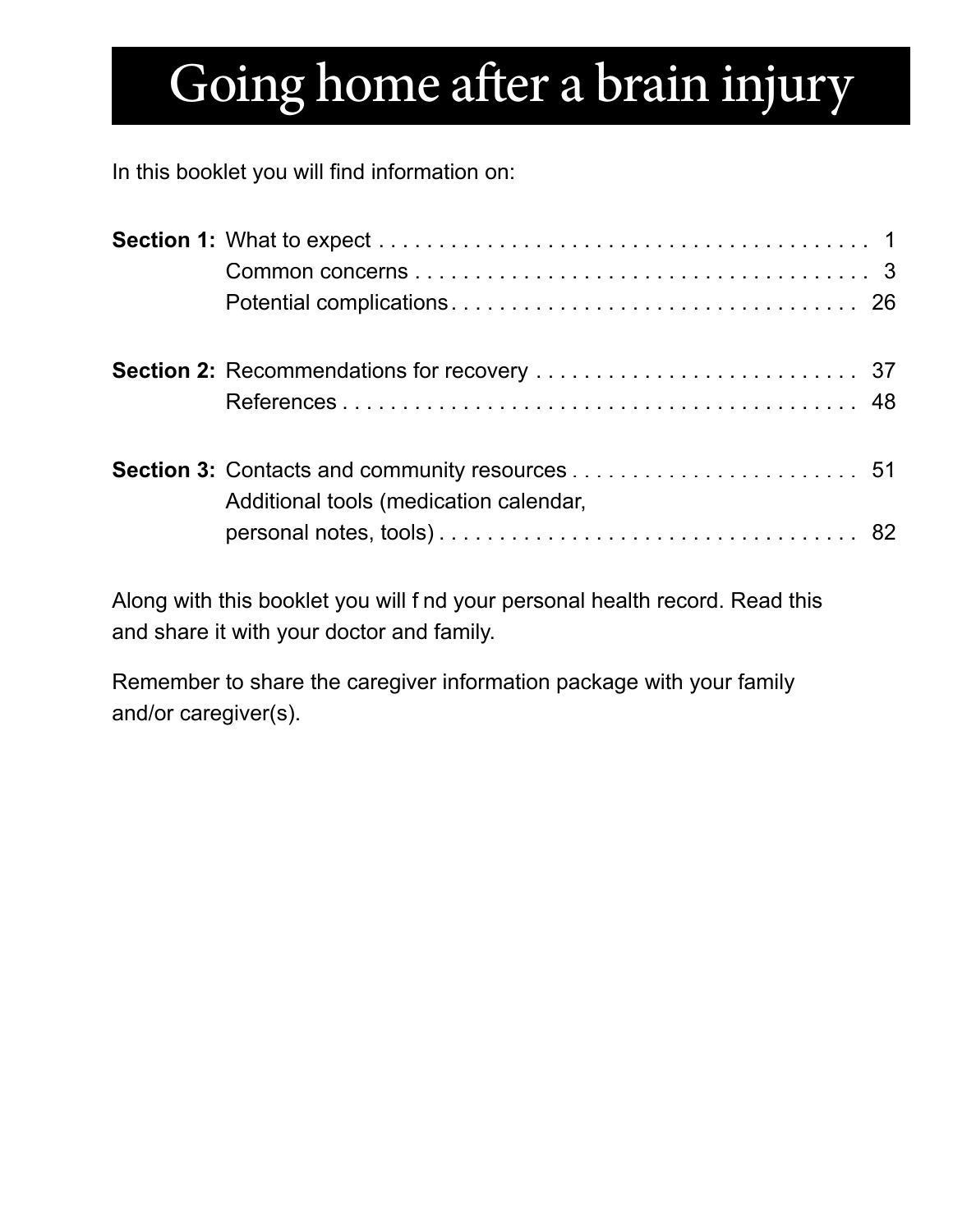# Going home after a brain injury

In this booklet you will find information on:

| | | |
|---|---|---|
| **Section 1:** | What to expect | 1 |
| | Common concerns | 3 |
| | Potential complications | 26 |
| **Section 2:** | Recommendations for recovery | 37 |
| | References | 48 |
| **Section 3:** | Contacts and community resources | 51 |
| | Additional tools (medication calendar, personal notes, tools) | 82 |

Along with this booklet you will f nd your personal health record. Read this and share it with your doctor and family.

Remember to share the caregiver information package with your family and/or caregiver(s).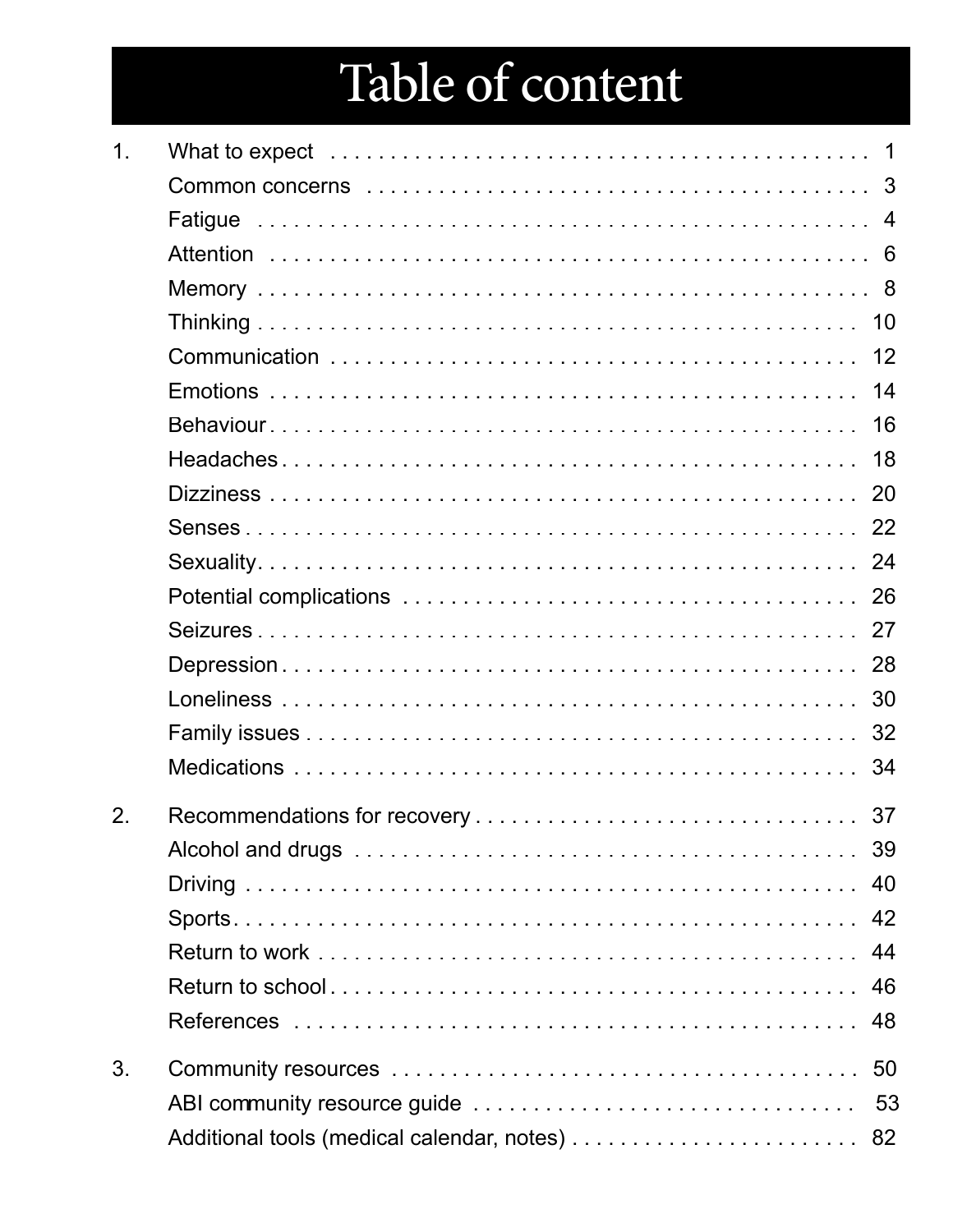# Table of content

1. What to expect ........................................ 1
    - Common concerns ........................................ 3
    - Fatigue ........................................ 4
    - Attention ........................................ 6
    - Memory ........................................ 8
    - Thinking ........................................ 10
    - Communication ........................................ 12
    - Emotions ........................................ 14
    - Behaviour ........................................ 16
    - Headaches ........................................ 18
    - Dizziness ........................................ 20
    - Senses ........................................ 22
    - Sexuality ........................................ 24
    - Potential complications ........................................ 26
    - Seizures ........................................ 27
    - Depression ........................................ 28
    - Loneliness ........................................ 30
    - Family issues ........................................ 32
    - Medications ........................................ 34
2. Recommendations for recovery ........................................ 37
    - Alcohol and drugs ........................................ 39
    - Driving ........................................ 40
    - Sports ........................................ 42
    - Return to work ........................................ 44
    - Return to school ........................................ 46
    - References ........................................ 48
3. Community resources ........................................ 50
    - ABI community resource guide ........................................ 53
    - Additional tools (medical calendar, notes) ........................................ 82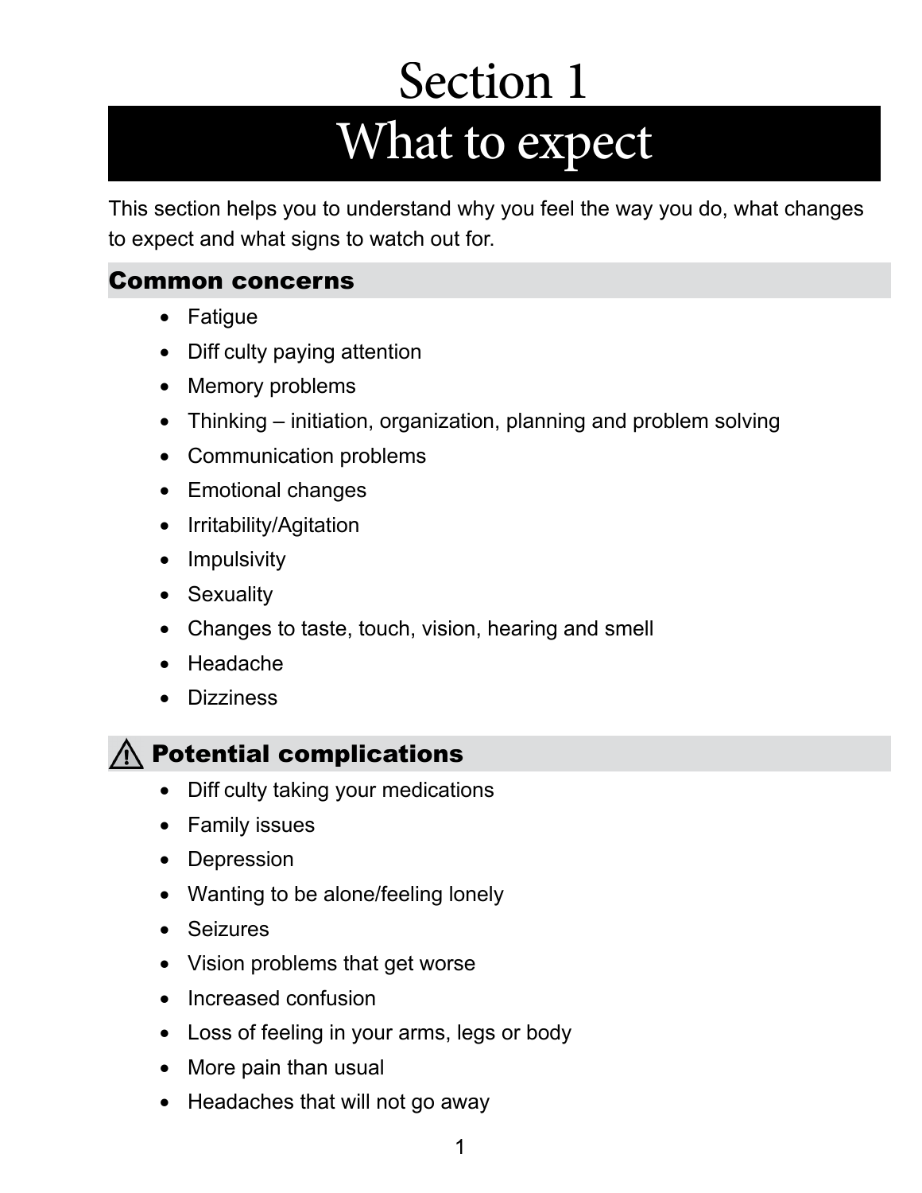# Section 1

# What to expect

This section helps you to understand why you feel the way you do, what changes to expect and what signs to watch out for.

## Common concerns

- Fatigue
- Diff culty paying attention
- Memory problems
- Thinking – initiation, organization, planning and problem solving
- Communication problems
- Emotional changes
- Irritability/Agitation
- Impulsivity
- Sexuality
- Changes to taste, touch, vision, hearing and smell
- Headache
- Dizziness

## ⚠ Potential complications

- Diff culty taking your medications
- Family issues
- Depression
- Wanting to be alone/feeling lonely
- Seizures
- Vision problems that get worse
- Increased confusion
- Loss of feeling in your arms, legs or body
- More pain than usual
- Headaches that will not go away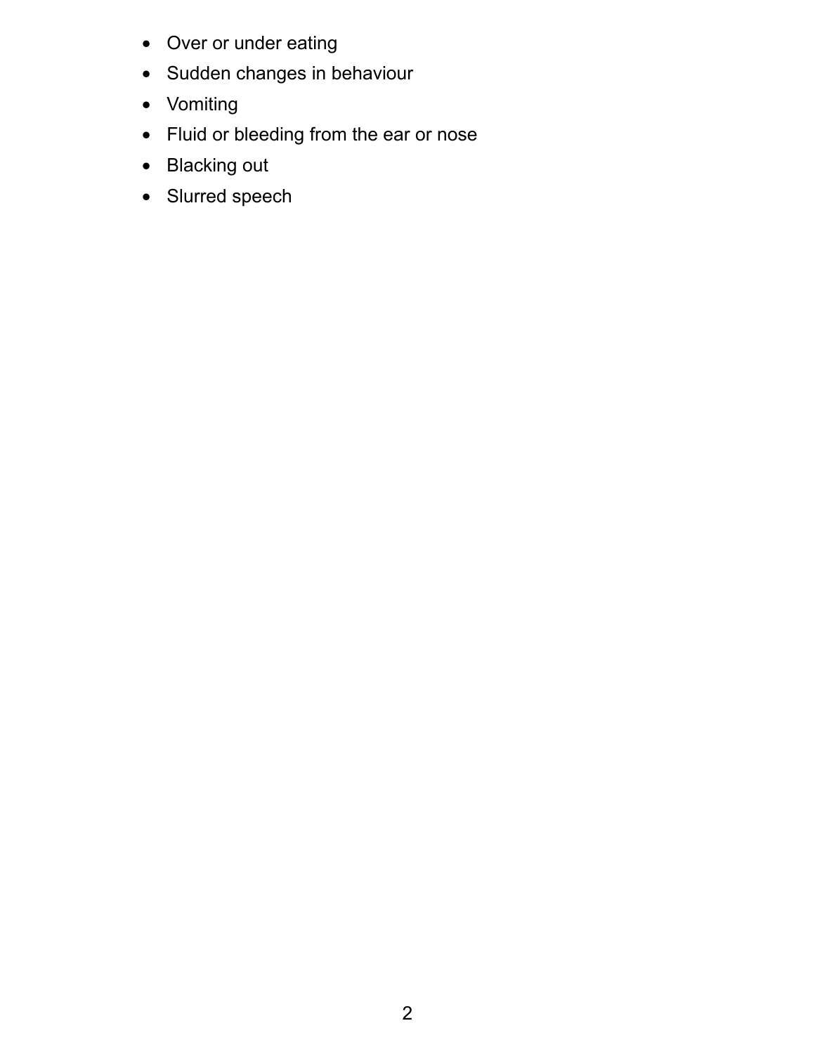- Over or under eating
- Sudden changes in behaviour
- Vomiting
- Fluid or bleeding from the ear or nose
- Blacking out
- Slurred speech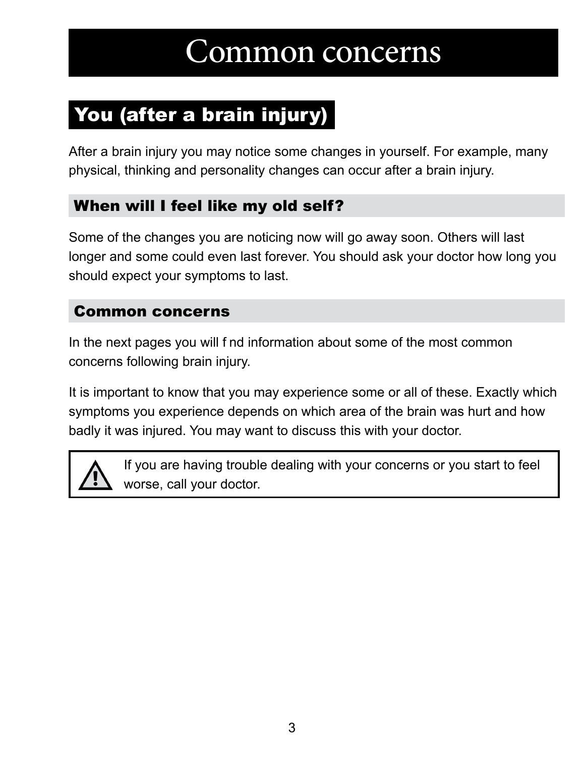# Common concerns

## You (after a brain injury)

After a brain injury you may notice some changes in yourself. For example, many physical, thinking and personality changes can occur after a brain injury.

### When will I feel like my old self?

Some of the changes you are noticing now will go away soon. Others will last longer and some could even last forever. You should ask your doctor how long you should expect your symptoms to last.

### Common concerns

In the next pages you will f nd information about some of the most common concerns following brain injury.

It is important to know that you may experience some or all of these. Exactly which symptoms you experience depends on which area of the brain was hurt and how badly it was injured. You may want to discuss this with your doctor.

> ⚠ If you are having trouble dealing with your concerns or you start to feel worse, call your doctor.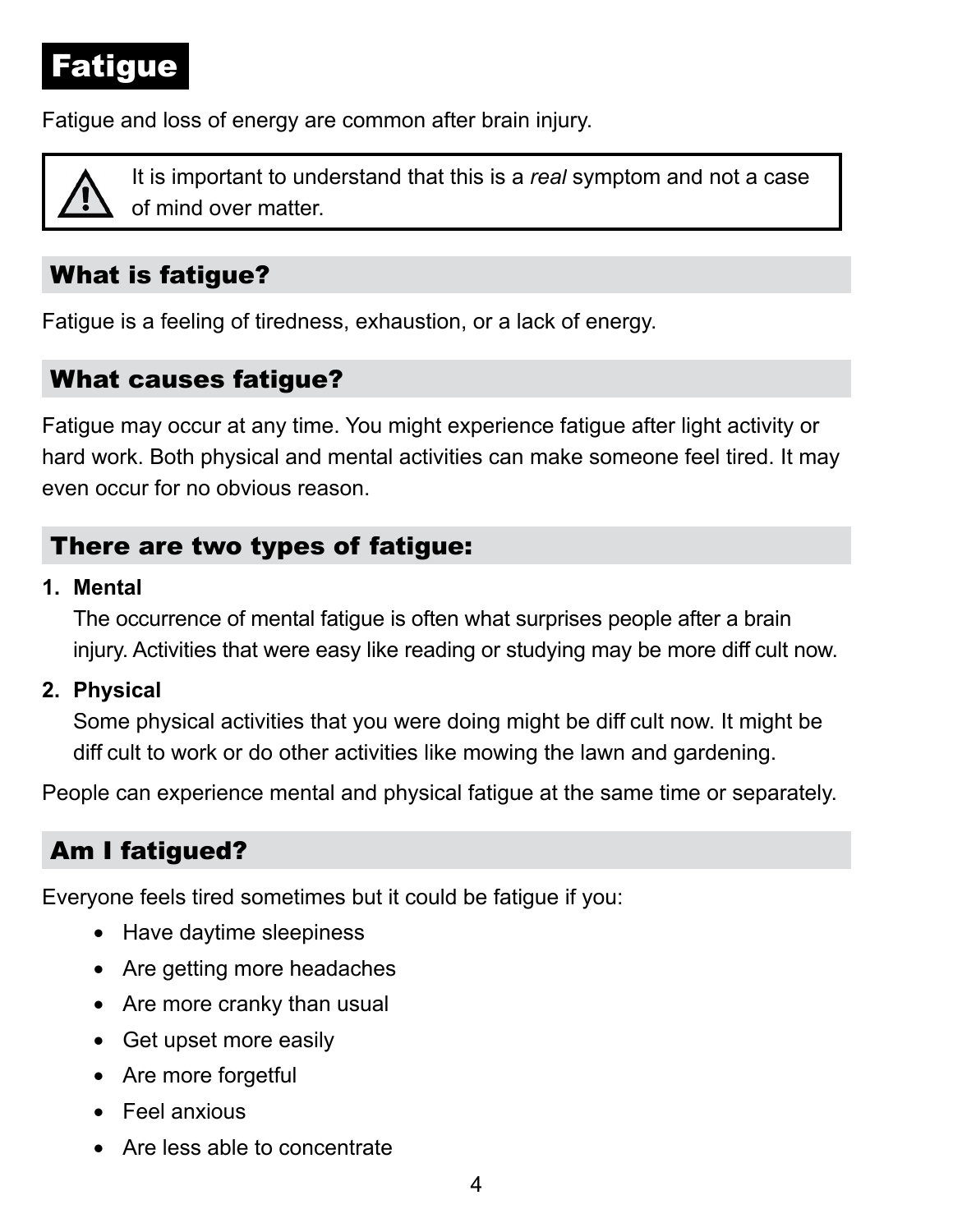# Fatigue

Fatigue and loss of energy are common after brain injury.

> ⚠ It is important to understand that this is a *real* symptom and not a case of mind over matter.

## What is fatigue?

Fatigue is a feeling of tiredness, exhaustion, or a lack of energy.

## What causes fatigue?

Fatigue may occur at any time. You might experience fatigue after light activity or hard work. Both physical and mental activities can make someone feel tired. It may even occur for no obvious reason.

## There are two types of fatigue:

1. **Mental**
   The occurrence of mental fatigue is often what surprises people after a brain injury. Activities that were easy like reading or studying may be more diff cult now.
2. **Physical**
   Some physical activities that you were doing might be diff cult now. It might be diff cult to work or do other activities like mowing the lawn and gardening.

People can experience mental and physical fatigue at the same time or separately.

## Am I fatigued?

Everyone feels tired sometimes but it could be fatigue if you:

- Have daytime sleepiness
- Are getting more headaches
- Are more cranky than usual
- Get upset more easily
- Are more forgetful
- Feel anxious
- Are less able to concentrate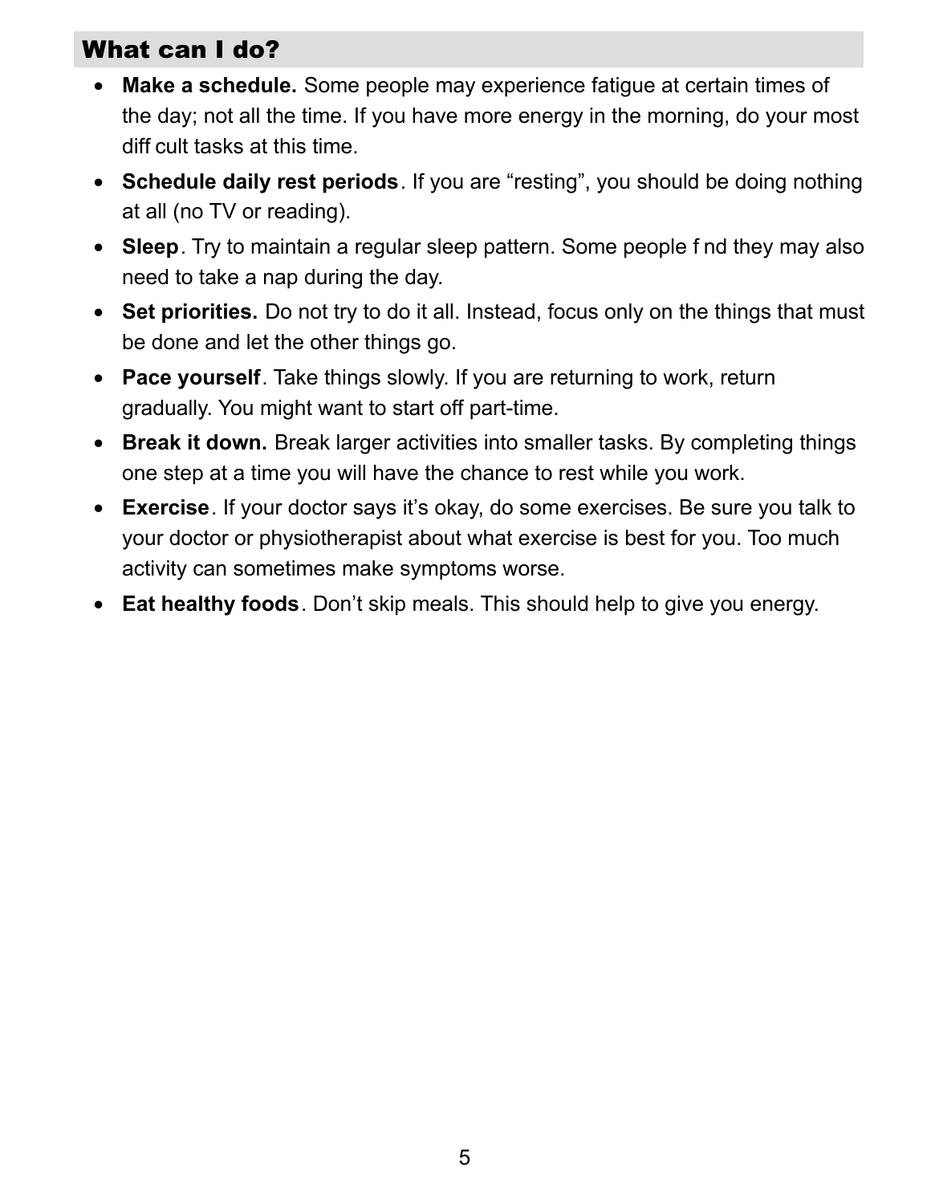## What can I do?

- **Make a schedule.** Some people may experience fatigue at certain times of the day; not all the time. If you have more energy in the morning, do your most diff cult tasks at this time.
- **Schedule daily rest periods**. If you are “resting”, you should be doing nothing at all (no TV or reading).
- **Sleep**. Try to maintain a regular sleep pattern. Some people f nd they may also need to take a nap during the day.
- **Set priorities.** Do not try to do it all. Instead, focus only on the things that must be done and let the other things go.
- **Pace yourself**. Take things slowly. If you are returning to work, return gradually. You might want to start off part-time.
- **Break it down.** Break larger activities into smaller tasks. By completing things one step at a time you will have the chance to rest while you work.
- **Exercise**. If your doctor says it’s okay, do some exercises. Be sure you talk to your doctor or physiotherapist about what exercise is best for you. Too much activity can sometimes make symptoms worse.
- **Eat healthy foods**. Don’t skip meals. This should help to give you energy.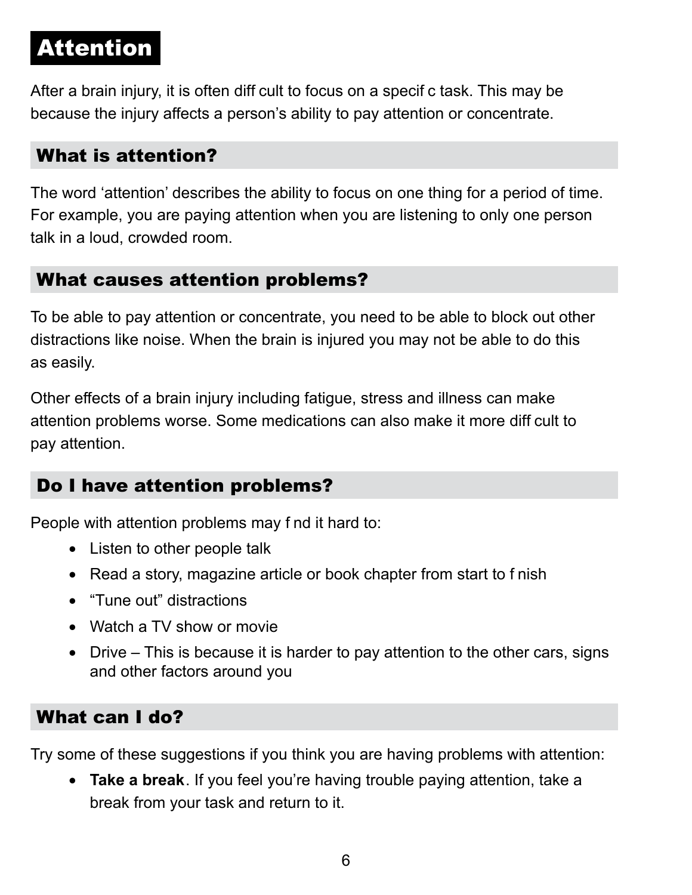# Attention

After a brain injury, it is often diff cult to focus on a specif c task. This may be because the injury affects a person's ability to pay attention or concentrate.

## What is attention?

The word 'attention' describes the ability to focus on one thing for a period of time. For example, you are paying attention when you are listening to only one person talk in a loud, crowded room.

## What causes attention problems?

To be able to pay attention or concentrate, you need to be able to block out other distractions like noise. When the brain is injured you may not be able to do this as easily.

Other effects of a brain injury including fatigue, stress and illness can make attention problems worse. Some medications can also make it more diff cult to pay attention.

## Do I have attention problems?

People with attention problems may f nd it hard to:

- Listen to other people talk
- Read a story, magazine article or book chapter from start to f nish
- "Tune out" distractions
- Watch a TV show or movie
- Drive – This is because it is harder to pay attention to the other cars, signs and other factors around you

## What can I do?

Try some of these suggestions if you think you are having problems with attention:

- **Take a break**. If you feel you're having trouble paying attention, take a break from your task and return to it.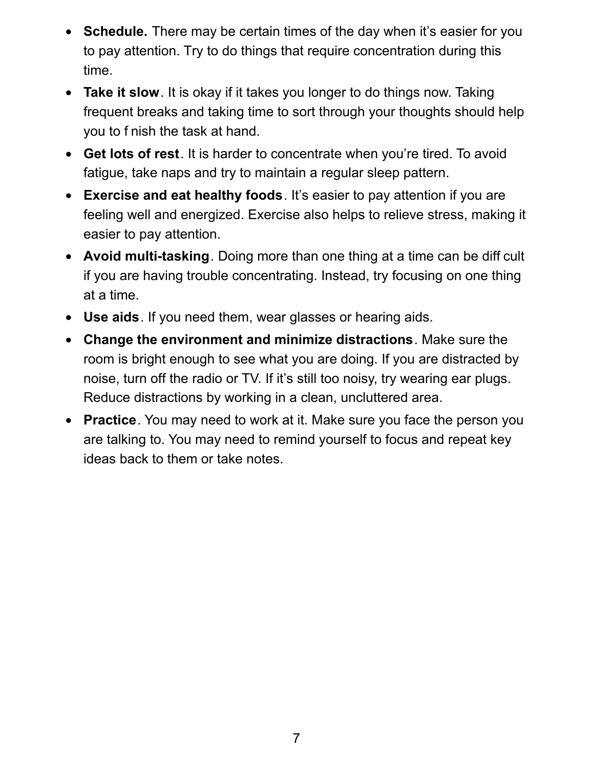- **Schedule.** There may be certain times of the day when it's easier for you to pay attention. Try to do things that require concentration during this time.
- **Take it slow**. It is okay if it takes you longer to do things now. Taking frequent breaks and taking time to sort through your thoughts should help you to finish the task at hand.
- **Get lots of rest**. It is harder to concentrate when you're tired. To avoid fatigue, take naps and try to maintain a regular sleep pattern.
- **Exercise and eat healthy foods**. It's easier to pay attention if you are feeling well and energized. Exercise also helps to relieve stress, making it easier to pay attention.
- **Avoid multi-tasking**. Doing more than one thing at a time can be difficult if you are having trouble concentrating. Instead, try focusing on one thing at a time.
- **Use aids**. If you need them, wear glasses or hearing aids.
- **Change the environment and minimize distractions**. Make sure the room is bright enough to see what you are doing. If you are distracted by noise, turn off the radio or TV. If it's still too noisy, try wearing ear plugs. Reduce distractions by working in a clean, uncluttered area.
- **Practice**. You may need to work at it. Make sure you face the person you are talking to. You may need to remind yourself to focus and repeat key ideas back to them or take notes.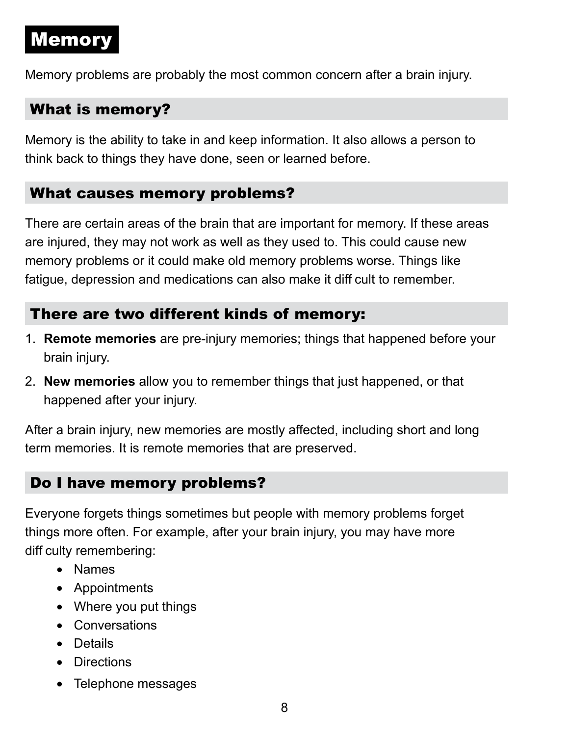# Memory

Memory problems are probably the most common concern after a brain injury.

## What is memory?

Memory is the ability to take in and keep information. It also allows a person to think back to things they have done, seen or learned before.

## What causes memory problems?

There are certain areas of the brain that are important for memory. If these areas are injured, they may not work as well as they used to. This could cause new memory problems or it could make old memory problems worse. Things like fatigue, depression and medications can also make it diff cult to remember.

## There are two different kinds of memory:

1. **Remote memories** are pre-injury memories; things that happened before your brain injury.
2. **New memories** allow you to remember things that just happened, or that happened after your injury.

After a brain injury, new memories are mostly affected, including short and long term memories. It is remote memories that are preserved.

## Do I have memory problems?

Everyone forgets things sometimes but people with memory problems forget things more often. For example, after your brain injury, you may have more diff culty remembering:

- Names
- Appointments
- Where you put things
- Conversations
- Details
- Directions
- Telephone messages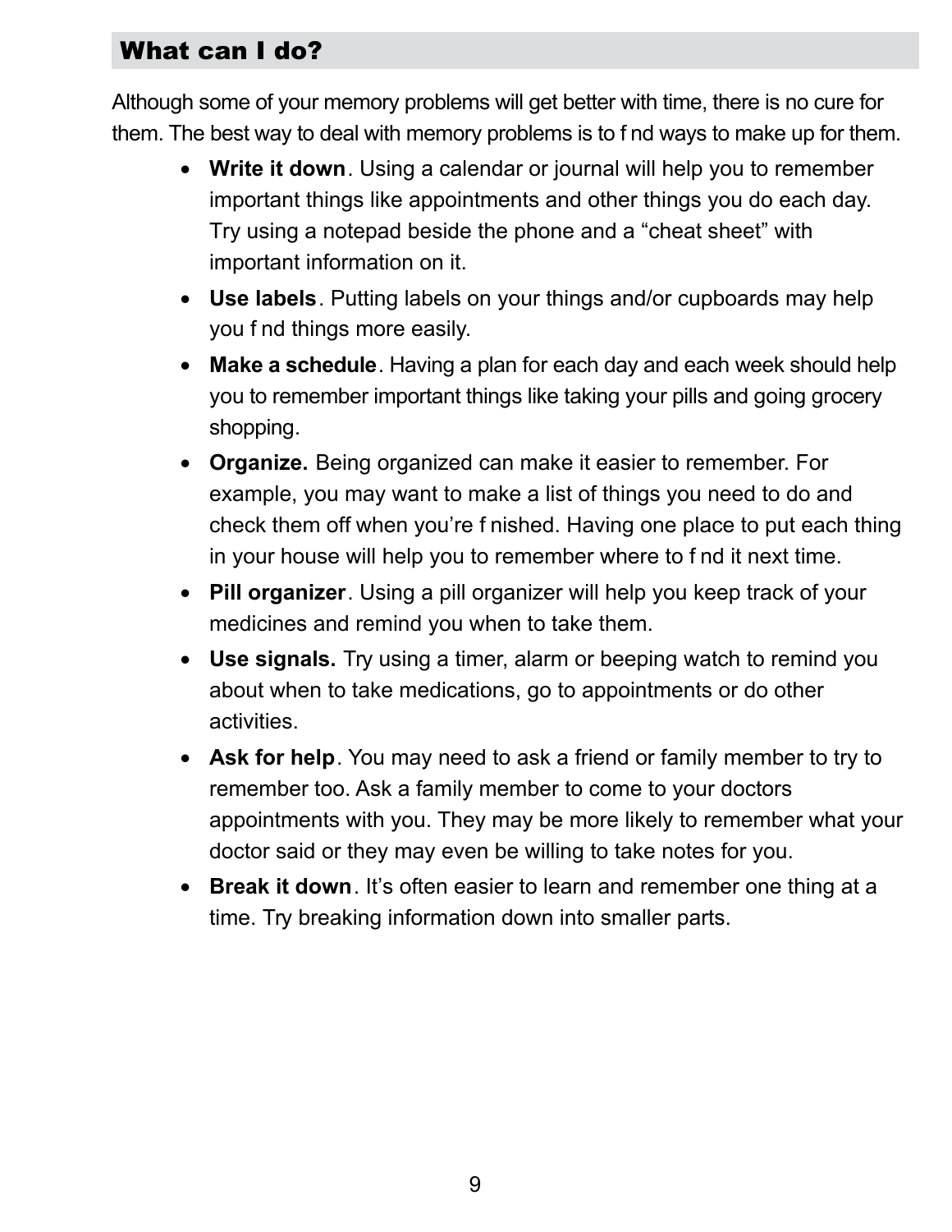## What can I do?

Although some of your memory problems will get better with time, there is no cure for them. The best way to deal with memory problems is to f nd ways to make up for them.

- **Write it down**. Using a calendar or journal will help you to remember important things like appointments and other things you do each day. Try using a notepad beside the phone and a “cheat sheet” with important information on it.
- **Use labels**. Putting labels on your things and/or cupboards may help you f nd things more easily.
- **Make a schedule**. Having a plan for each day and each week should help you to remember important things like taking your pills and going grocery shopping.
- **Organize.** Being organized can make it easier to remember. For example, you may want to make a list of things you need to do and check them off when you’re f nished. Having one place to put each thing in your house will help you to remember where to f nd it next time.
- **Pill organizer**. Using a pill organizer will help you keep track of your medicines and remind you when to take them.
- **Use signals.** Try using a timer, alarm or beeping watch to remind you about when to take medications, go to appointments or do other activities.
- **Ask for help**. You may need to ask a friend or family member to try to remember too. Ask a family member to come to your doctors appointments with you. They may be more likely to remember what your doctor said or they may even be willing to take notes for you.
- **Break it down**. It’s often easier to learn and remember one thing at a time. Try breaking information down into smaller parts.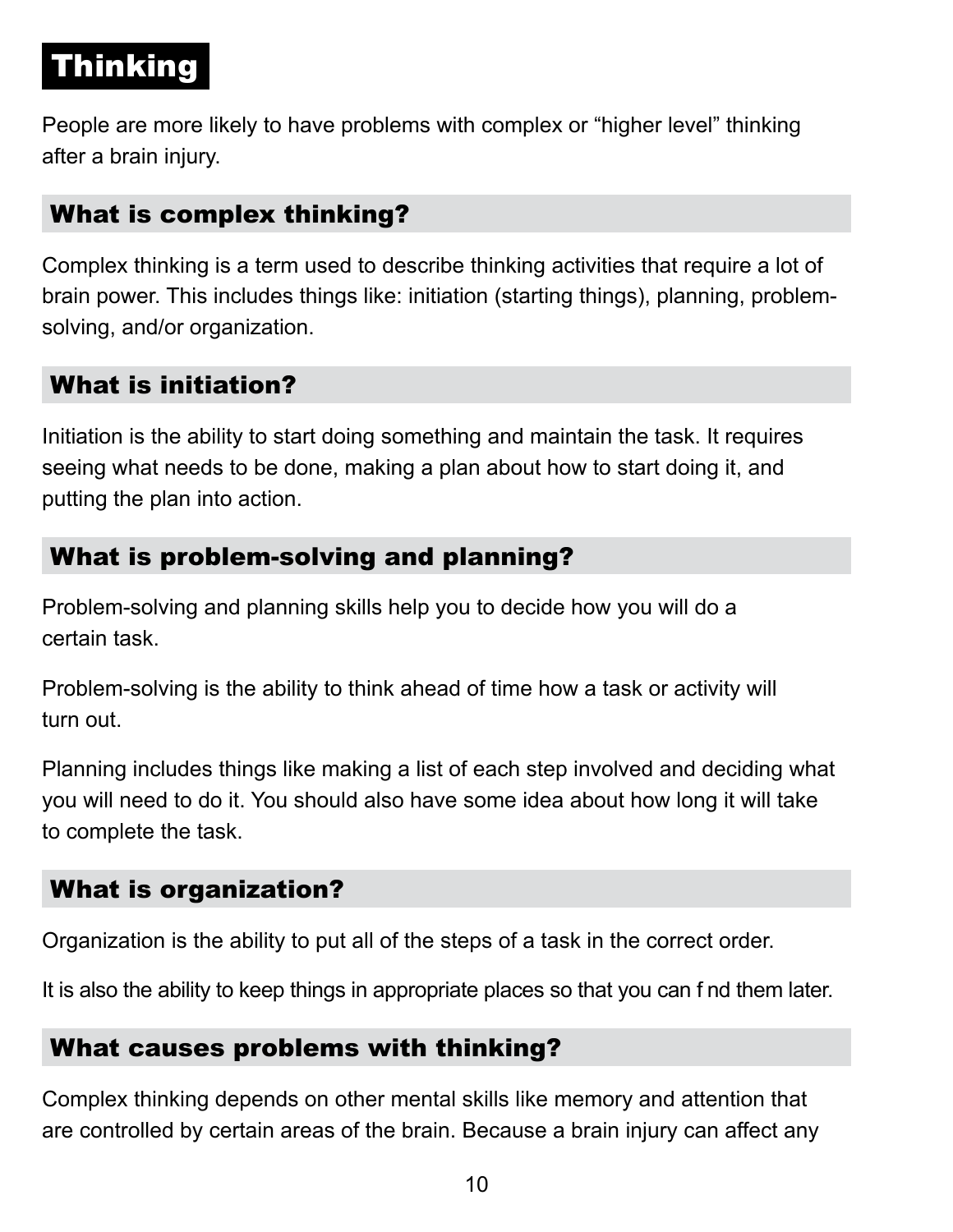# Thinking

People are more likely to have problems with complex or "higher level" thinking after a brain injury.

## What is complex thinking?

Complex thinking is a term used to describe thinking activities that require a lot of brain power. This includes things like: initiation (starting things), planning, problem-solving, and/or organization.

## What is initiation?

Initiation is the ability to start doing something and maintain the task. It requires seeing what needs to be done, making a plan about how to start doing it, and putting the plan into action.

## What is problem-solving and planning?

Problem-solving and planning skills help you to decide how you will do a certain task.

Problem-solving is the ability to think ahead of time how a task or activity will turn out.

Planning includes things like making a list of each step involved and deciding what you will need to do it. You should also have some idea about how long it will take to complete the task.

## What is organization?

Organization is the ability to put all of the steps of a task in the correct order.

It is also the ability to keep things in appropriate places so that you can f nd them later.

## What causes problems with thinking?

Complex thinking depends on other mental skills like memory and attention that are controlled by certain areas of the brain. Because a brain injury can affect any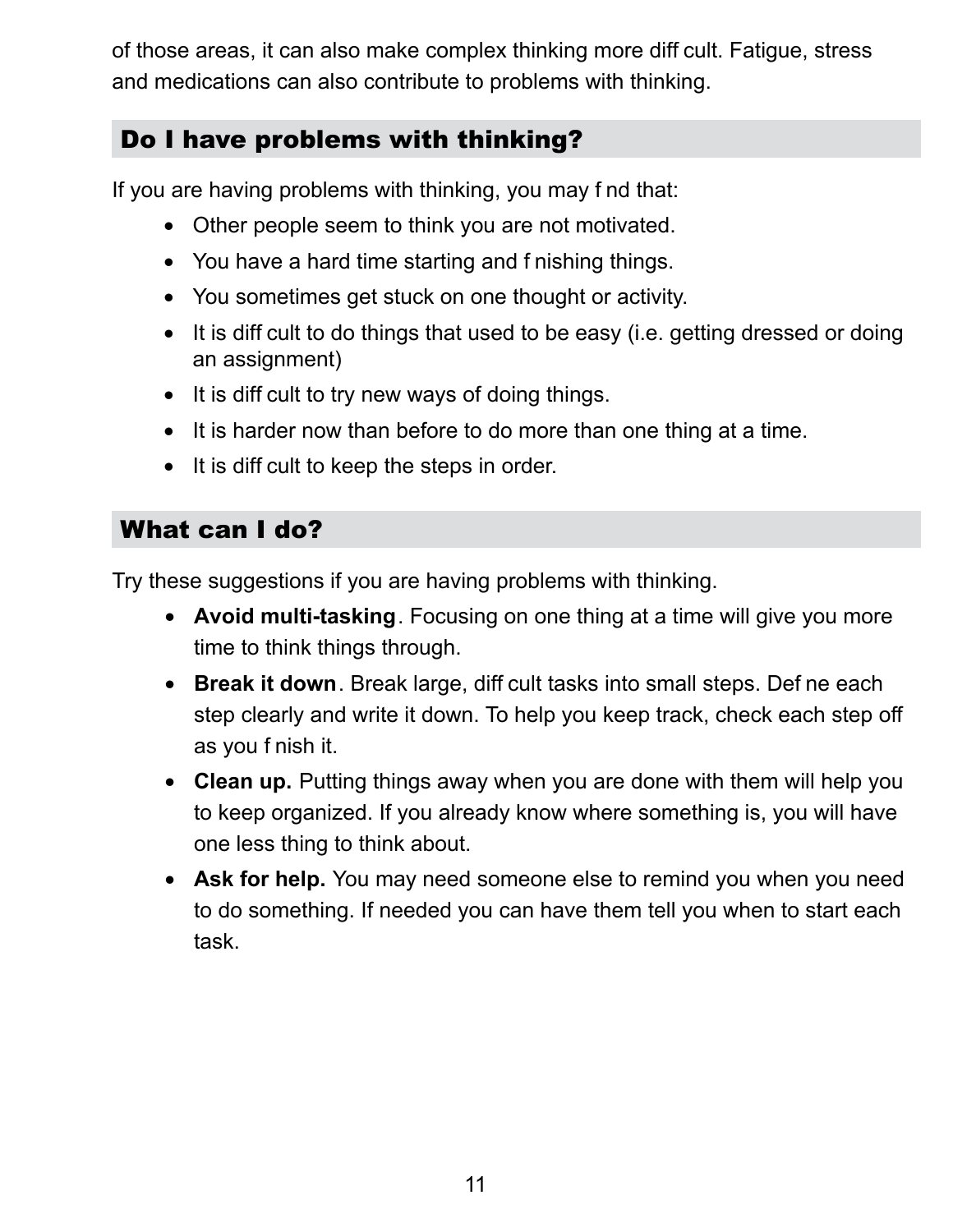of those areas, it can also make complex thinking more difficult. Fatigue, stress and medications can also contribute to problems with thinking.

## Do I have problems with thinking?

If you are having problems with thinking, you may find that:

- Other people seem to think you are not motivated.
- You have a hard time starting and finishing things.
- You sometimes get stuck on one thought or activity.
- It is difficult to do things that used to be easy (i.e. getting dressed or doing an assignment)
- It is difficult to try new ways of doing things.
- It is harder now than before to do more than one thing at a time.
- It is difficult to keep the steps in order.

## What can I do?

Try these suggestions if you are having problems with thinking.

- **Avoid multi-tasking**. Focusing on one thing at a time will give you more time to think things through.
- **Break it down**. Break large, difficult tasks into small steps. Define each step clearly and write it down. To help you keep track, check each step off as you finish it.
- **Clean up.** Putting things away when you are done with them will help you to keep organized. If you already know where something is, you will have one less thing to think about.
- **Ask for help.** You may need someone else to remind you when you need to do something. If needed you can have them tell you when to start each task.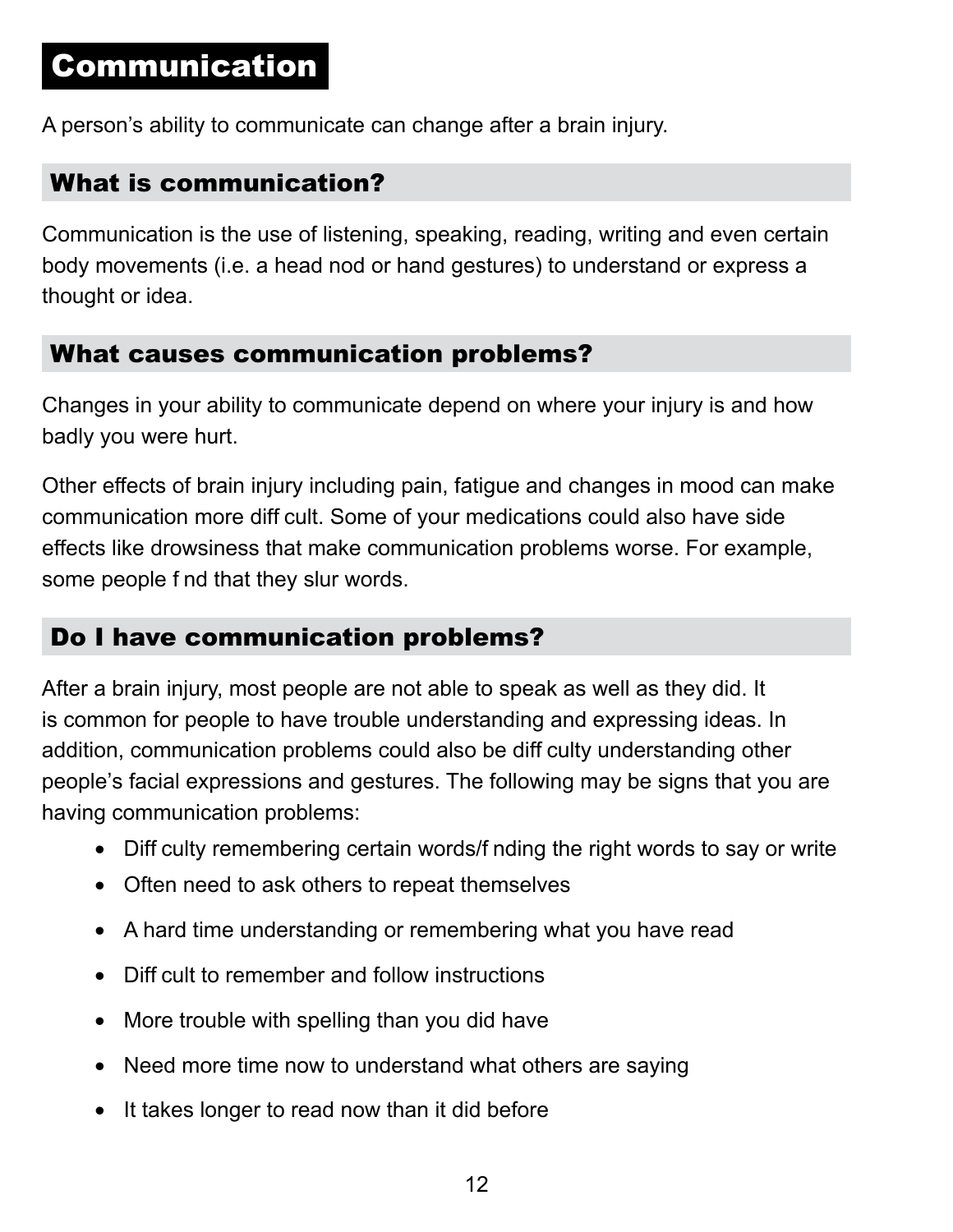# Communication

A person's ability to communicate can change after a brain injury.

## What is communication?

Communication is the use of listening, speaking, reading, writing and even certain body movements (i.e. a head nod or hand gestures) to understand or express a thought or idea.

## What causes communication problems?

Changes in your ability to communicate depend on where your injury is and how badly you were hurt.

Other effects of brain injury including pain, fatigue and changes in mood can make communication more diff cult. Some of your medications could also have side effects like drowsiness that make communication problems worse. For example, some people f nd that they slur words.

## Do I have communication problems?

After a brain injury, most people are not able to speak as well as they did. It is common for people to have trouble understanding and expressing ideas. In addition, communication problems could also be diff culty understanding other people's facial expressions and gestures. The following may be signs that you are having communication problems:

- Diff culty remembering certain words/f nding the right words to say or write
- Often need to ask others to repeat themselves
- A hard time understanding or remembering what you have read
- Diff cult to remember and follow instructions
- More trouble with spelling than you did have
- Need more time now to understand what others are saying
- It takes longer to read now than it did before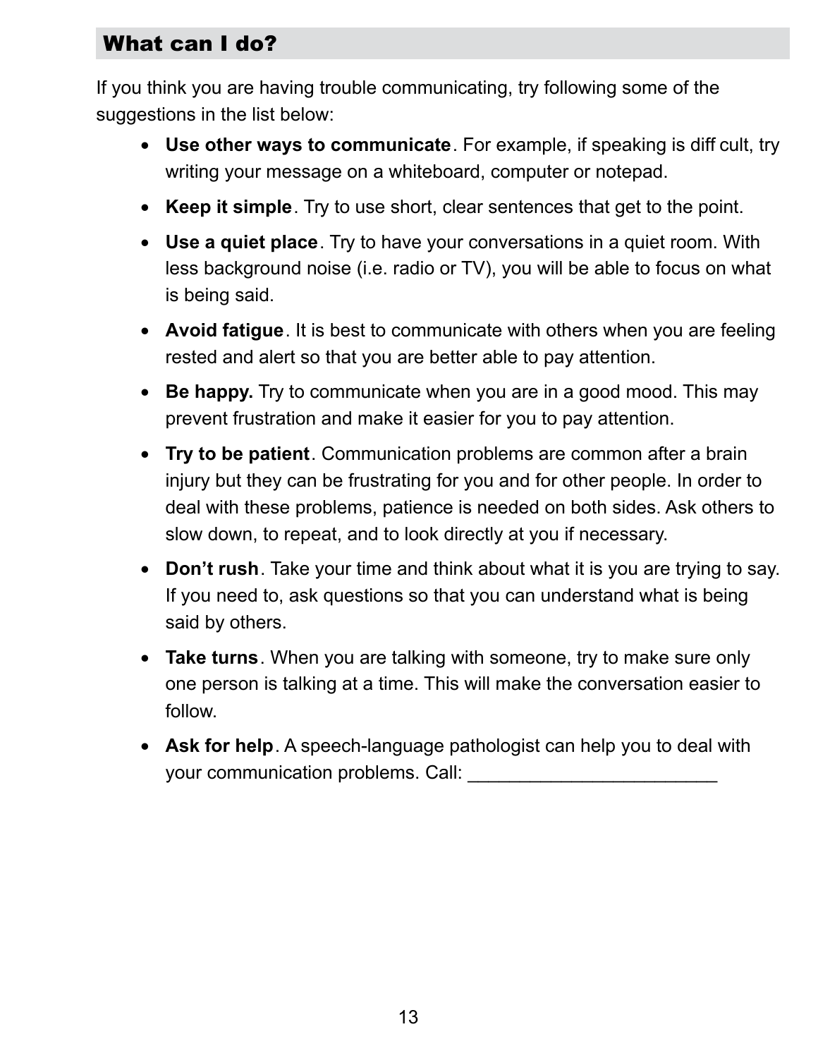## What can I do?

If you think you are having trouble communicating, try following some of the suggestions in the list below:

- **Use other ways to communicate**. For example, if speaking is diff cult, try writing your message on a whiteboard, computer or notepad.
- **Keep it simple**. Try to use short, clear sentences that get to the point.
- **Use a quiet place**. Try to have your conversations in a quiet room. With less background noise (i.e. radio or TV), you will be able to focus on what is being said.
- **Avoid fatigue**. It is best to communicate with others when you are feeling rested and alert so that you are better able to pay attention.
- **Be happy.** Try to communicate when you are in a good mood. This may prevent frustration and make it easier for you to pay attention.
- **Try to be patient**. Communication problems are common after a brain injury but they can be frustrating for you and for other people. In order to deal with these problems, patience is needed on both sides. Ask others to slow down, to repeat, and to look directly at you if necessary.
- **Don't rush**. Take your time and think about what it is you are trying to say. If you need to, ask questions so that you can understand what is being said by others.
- **Take turns**. When you are talking with someone, try to make sure only one person is talking at a time. This will make the conversation easier to follow.
- **Ask for help**. A speech-language pathologist can help you to deal with your communication problems. Call: ________________________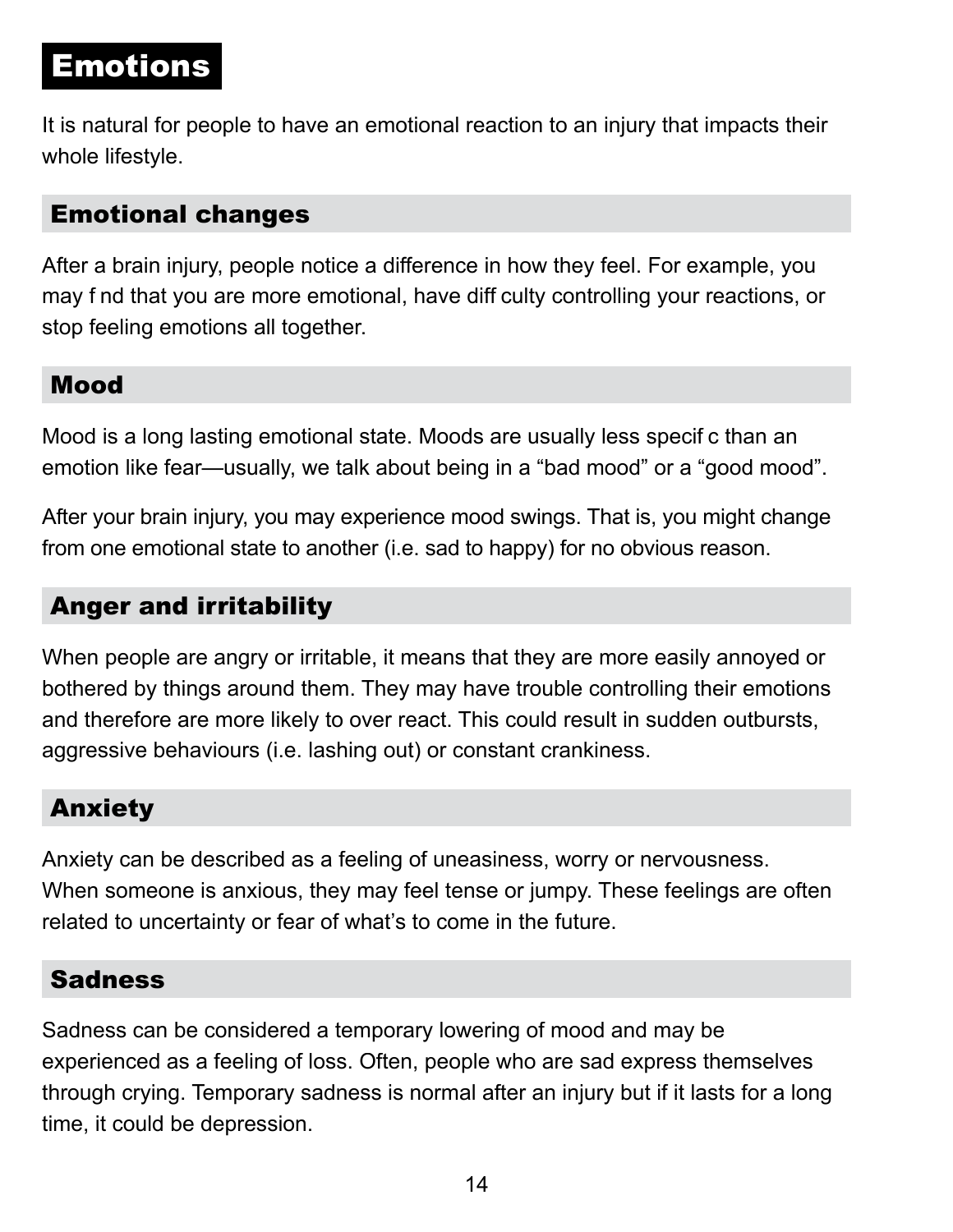# Emotions

It is natural for people to have an emotional reaction to an injury that impacts their whole lifestyle.

## Emotional changes

After a brain injury, people notice a difference in how they feel. For example, you may find that you are more emotional, have difficulty controlling your reactions, or stop feeling emotions all together.

## Mood

Mood is a long lasting emotional state. Moods are usually less specific than an emotion like fear—usually, we talk about being in a “bad mood” or a “good mood”.

After your brain injury, you may experience mood swings. That is, you might change from one emotional state to another (i.e. sad to happy) for no obvious reason.

## Anger and irritability

When people are angry or irritable, it means that they are more easily annoyed or bothered by things around them. They may have trouble controlling their emotions and therefore are more likely to over react. This could result in sudden outbursts, aggressive behaviours (i.e. lashing out) or constant crankiness.

## Anxiety

Anxiety can be described as a feeling of uneasiness, worry or nervousness. When someone is anxious, they may feel tense or jumpy. These feelings are often related to uncertainty or fear of what’s to come in the future.

## Sadness

Sadness can be considered a temporary lowering of mood and may be experienced as a feeling of loss. Often, people who are sad express themselves through crying. Temporary sadness is normal after an injury but if it lasts for a long time, it could be depression.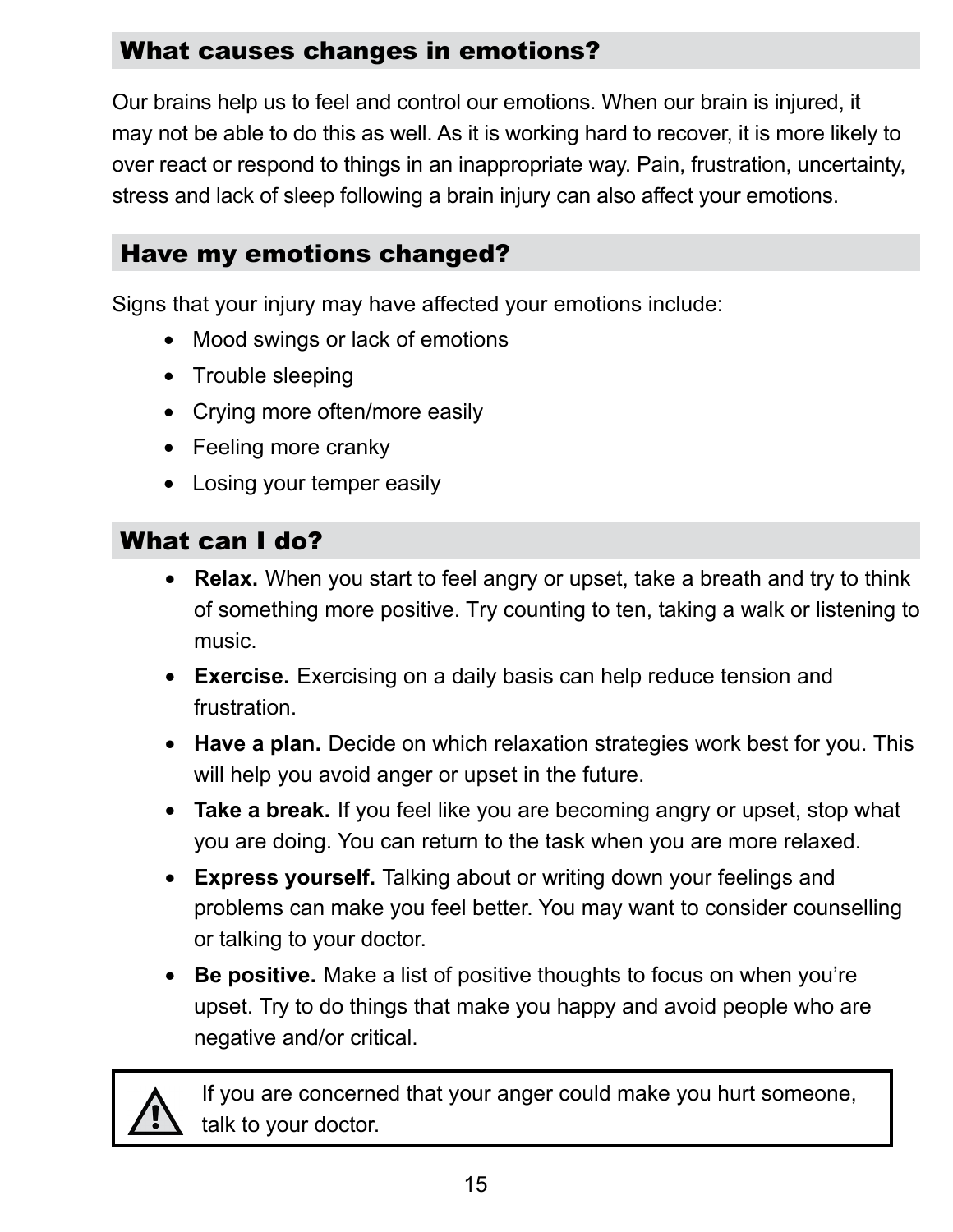## What causes changes in emotions?

Our brains help us to feel and control our emotions. When our brain is injured, it may not be able to do this as well. As it is working hard to recover, it is more likely to over react or respond to things in an inappropriate way. Pain, frustration, uncertainty, stress and lack of sleep following a brain injury can also affect your emotions.

## Have my emotions changed?

Signs that your injury may have affected your emotions include:

- Mood swings or lack of emotions
- Trouble sleeping
- Crying more often/more easily
- Feeling more cranky
- Losing your temper easily

## What can I do?

- **Relax.** When you start to feel angry or upset, take a breath and try to think of something more positive. Try counting to ten, taking a walk or listening to music.
- **Exercise.** Exercising on a daily basis can help reduce tension and frustration.
- **Have a plan.** Decide on which relaxation strategies work best for you. This will help you avoid anger or upset in the future.
- **Take a break.** If you feel like you are becoming angry or upset, stop what you are doing. You can return to the task when you are more relaxed.
- **Express yourself.** Talking about or writing down your feelings and problems can make you feel better. You may want to consider counselling or talking to your doctor.
- **Be positive.** Make a list of positive thoughts to focus on when you're upset. Try to do things that make you happy and avoid people who are negative and/or critical.

> ⚠ If you are concerned that your anger could make you hurt someone, talk to your doctor.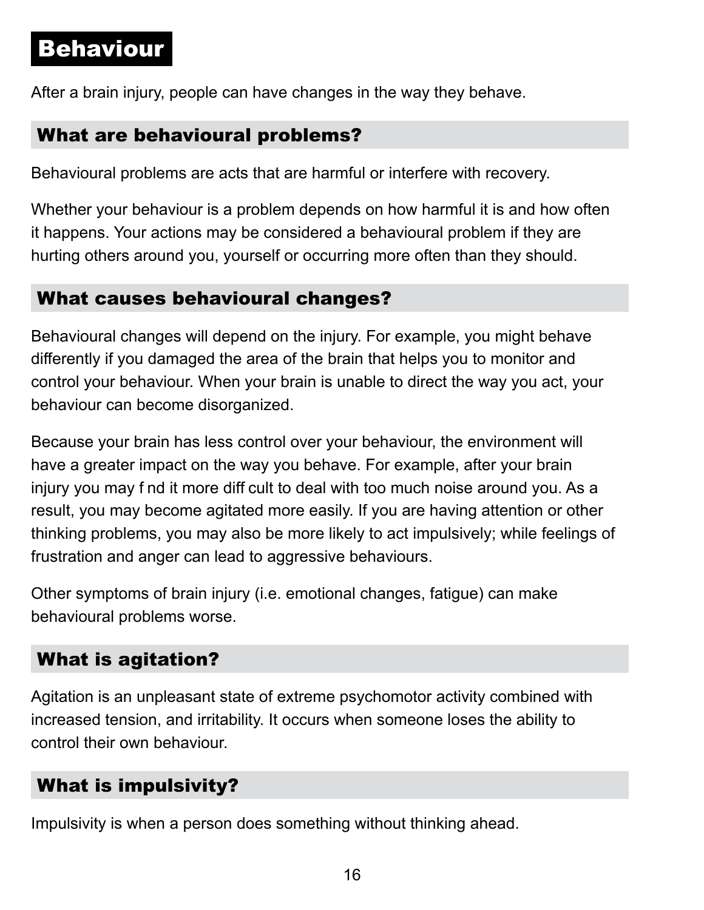# Behaviour

After a brain injury, people can have changes in the way they behave.

## What are behavioural problems?

Behavioural problems are acts that are harmful or interfere with recovery.

Whether your behaviour is a problem depends on how harmful it is and how often it happens. Your actions may be considered a behavioural problem if they are hurting others around you, yourself or occurring more often than they should.

## What causes behavioural changes?

Behavioural changes will depend on the injury. For example, you might behave differently if you damaged the area of the brain that helps you to monitor and control your behaviour. When your brain is unable to direct the way you act, your behaviour can become disorganized.

Because your brain has less control over your behaviour, the environment will have a greater impact on the way you behave. For example, after your brain injury you may f nd it more diff cult to deal with too much noise around you. As a result, you may become agitated more easily. If you are having attention or other thinking problems, you may also be more likely to act impulsively; while feelings of frustration and anger can lead to aggressive behaviours.

Other symptoms of brain injury (i.e. emotional changes, fatigue) can make behavioural problems worse.

## What is agitation?

Agitation is an unpleasant state of extreme psychomotor activity combined with increased tension, and irritability. It occurs when someone loses the ability to control their own behaviour.

## What is impulsivity?

Impulsivity is when a person does something without thinking ahead.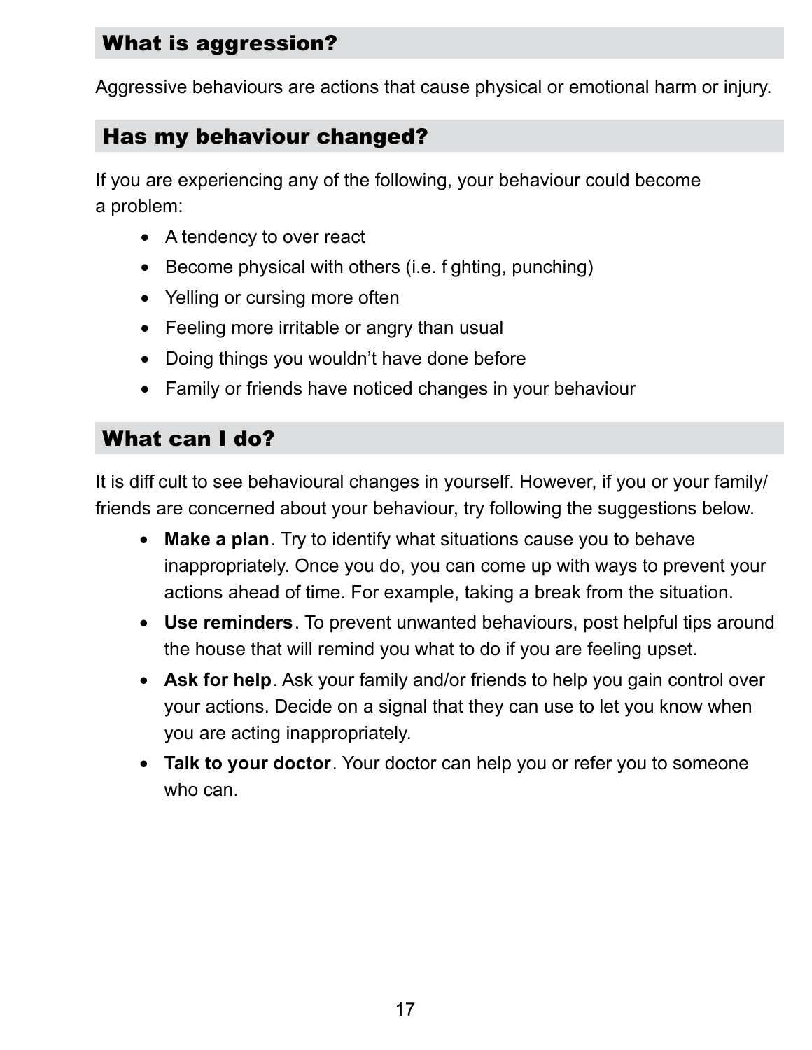## What is aggression?

Aggressive behaviours are actions that cause physical or emotional harm or injury.

## Has my behaviour changed?

If you are experiencing any of the following, your behaviour could become a problem:

- A tendency to over react
- Become physical with others (i.e. f ghting, punching)
- Yelling or cursing more often
- Feeling more irritable or angry than usual
- Doing things you wouldn't have done before
- Family or friends have noticed changes in your behaviour

## What can I do?

It is diff cult to see behavioural changes in yourself. However, if you or your family/ friends are concerned about your behaviour, try following the suggestions below.

- **Make a plan**. Try to identify what situations cause you to behave inappropriately. Once you do, you can come up with ways to prevent your actions ahead of time. For example, taking a break from the situation.
- **Use reminders**. To prevent unwanted behaviours, post helpful tips around the house that will remind you what to do if you are feeling upset.
- **Ask for help**. Ask your family and/or friends to help you gain control over your actions. Decide on a signal that they can use to let you know when you are acting inappropriately.
- **Talk to your doctor**. Your doctor can help you or refer you to someone who can.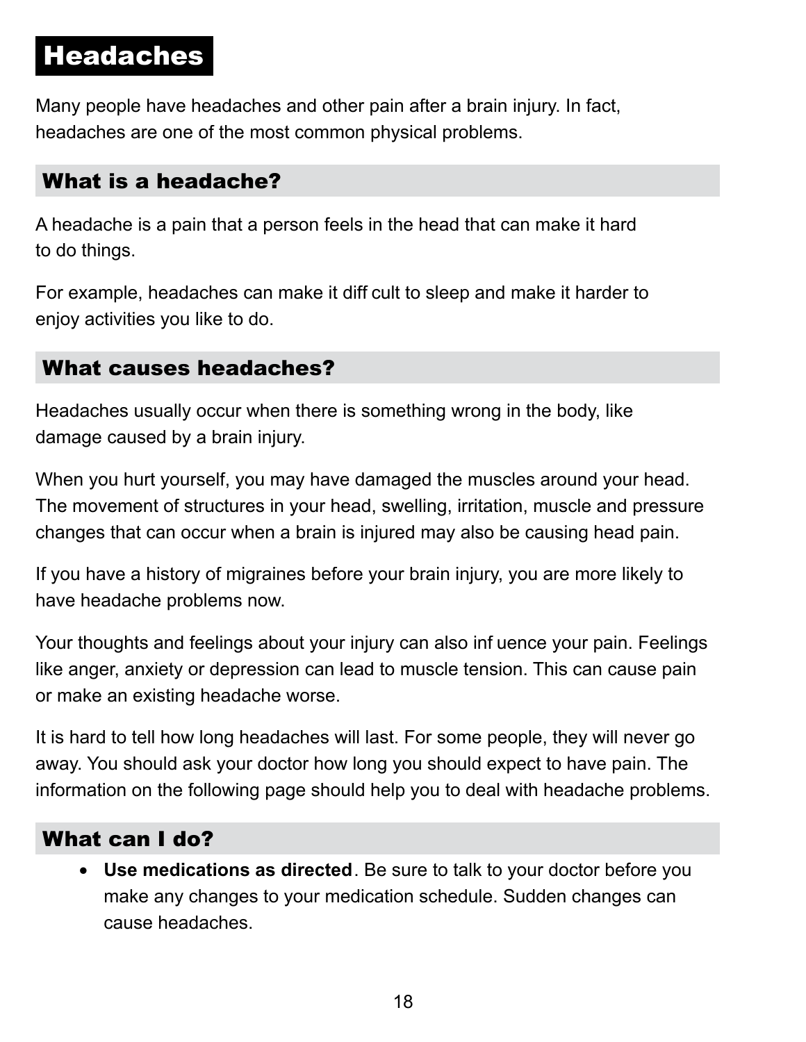# Headaches

Many people have headaches and other pain after a brain injury. In fact, headaches are one of the most common physical problems.

## What is a headache?

A headache is a pain that a person feels in the head that can make it hard to do things.

For example, headaches can make it diff cult to sleep and make it harder to enjoy activities you like to do.

## What causes headaches?

Headaches usually occur when there is something wrong in the body, like damage caused by a brain injury.

When you hurt yourself, you may have damaged the muscles around your head. The movement of structures in your head, swelling, irritation, muscle and pressure changes that can occur when a brain is injured may also be causing head pain.

If you have a history of migraines before your brain injury, you are more likely to have headache problems now.

Your thoughts and feelings about your injury can also inf uence your pain. Feelings like anger, anxiety or depression can lead to muscle tension. This can cause pain or make an existing headache worse.

It is hard to tell how long headaches will last. For some people, they will never go away. You should ask your doctor how long you should expect to have pain. The information on the following page should help you to deal with headache problems.

## What can I do?

- **Use medications as directed**. Be sure to talk to your doctor before you make any changes to your medication schedule. Sudden changes can cause headaches.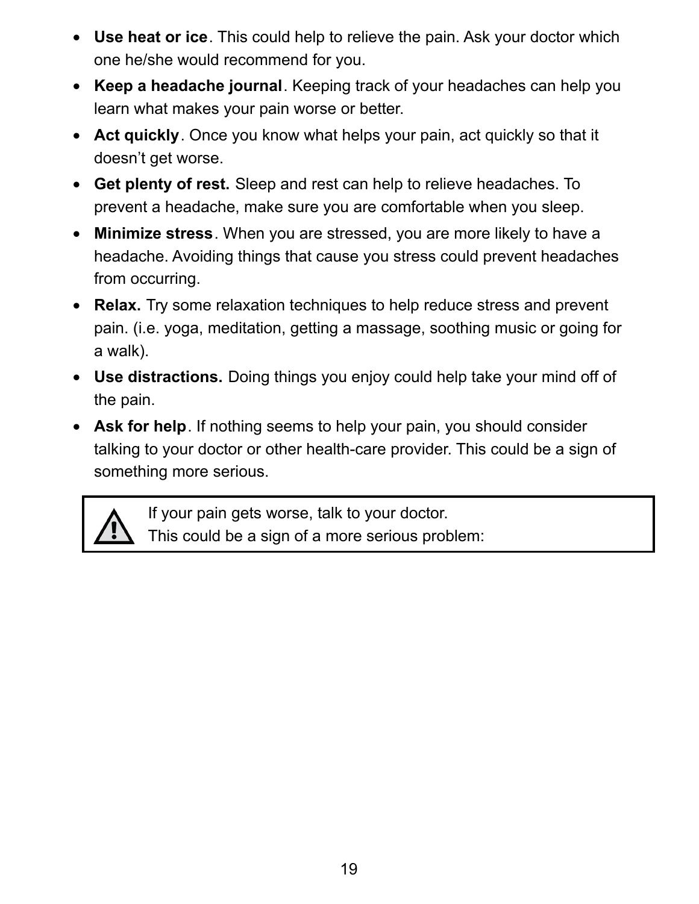- **Use heat or ice**. This could help to relieve the pain. Ask your doctor which one he/she would recommend for you.
- **Keep a headache journal**. Keeping track of your headaches can help you learn what makes your pain worse or better.
- **Act quickly**. Once you know what helps your pain, act quickly so that it doesn't get worse.
- **Get plenty of rest.** Sleep and rest can help to relieve headaches. To prevent a headache, make sure you are comfortable when you sleep.
- **Minimize stress**. When you are stressed, you are more likely to have a headache. Avoiding things that cause you stress could prevent headaches from occurring.
- **Relax.** Try some relaxation techniques to help reduce stress and prevent pain. (i.e. yoga, meditation, getting a massage, soothing music or going for a walk).
- **Use distractions.** Doing things you enjoy could help take your mind off of the pain.
- **Ask for help**. If nothing seems to help your pain, you should consider talking to your doctor or other health-care provider. This could be a sign of something more serious.

> ⚠ If your pain gets worse, talk to your doctor.
> This could be a sign of a more serious problem: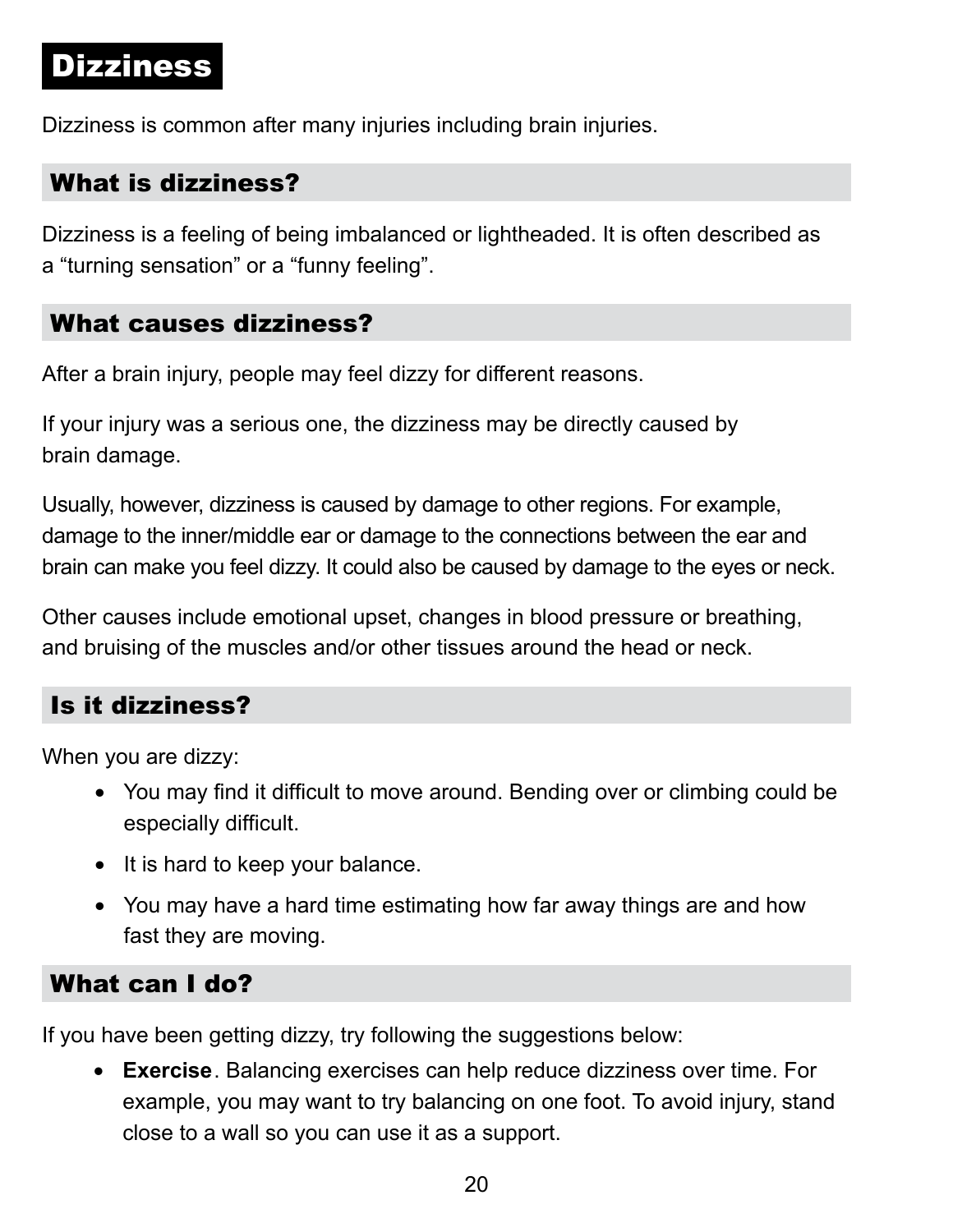# Dizziness

Dizziness is common after many injuries including brain injuries.

## What is dizziness?

Dizziness is a feeling of being imbalanced or lightheaded. It is often described as a “turning sensation” or a “funny feeling”.

## What causes dizziness?

After a brain injury, people may feel dizzy for different reasons.

If your injury was a serious one, the dizziness may be directly caused by brain damage.

Usually, however, dizziness is caused by damage to other regions. For example, damage to the inner/middle ear or damage to the connections between the ear and brain can make you feel dizzy. It could also be caused by damage to the eyes or neck.

Other causes include emotional upset, changes in blood pressure or breathing, and bruising of the muscles and/or other tissues around the head or neck.

## Is it dizziness?

When you are dizzy:

- You may find it difficult to move around. Bending over or climbing could be especially difficult.
- It is hard to keep your balance.
- You may have a hard time estimating how far away things are and how fast they are moving.

## What can I do?

If you have been getting dizzy, try following the suggestions below:

- **Exercise**. Balancing exercises can help reduce dizziness over time. For example, you may want to try balancing on one foot. To avoid injury, stand close to a wall so you can use it as a support.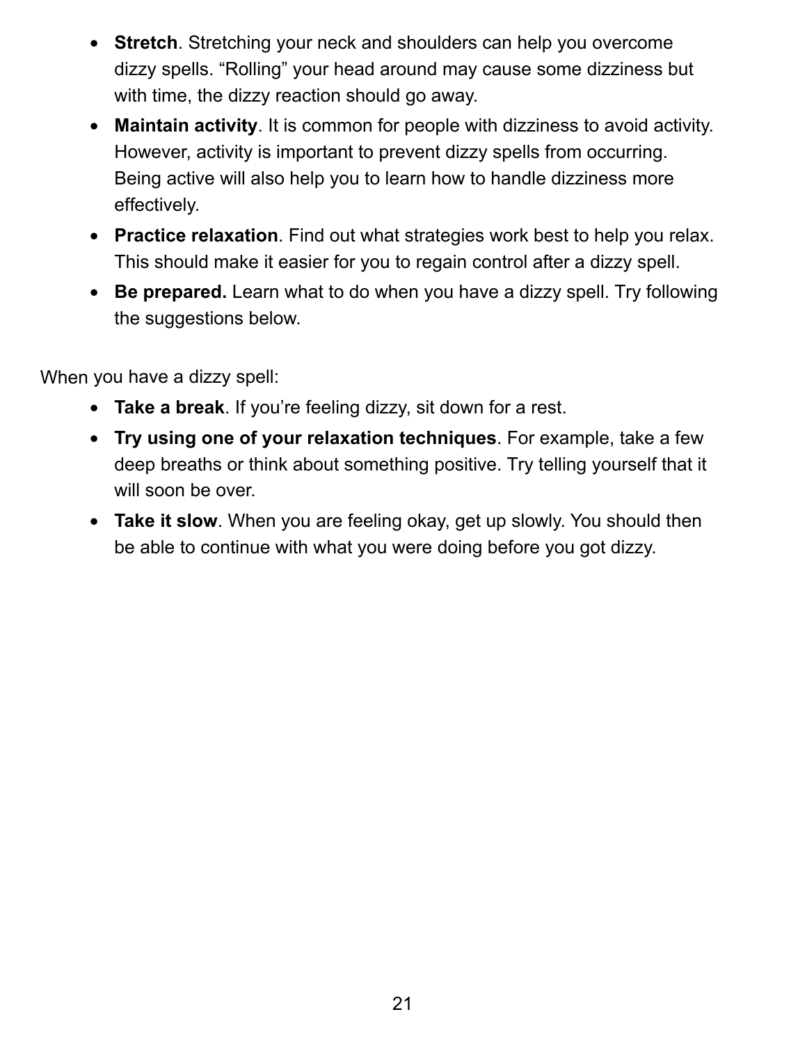- **Stretch**. Stretching your neck and shoulders can help you overcome dizzy spells. “Rolling” your head around may cause some dizziness but with time, the dizzy reaction should go away.
- **Maintain activity**. It is common for people with dizziness to avoid activity. However, activity is important to prevent dizzy spells from occurring. Being active will also help you to learn how to handle dizziness more effectively.
- **Practice relaxation**. Find out what strategies work best to help you relax. This should make it easier for you to regain control after a dizzy spell.
- **Be prepared.** Learn what to do when you have a dizzy spell. Try following the suggestions below.

When you have a dizzy spell:

- **Take a break**. If you’re feeling dizzy, sit down for a rest.
- **Try using one of your relaxation techniques**. For example, take a few deep breaths or think about something positive. Try telling yourself that it will soon be over.
- **Take it slow**. When you are feeling okay, get up slowly. You should then be able to continue with what you were doing before you got dizzy.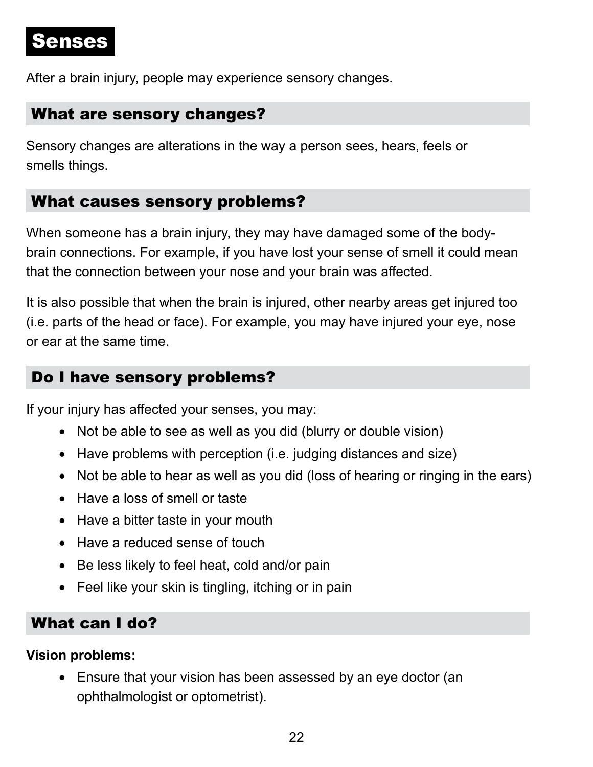# Senses

After a brain injury, people may experience sensory changes.

## What are sensory changes?

Sensory changes are alterations in the way a person sees, hears, feels or smells things.

## What causes sensory problems?

When someone has a brain injury, they may have damaged some of the body-brain connections. For example, if you have lost your sense of smell it could mean that the connection between your nose and your brain was affected.

It is also possible that when the brain is injured, other nearby areas get injured too (i.e. parts of the head or face). For example, you may have injured your eye, nose or ear at the same time.

## Do I have sensory problems?

If your injury has affected your senses, you may:

- Not be able to see as well as you did (blurry or double vision)
- Have problems with perception (i.e. judging distances and size)
- Not be able to hear as well as you did (loss of hearing or ringing in the ears)
- Have a loss of smell or taste
- Have a bitter taste in your mouth
- Have a reduced sense of touch
- Be less likely to feel heat, cold and/or pain
- Feel like your skin is tingling, itching or in pain

## What can I do?

**Vision problems:**

- Ensure that your vision has been assessed by an eye doctor (an ophthalmologist or optometrist).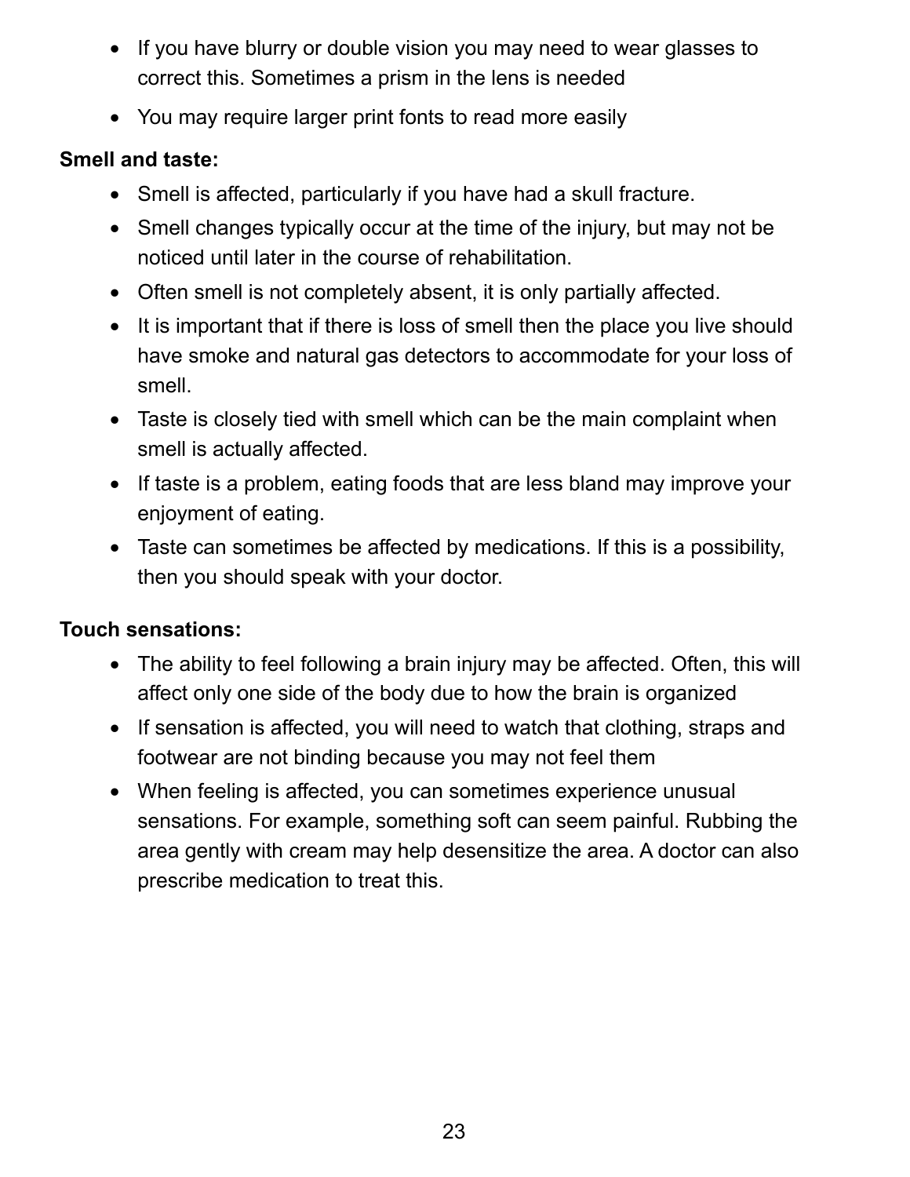- If you have blurry or double vision you may need to wear glasses to correct this. Sometimes a prism in the lens is needed
- You may require larger print fonts to read more easily

**Smell and taste:**

- Smell is affected, particularly if you have had a skull fracture.
- Smell changes typically occur at the time of the injury, but may not be noticed until later in the course of rehabilitation.
- Often smell is not completely absent, it is only partially affected.
- It is important that if there is loss of smell then the place you live should have smoke and natural gas detectors to accommodate for your loss of smell.
- Taste is closely tied with smell which can be the main complaint when smell is actually affected.
- If taste is a problem, eating foods that are less bland may improve your enjoyment of eating.
- Taste can sometimes be affected by medications. If this is a possibility, then you should speak with your doctor.

**Touch sensations:**

- The ability to feel following a brain injury may be affected. Often, this will affect only one side of the body due to how the brain is organized
- If sensation is affected, you will need to watch that clothing, straps and footwear are not binding because you may not feel them
- When feeling is affected, you can sometimes experience unusual sensations. For example, something soft can seem painful. Rubbing the area gently with cream may help desensitize the area. A doctor can also prescribe medication to treat this.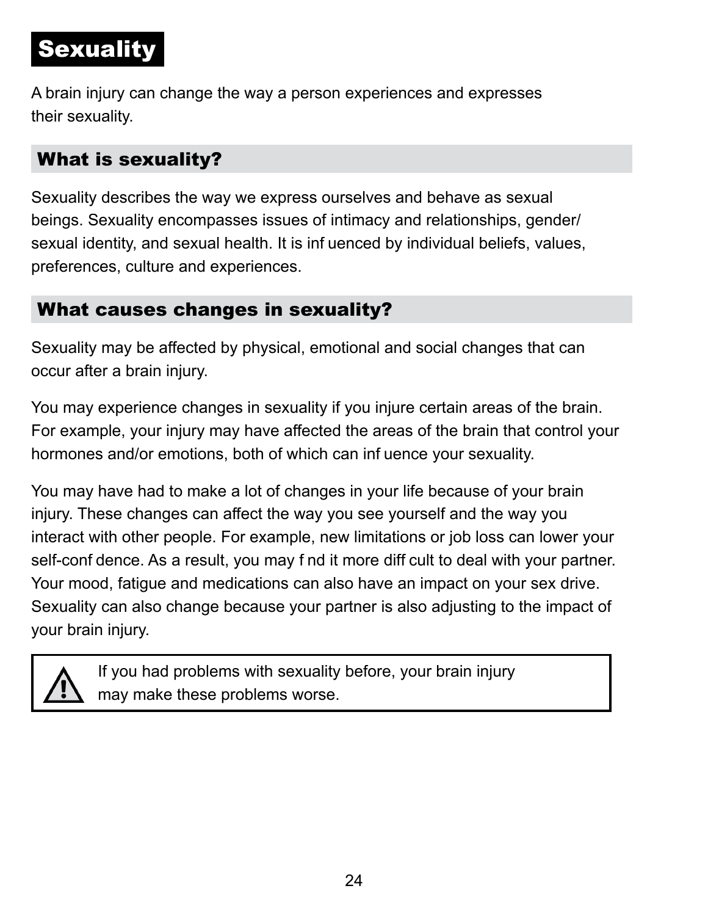# Sexuality

A brain injury can change the way a person experiences and expresses their sexuality.

## What is sexuality?

Sexuality describes the way we express ourselves and behave as sexual beings. Sexuality encompasses issues of intimacy and relationships, gender/sexual identity, and sexual health. It is influenced by individual beliefs, values, preferences, culture and experiences.

## What causes changes in sexuality?

Sexuality may be affected by physical, emotional and social changes that can occur after a brain injury.

You may experience changes in sexuality if you injure certain areas of the brain. For example, your injury may have affected the areas of the brain that control your hormones and/or emotions, both of which can influence your sexuality.

You may have had to make a lot of changes in your life because of your brain injury. These changes can affect the way you see yourself and the way you interact with other people. For example, new limitations or job loss can lower your self-confidence. As a result, you may find it more difficult to deal with your partner. Your mood, fatigue and medications can also have an impact on your sex drive. Sexuality can also change because your partner is also adjusting to the impact of your brain injury.

> ⚠ If you had problems with sexuality before, your brain injury may make these problems worse.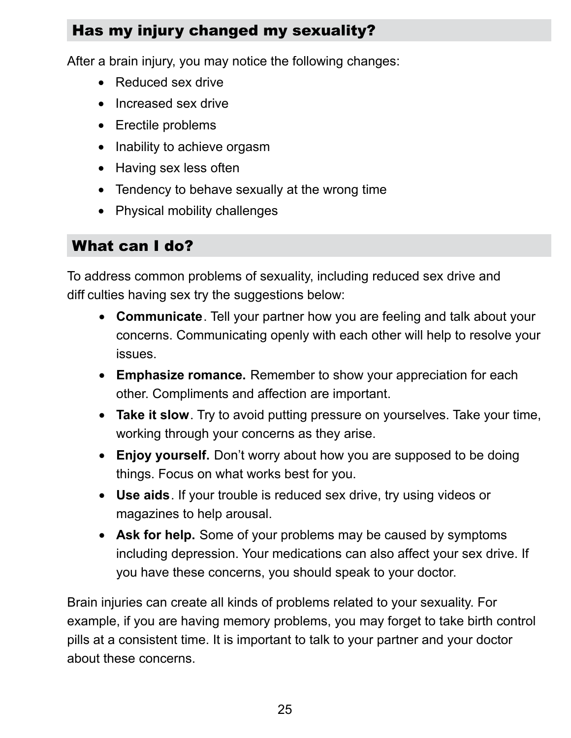## Has my injury changed my sexuality?

After a brain injury, you may notice the following changes:

- Reduced sex drive
- Increased sex drive
- Erectile problems
- Inability to achieve orgasm
- Having sex less often
- Tendency to behave sexually at the wrong time
- Physical mobility challenges

## What can I do?

To address common problems of sexuality, including reduced sex drive and diff culties having sex try the suggestions below:

- **Communicate**. Tell your partner how you are feeling and talk about your concerns. Communicating openly with each other will help to resolve your issues.
- **Emphasize romance.** Remember to show your appreciation for each other. Compliments and affection are important.
- **Take it slow**. Try to avoid putting pressure on yourselves. Take your time, working through your concerns as they arise.
- **Enjoy yourself.** Don't worry about how you are supposed to be doing things. Focus on what works best for you.
- **Use aids**. If your trouble is reduced sex drive, try using videos or magazines to help arousal.
- **Ask for help.** Some of your problems may be caused by symptoms including depression. Your medications can also affect your sex drive. If you have these concerns, you should speak to your doctor.

Brain injuries can create all kinds of problems related to your sexuality. For example, if you are having memory problems, you may forget to take birth control pills at a consistent time. It is important to talk to your partner and your doctor about these concerns.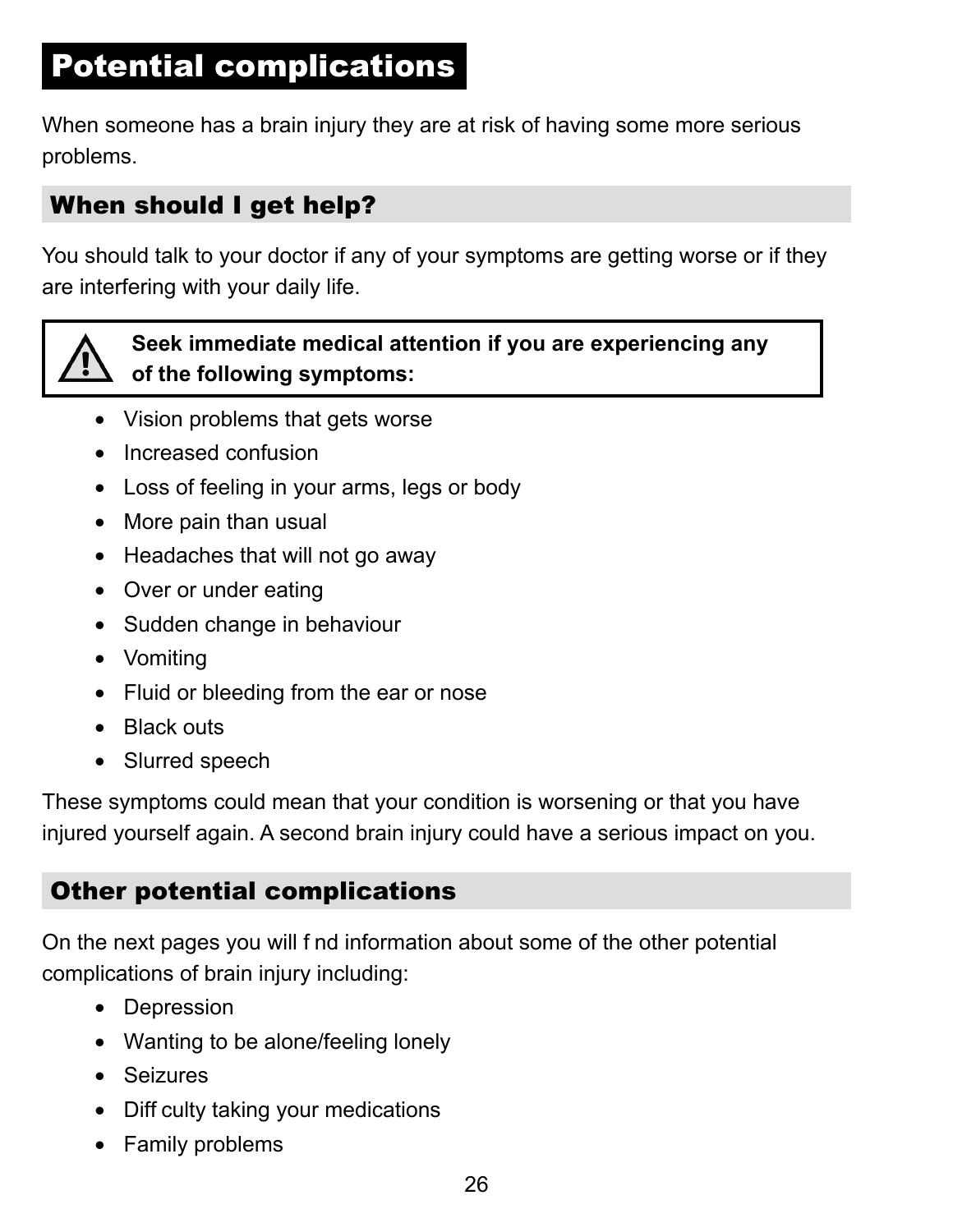# Potential complications

When someone has a brain injury they are at risk of having some more serious problems.

## When should I get help?

You should talk to your doctor if any of your symptoms are getting worse or if they are interfering with your daily life.

**Seek immediate medical attention if you are experiencing any of the following symptoms:**

- Vision problems that gets worse
- Increased confusion
- Loss of feeling in your arms, legs or body
- More pain than usual
- Headaches that will not go away
- Over or under eating
- Sudden change in behaviour
- Vomiting
- Fluid or bleeding from the ear or nose
- Black outs
- Slurred speech

These symptoms could mean that your condition is worsening or that you have injured yourself again. A second brain injury could have a serious impact on you.

## Other potential complications

On the next pages you will f nd information about some of the other potential complications of brain injury including:

- Depression
- Wanting to be alone/feeling lonely
- Seizures
- Diff culty taking your medications
- Family problems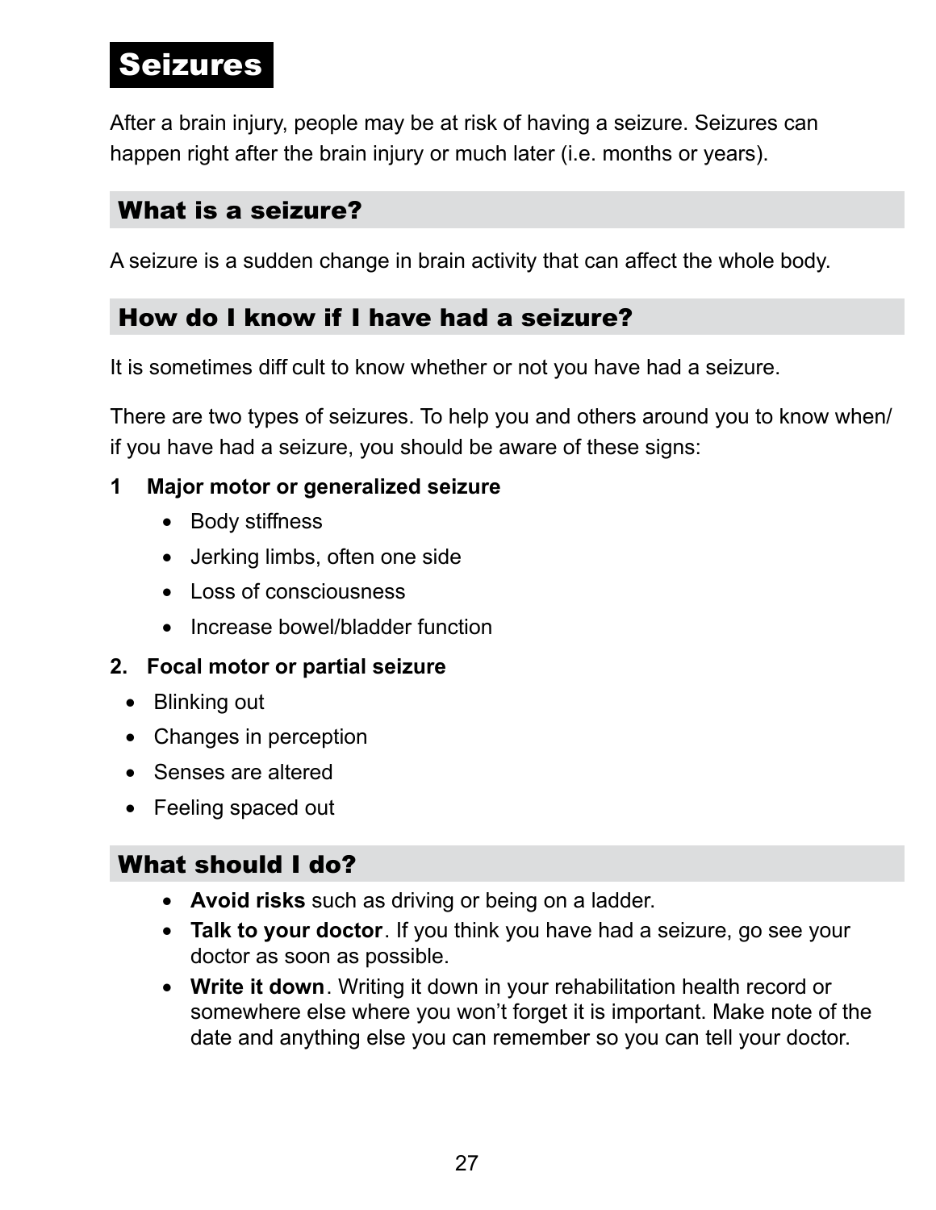# Seizures

After a brain injury, people may be at risk of having a seizure. Seizures can happen right after the brain injury or much later (i.e. months or years).

## What is a seizure?

A seizure is a sudden change in brain activity that can affect the whole body.

## How do I know if I have had a seizure?

It is sometimes diff cult to know whether or not you have had a seizure.

There are two types of seizures. To help you and others around you to know when/ if you have had a seizure, you should be aware of these signs:

**1 Major motor or generalized seizure**

- Body stiffness
- Jerking limbs, often one side
- Loss of consciousness
- Increase bowel/bladder function

**2. Focal motor or partial seizure**

- Blinking out
- Changes in perception
- Senses are altered
- Feeling spaced out

## What should I do?

- **Avoid risks** such as driving or being on a ladder.
- **Talk to your doctor**. If you think you have had a seizure, go see your doctor as soon as possible.
- **Write it down**. Writing it down in your rehabilitation health record or somewhere else where you won't forget it is important. Make note of the date and anything else you can remember so you can tell your doctor.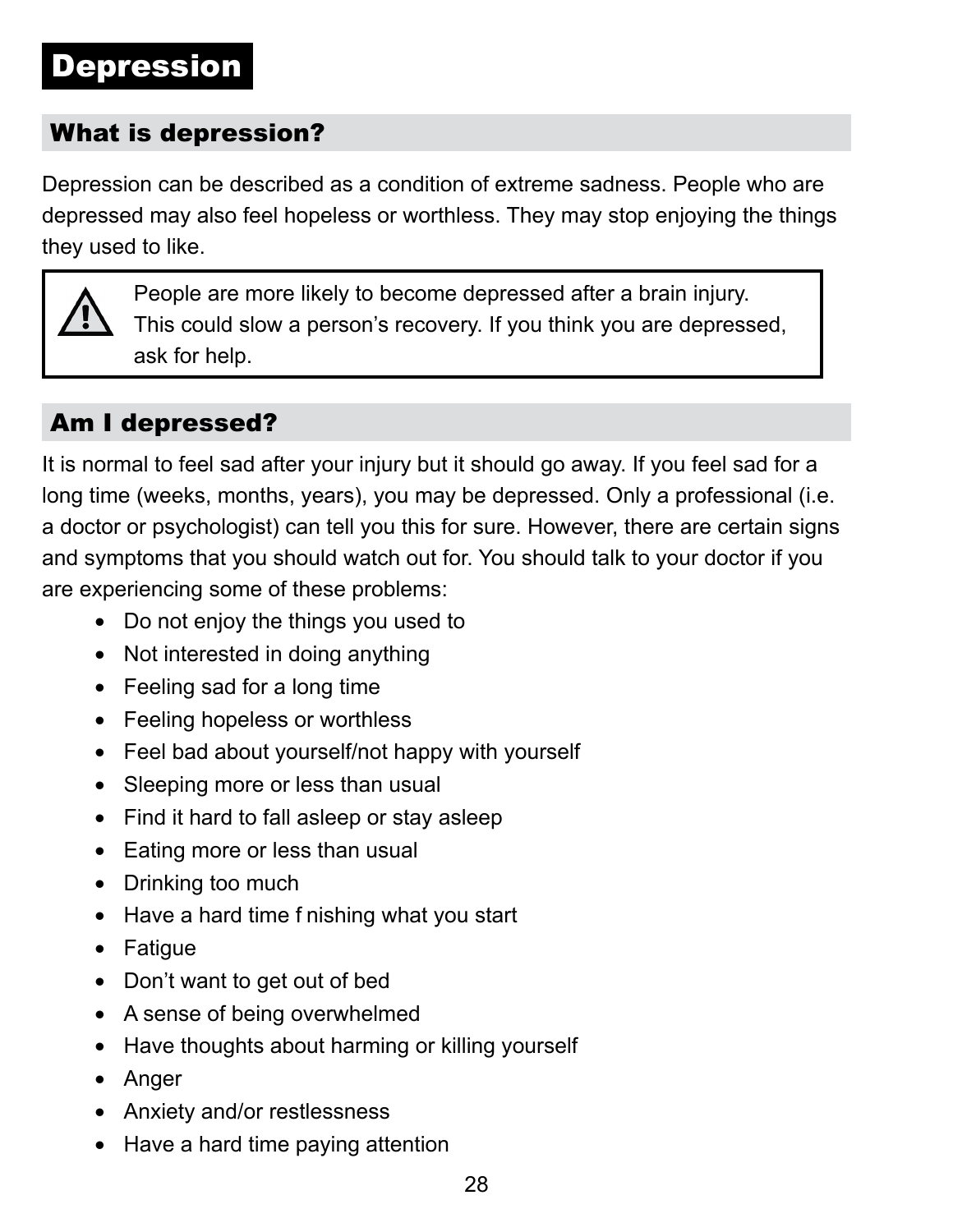# Depression

## What is depression?

Depression can be described as a condition of extreme sadness. People who are depressed may also feel hopeless or worthless. They may stop enjoying the things they used to like.

> ⚠ People are more likely to become depressed after a brain injury. This could slow a person's recovery. If you think you are depressed, ask for help.

## Am I depressed?

It is normal to feel sad after your injury but it should go away. If you feel sad for a long time (weeks, months, years), you may be depressed. Only a professional (i.e. a doctor or psychologist) can tell you this for sure. However, there are certain signs and symptoms that you should watch out for. You should talk to your doctor if you are experiencing some of these problems:

- Do not enjoy the things you used to
- Not interested in doing anything
- Feeling sad for a long time
- Feeling hopeless or worthless
- Feel bad about yourself/not happy with yourself
- Sleeping more or less than usual
- Find it hard to fall asleep or stay asleep
- Eating more or less than usual
- Drinking too much
- Have a hard time f nishing what you start
- Fatigue
- Don't want to get out of bed
- A sense of being overwhelmed
- Have thoughts about harming or killing yourself
- Anger
- Anxiety and/or restlessness
- Have a hard time paying attention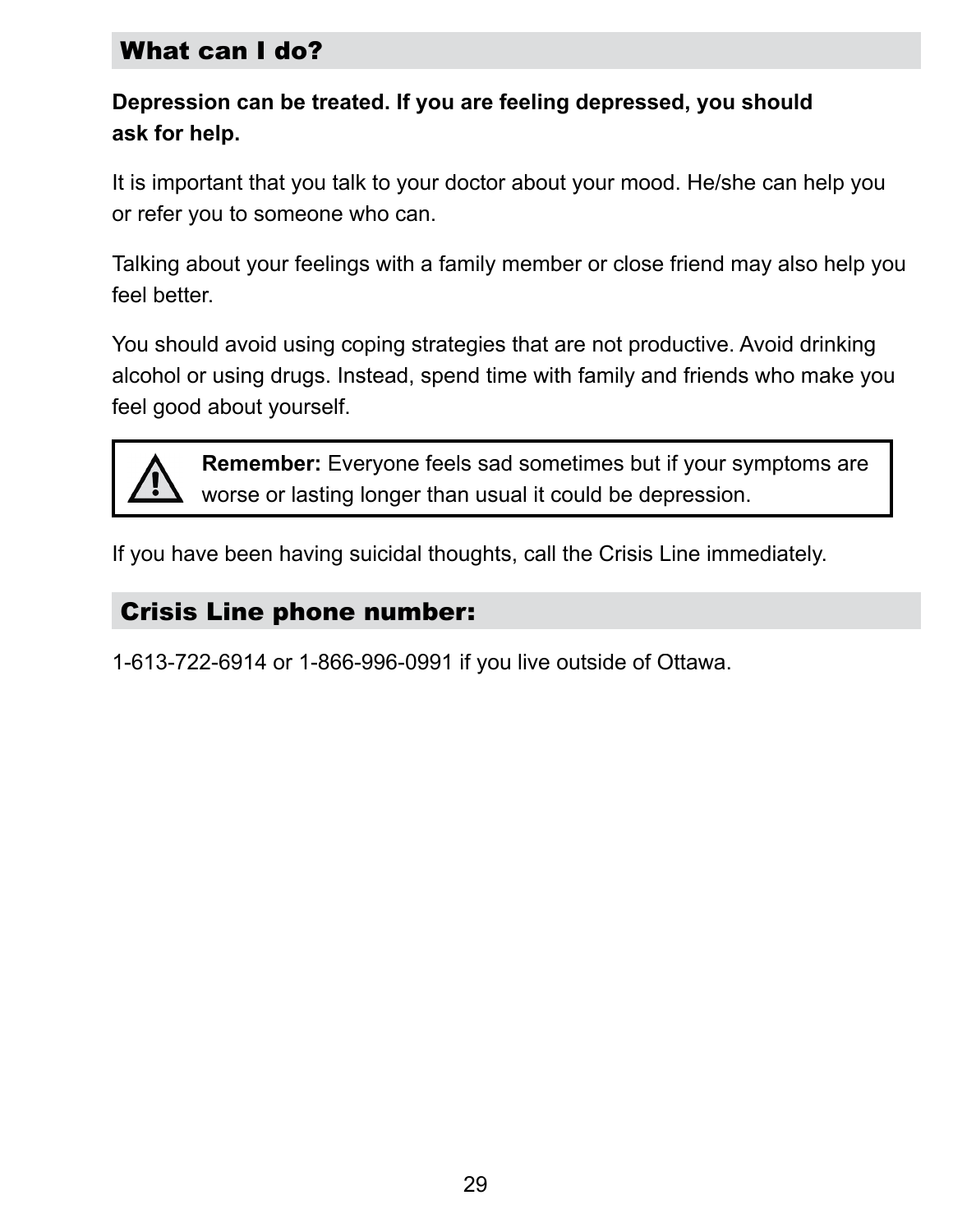## What can I do?

**Depression can be treated. If you are feeling depressed, you should ask for help.**

It is important that you talk to your doctor about your mood. He/she can help you or refer you to someone who can.

Talking about your feelings with a family member or close friend may also help you feel better.

You should avoid using coping strategies that are not productive. Avoid drinking alcohol or using drugs. Instead, spend time with family and friends who make you feel good about yourself.

> **Remember:** Everyone feels sad sometimes but if your symptoms are worse or lasting longer than usual it could be depression.

If you have been having suicidal thoughts, call the Crisis Line immediately.

## Crisis Line phone number:

1-613-722-6914 or 1-866-996-0991 if you live outside of Ottawa.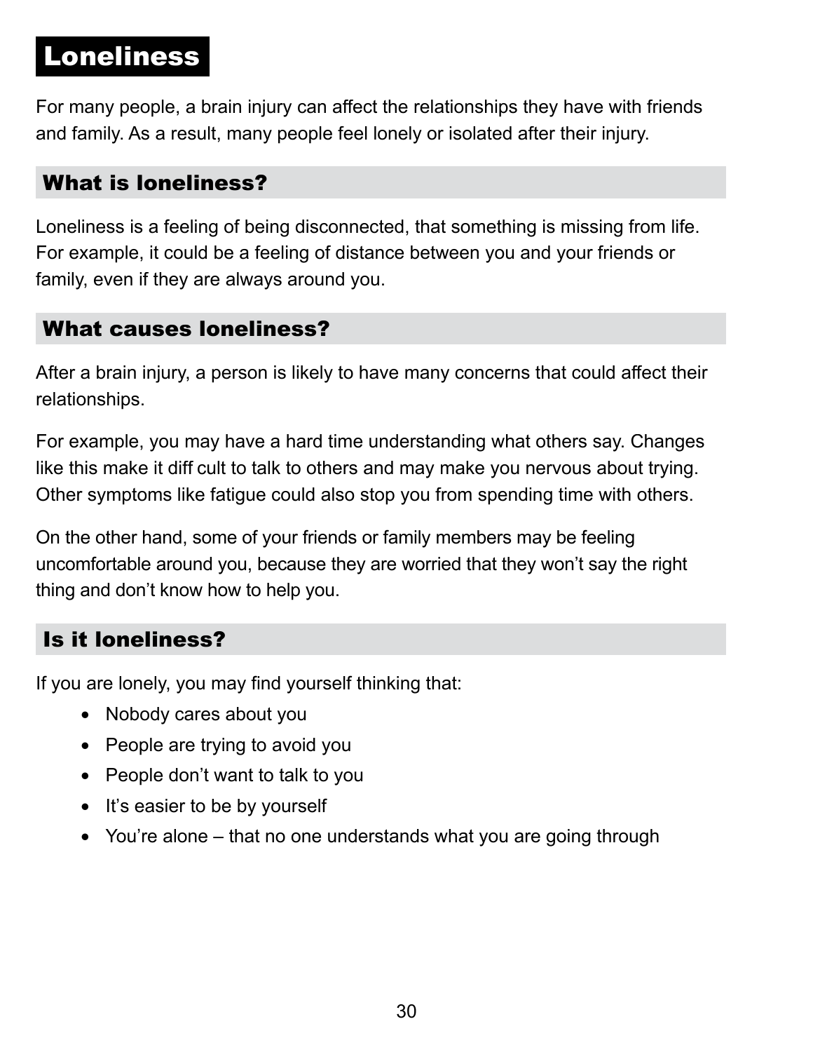# Loneliness

For many people, a brain injury can affect the relationships they have with friends and family. As a result, many people feel lonely or isolated after their injury.

## What is loneliness?

Loneliness is a feeling of being disconnected, that something is missing from life. For example, it could be a feeling of distance between you and your friends or family, even if they are always around you.

## What causes loneliness?

After a brain injury, a person is likely to have many concerns that could affect their relationships.

For example, you may have a hard time understanding what others say. Changes like this make it diff cult to talk to others and may make you nervous about trying. Other symptoms like fatigue could also stop you from spending time with others.

On the other hand, some of your friends or family members may be feeling uncomfortable around you, because they are worried that they won't say the right thing and don't know how to help you.

## Is it loneliness?

If you are lonely, you may find yourself thinking that:

- Nobody cares about you
- People are trying to avoid you
- People don't want to talk to you
- It's easier to be by yourself
- You're alone – that no one understands what you are going through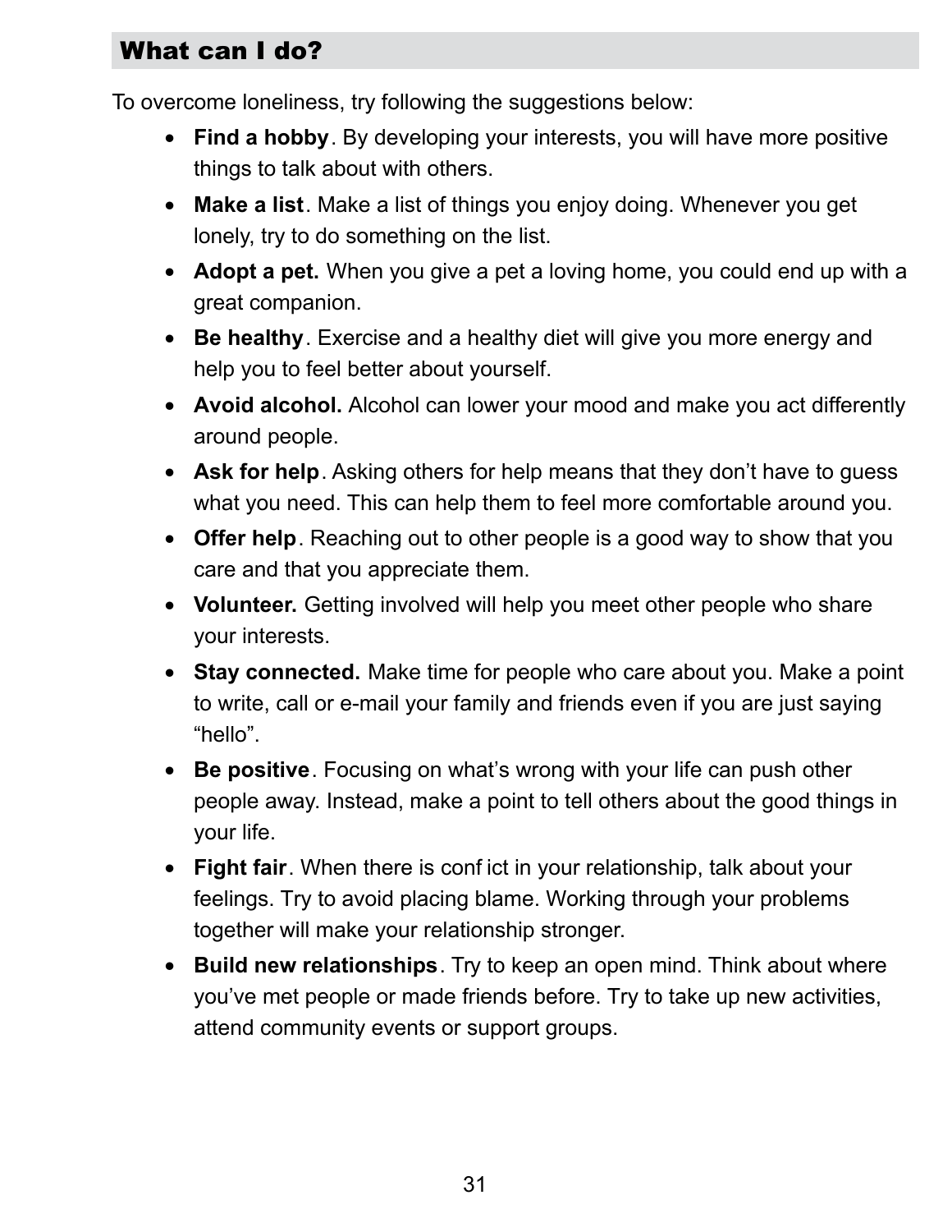## What can I do?

To overcome loneliness, try following the suggestions below:

- **Find a hobby**. By developing your interests, you will have more positive things to talk about with others.
- **Make a list**. Make a list of things you enjoy doing. Whenever you get lonely, try to do something on the list.
- **Adopt a pet.** When you give a pet a loving home, you could end up with a great companion.
- **Be healthy**. Exercise and a healthy diet will give you more energy and help you to feel better about yourself.
- **Avoid alcohol.** Alcohol can lower your mood and make you act differently around people.
- **Ask for help**. Asking others for help means that they don't have to guess what you need. This can help them to feel more comfortable around you.
- **Offer help**. Reaching out to other people is a good way to show that you care and that you appreciate them.
- **Volunteer.** Getting involved will help you meet other people who share your interests.
- **Stay connected.** Make time for people who care about you. Make a point to write, call or e-mail your family and friends even if you are just saying "hello".
- **Be positive**. Focusing on what's wrong with your life can push other people away. Instead, make a point to tell others about the good things in your life.
- **Fight fair**. When there is conflict in your relationship, talk about your feelings. Try to avoid placing blame. Working through your problems together will make your relationship stronger.
- **Build new relationships**. Try to keep an open mind. Think about where you've met people or made friends before. Try to take up new activities, attend community events or support groups.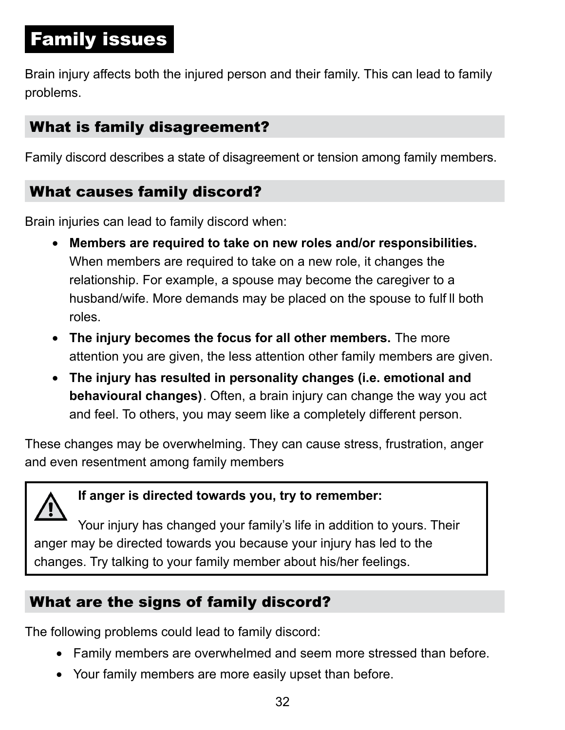# Family issues

Brain injury affects both the injured person and their family. This can lead to family problems.

## What is family disagreement?

Family discord describes a state of disagreement or tension among family members.

## What causes family discord?

Brain injuries can lead to family discord when:

- **Members are required to take on new roles and/or responsibilities.** When members are required to take on a new role, it changes the relationship. For example, a spouse may become the caregiver to a husband/wife. More demands may be placed on the spouse to fulfill both roles.
- **The injury becomes the focus for all other members.** The more attention you are given, the less attention other family members are given.
- **The injury has resulted in personality changes (i.e. emotional and behavioural changes)**. Often, a brain injury can change the way you act and feel. To others, you may seem like a completely different person.

These changes may be overwhelming. They can cause stress, frustration, anger and even resentment among family members

> ⚠ **If anger is directed towards you, try to remember:**
>
> Your injury has changed your family's life in addition to yours. Their anger may be directed towards you because your injury has led to the changes. Try talking to your family member about his/her feelings.

## What are the signs of family discord?

The following problems could lead to family discord:

- Family members are overwhelmed and seem more stressed than before.
- Your family members are more easily upset than before.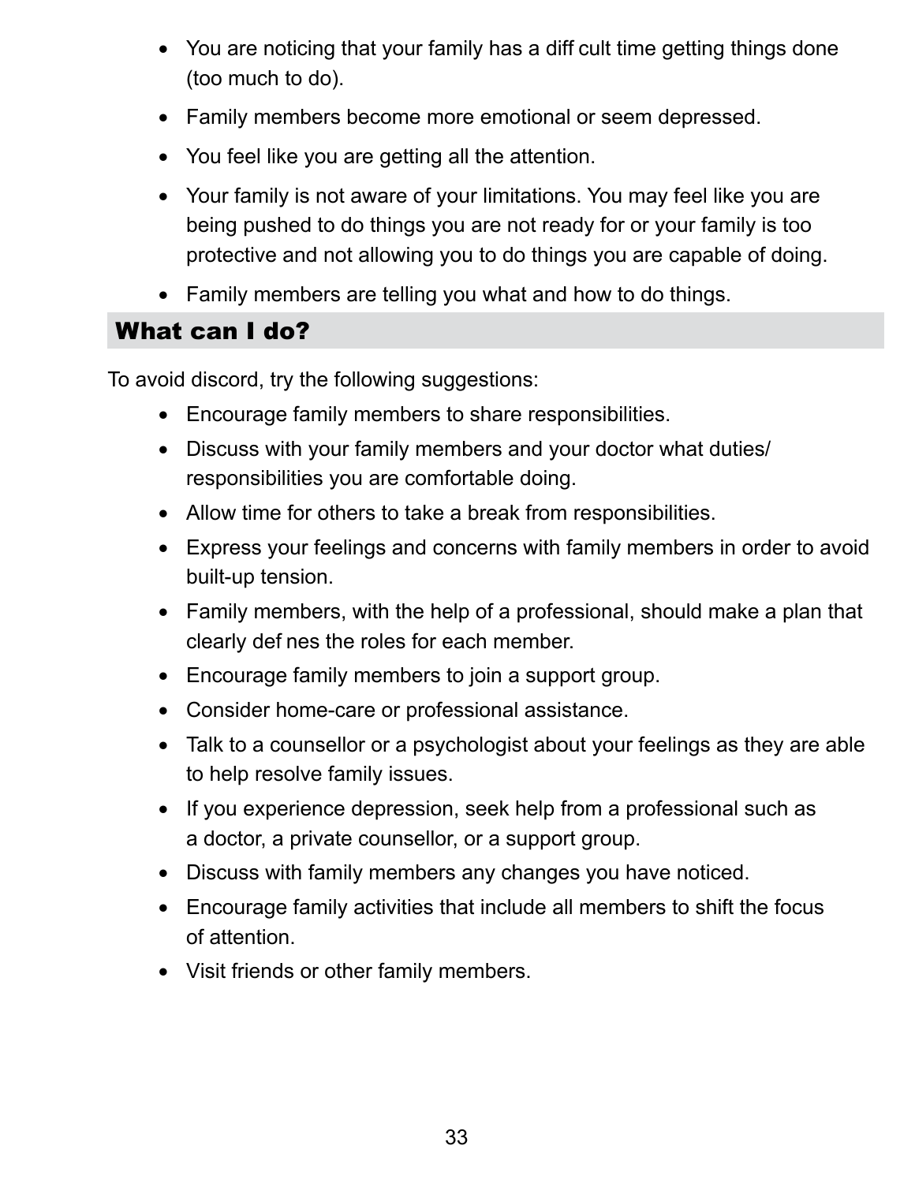- You are noticing that your family has a diff cult time getting things done (too much to do).
- Family members become more emotional or seem depressed.
- You feel like you are getting all the attention.
- Your family is not aware of your limitations. You may feel like you are being pushed to do things you are not ready for or your family is too protective and not allowing you to do things you are capable of doing.
- Family members are telling you what and how to do things.

## What can I do?

To avoid discord, try the following suggestions:

- Encourage family members to share responsibilities.
- Discuss with your family members and your doctor what duties/ responsibilities you are comfortable doing.
- Allow time for others to take a break from responsibilities.
- Express your feelings and concerns with family members in order to avoid built-up tension.
- Family members, with the help of a professional, should make a plan that clearly def nes the roles for each member.
- Encourage family members to join a support group.
- Consider home-care or professional assistance.
- Talk to a counsellor or a psychologist about your feelings as they are able to help resolve family issues.
- If you experience depression, seek help from a professional such as a doctor, a private counsellor, or a support group.
- Discuss with family members any changes you have noticed.
- Encourage family activities that include all members to shift the focus of attention.
- Visit friends or other family members.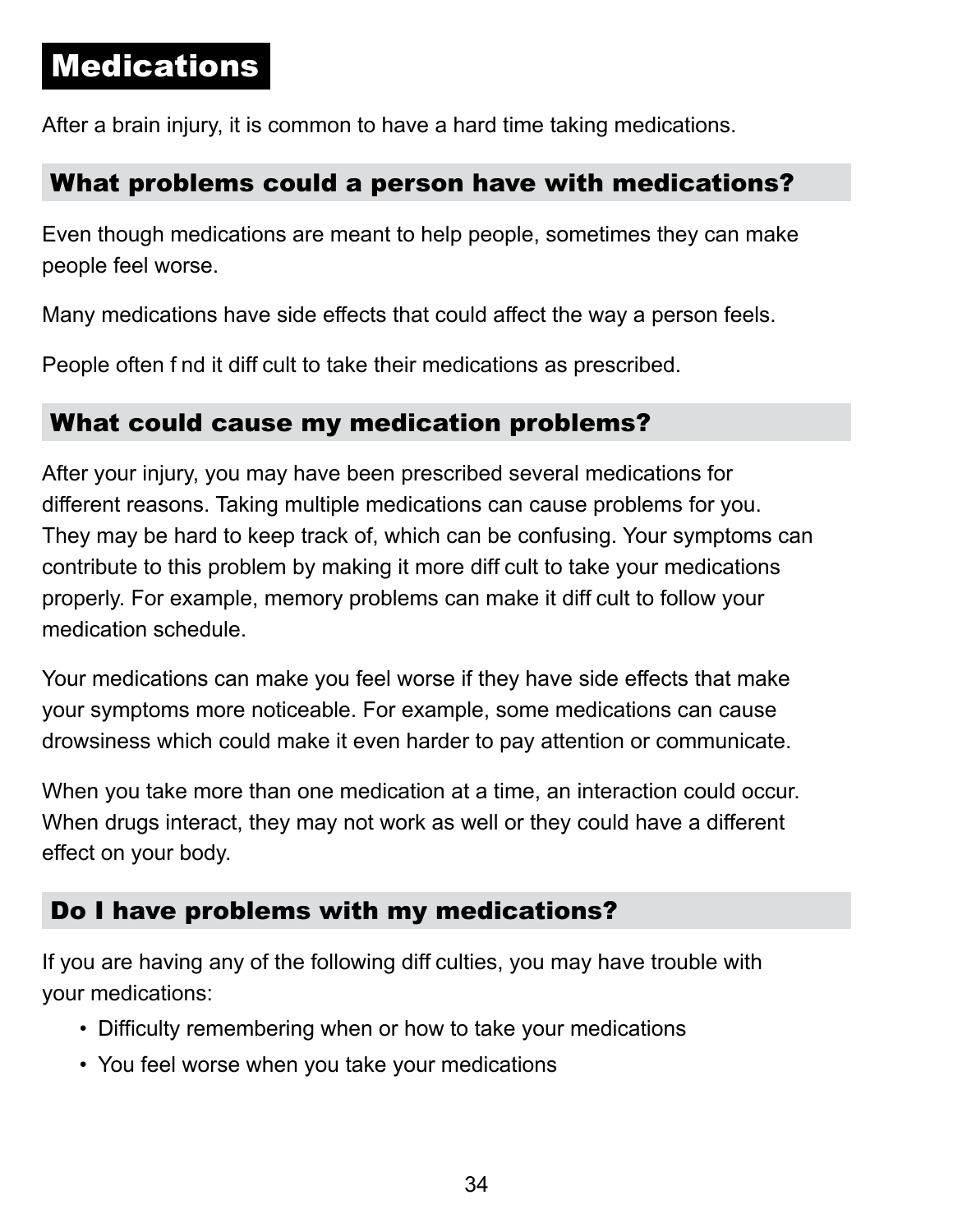# Medications

After a brain injury, it is common to have a hard time taking medications.

## What problems could a person have with medications?

Even though medications are meant to help people, sometimes they can make people feel worse.

Many medications have side effects that could affect the way a person feels.

People often f nd it diff cult to take their medications as prescribed.

## What could cause my medication problems?

After your injury, you may have been prescribed several medications for different reasons. Taking multiple medications can cause problems for you. They may be hard to keep track of, which can be confusing. Your symptoms can contribute to this problem by making it more diff cult to take your medications properly. For example, memory problems can make it diff cult to follow your medication schedule.

Your medications can make you feel worse if they have side effects that make your symptoms more noticeable. For example, some medications can cause drowsiness which could make it even harder to pay attention or communicate.

When you take more than one medication at a time, an interaction could occur. When drugs interact, they may not work as well or they could have a different effect on your body.

## Do I have problems with my medications?

If you are having any of the following diff culties, you may have trouble with your medications:

- Difficulty remembering when or how to take your medications
- You feel worse when you take your medications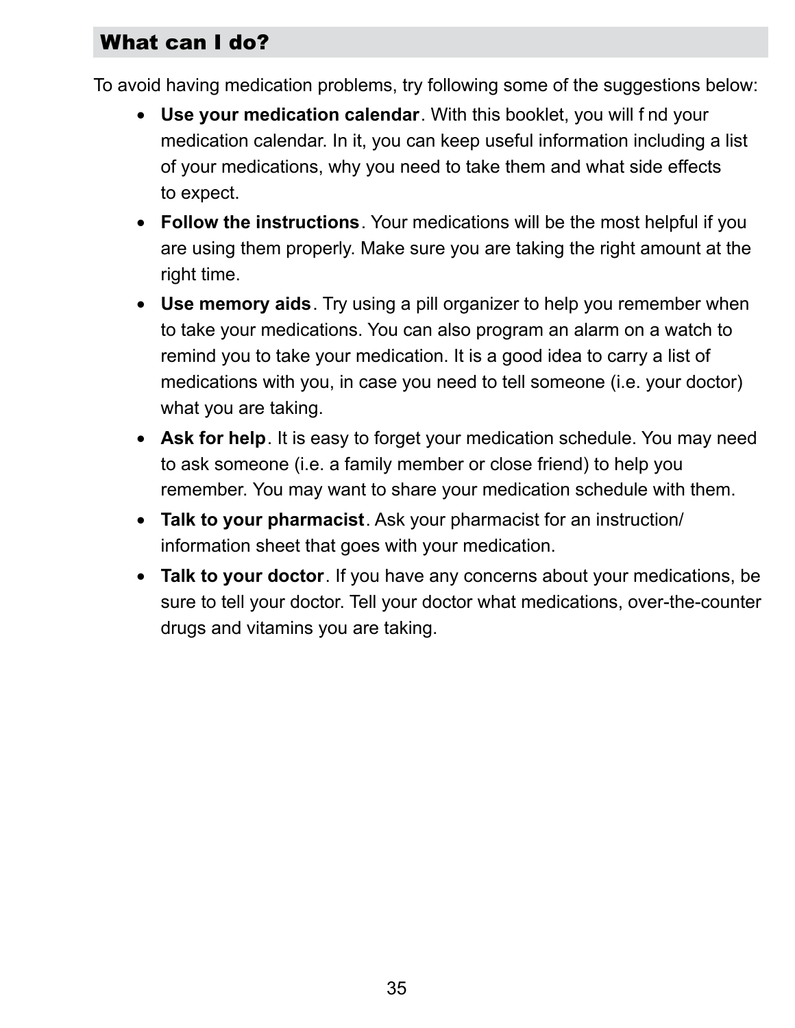## What can I do?

To avoid having medication problems, try following some of the suggestions below:

- **Use your medication calendar**. With this booklet, you will find your medication calendar. In it, you can keep useful information including a list of your medications, why you need to take them and what side effects to expect.
- **Follow the instructions**. Your medications will be the most helpful if you are using them properly. Make sure you are taking the right amount at the right time.
- **Use memory aids**. Try using a pill organizer to help you remember when to take your medications. You can also program an alarm on a watch to remind you to take your medication. It is a good idea to carry a list of medications with you, in case you need to tell someone (i.e. your doctor) what you are taking.
- **Ask for help**. It is easy to forget your medication schedule. You may need to ask someone (i.e. a family member or close friend) to help you remember. You may want to share your medication schedule with them.
- **Talk to your pharmacist**. Ask your pharmacist for an instruction/information sheet that goes with your medication.
- **Talk to your doctor**. If you have any concerns about your medications, be sure to tell your doctor. Tell your doctor what medications, over-the-counter drugs and vitamins you are taking.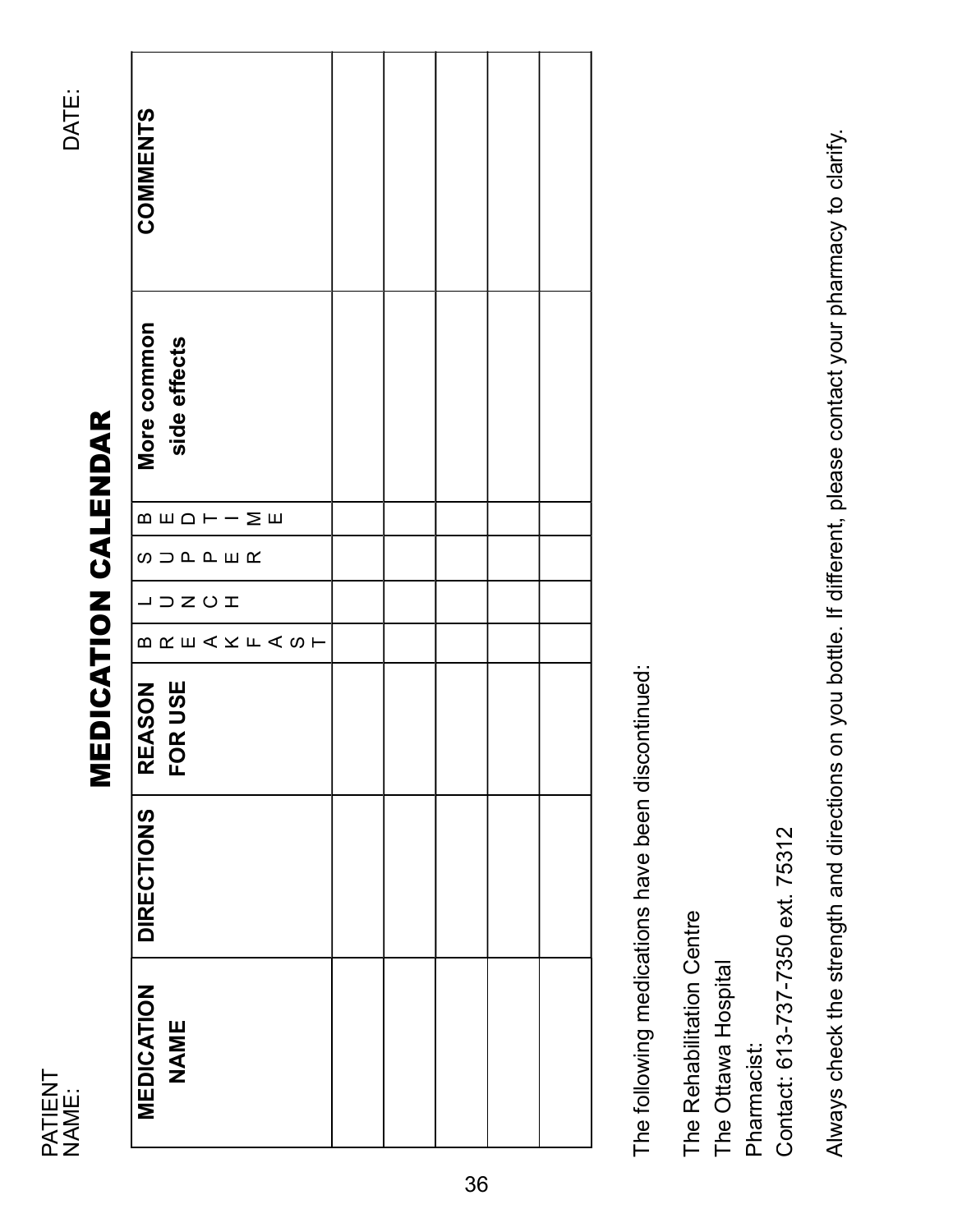PATIENT NAME: DATE:

# MEDICATION CALENDAR

| MEDICATION NAME | DIRECTIONS | REASON FOR USE | BREAKFAST | LUNCH | SUPPER | BEDTIME | More common side effects | COMMENTS |
|---|---|---|---|---|---|---|---|---|
| | | | | | | | | |
| | | | | | | | | |
| | | | | | | | | |
| | | | | | | | | |
| | | | | | | | | |

The following medications have been discontinued:

The Rehabilitation Centre
The Ottawa Hospital
Pharmacist:
Contact: 613-737-7350 ext. 75312

Always check the strength and directions on you bottle. If different, please contact your pharmacy to clarify.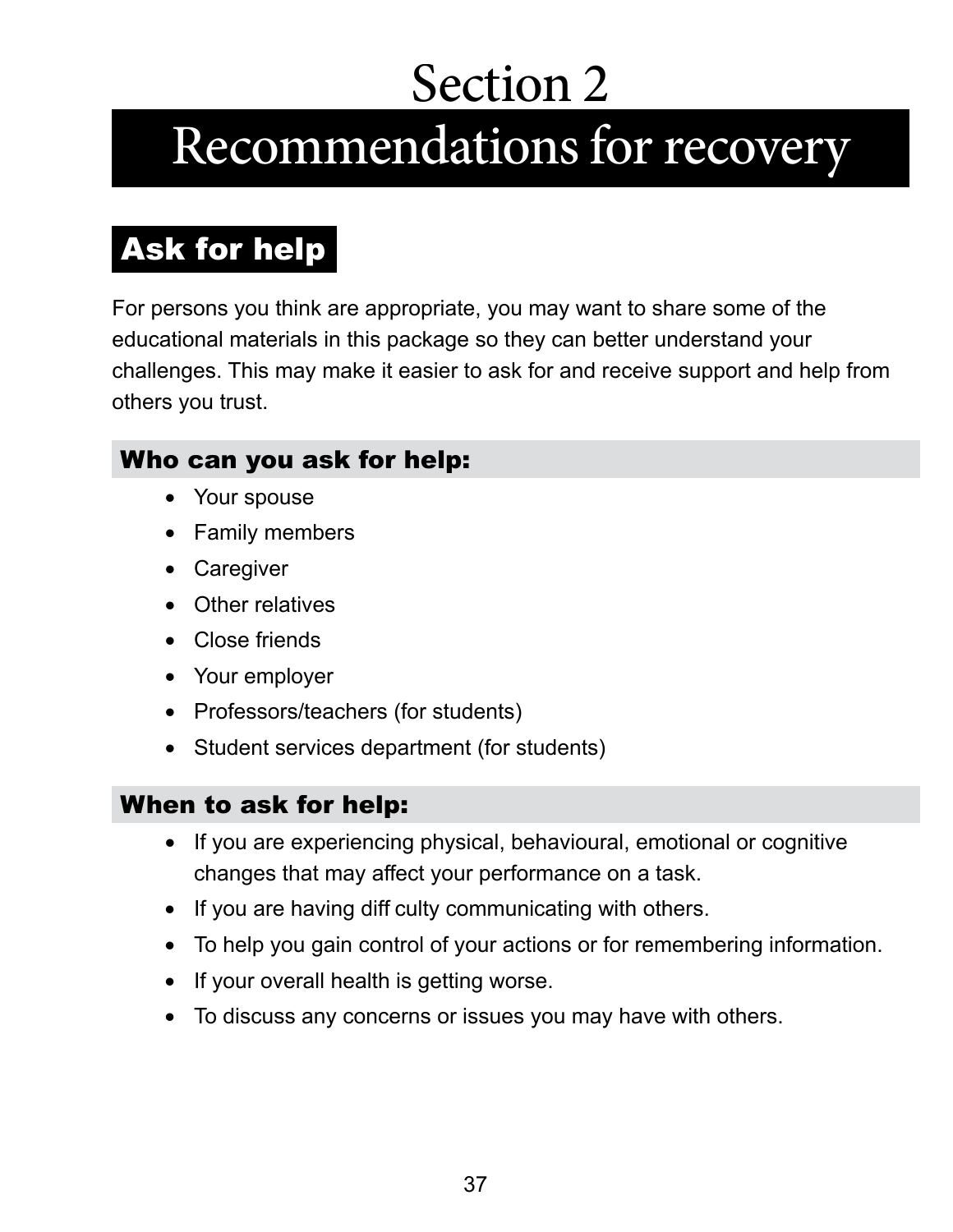# Section 2

# Recommendations for recovery

## Ask for help

For persons you think are appropriate, you may want to share some of the educational materials in this package so they can better understand your challenges. This may make it easier to ask for and receive support and help from others you trust.

### Who can you ask for help:

- Your spouse
- Family members
- Caregiver
- Other relatives
- Close friends
- Your employer
- Professors/teachers (for students)
- Student services department (for students)

### When to ask for help:

- If you are experiencing physical, behavioural, emotional or cognitive changes that may affect your performance on a task.
- If you are having diff culty communicating with others.
- To help you gain control of your actions or for remembering information.
- If your overall health is getting worse.
- To discuss any concerns or issues you may have with others.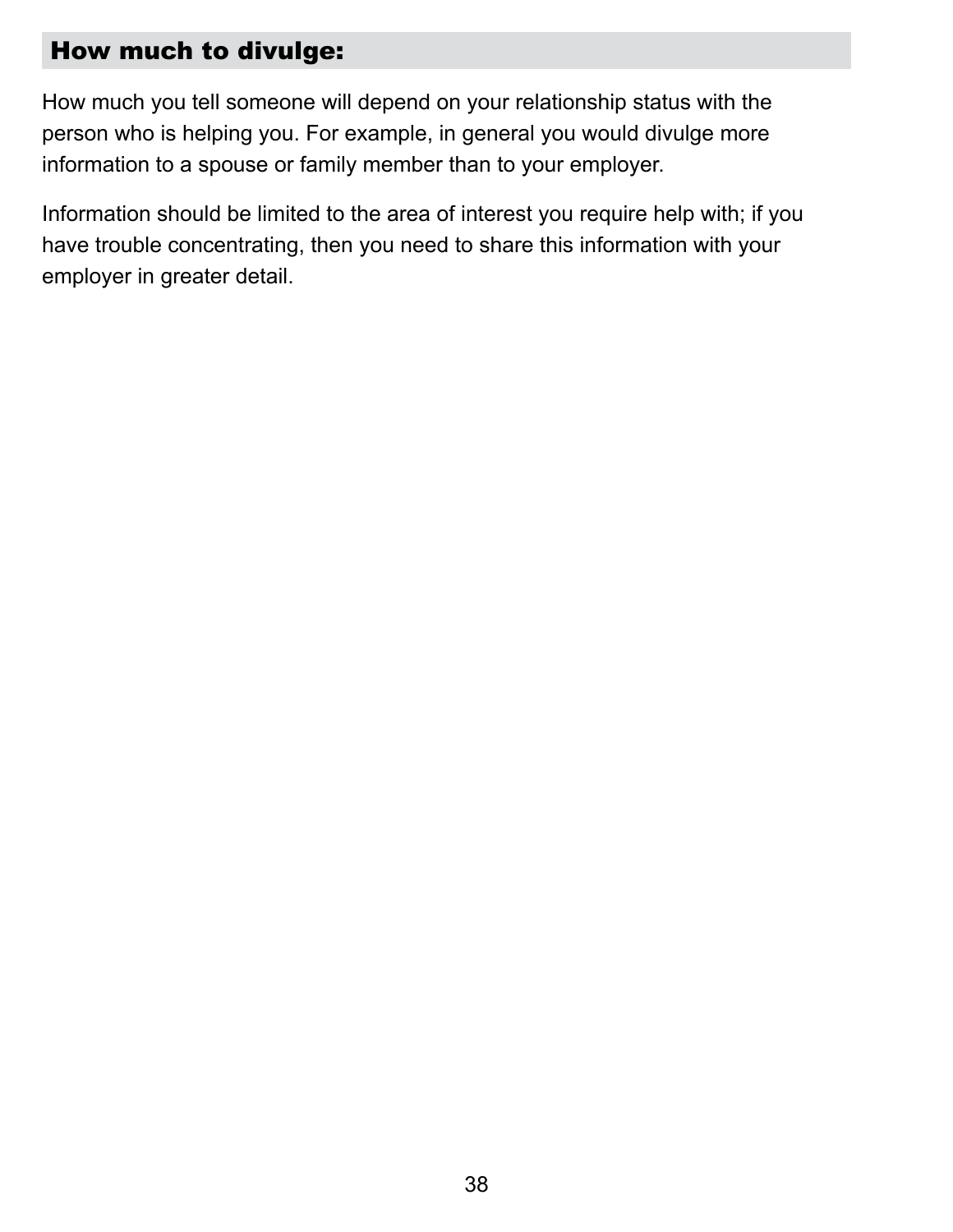## How much to divulge:

How much you tell someone will depend on your relationship status with the person who is helping you. For example, in general you would divulge more information to a spouse or family member than to your employer.

Information should be limited to the area of interest you require help with; if you have trouble concentrating, then you need to share this information with your employer in greater detail.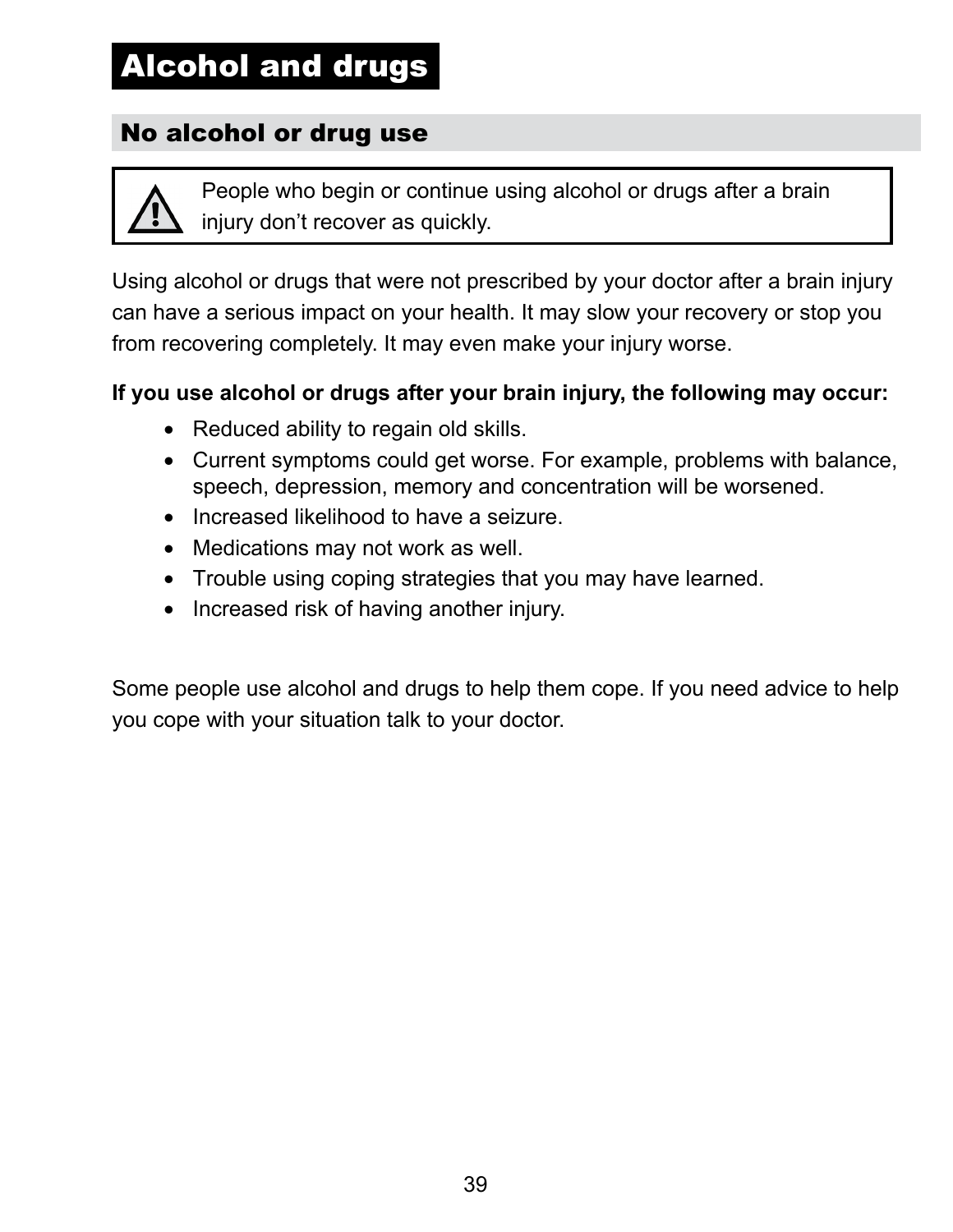# Alcohol and drugs

## No alcohol or drug use

> ⚠ People who begin or continue using alcohol or drugs after a brain injury don't recover as quickly.

Using alcohol or drugs that were not prescribed by your doctor after a brain injury can have a serious impact on your health. It may slow your recovery or stop you from recovering completely. It may even make your injury worse.

**If you use alcohol or drugs after your brain injury, the following may occur:**

- Reduced ability to regain old skills.
- Current symptoms could get worse. For example, problems with balance, speech, depression, memory and concentration will be worsened.
- Increased likelihood to have a seizure.
- Medications may not work as well.
- Trouble using coping strategies that you may have learned.
- Increased risk of having another injury.

Some people use alcohol and drugs to help them cope. If you need advice to help you cope with your situation talk to your doctor.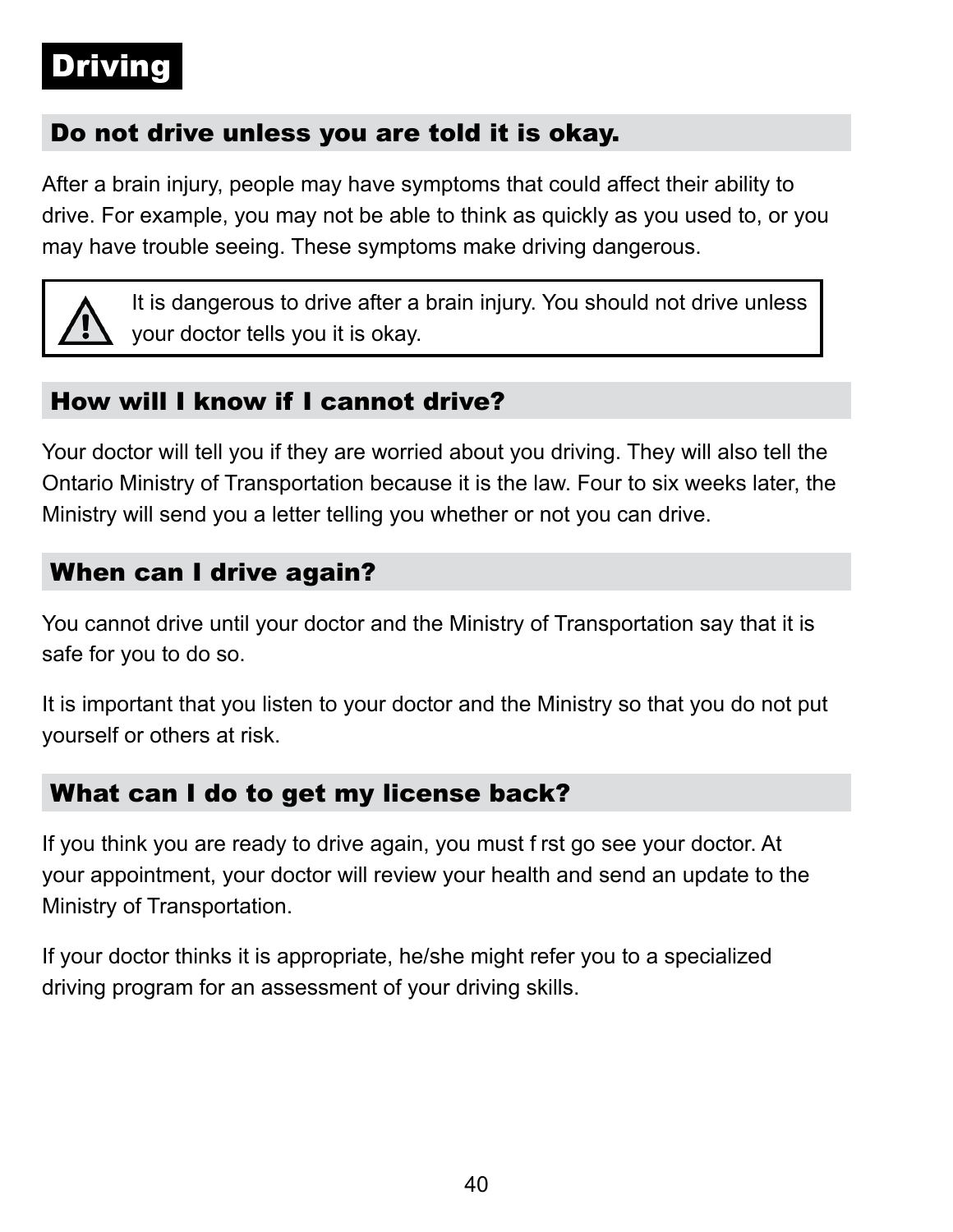# Driving

## Do not drive unless you are told it is okay.

After a brain injury, people may have symptoms that could affect their ability to drive. For example, you may not be able to think as quickly as you used to, or you may have trouble seeing. These symptoms make driving dangerous.

> ⚠ It is dangerous to drive after a brain injury. You should not drive unless your doctor tells you it is okay.

## How will I know if I cannot drive?

Your doctor will tell you if they are worried about you driving. They will also tell the Ontario Ministry of Transportation because it is the law. Four to six weeks later, the Ministry will send you a letter telling you whether or not you can drive.

## When can I drive again?

You cannot drive until your doctor and the Ministry of Transportation say that it is safe for you to do so.

It is important that you listen to your doctor and the Ministry so that you do not put yourself or others at risk.

## What can I do to get my license back?

If you think you are ready to drive again, you must first go see your doctor. At your appointment, your doctor will review your health and send an update to the Ministry of Transportation.

If your doctor thinks it is appropriate, he/she might refer you to a specialized driving program for an assessment of your driving skills.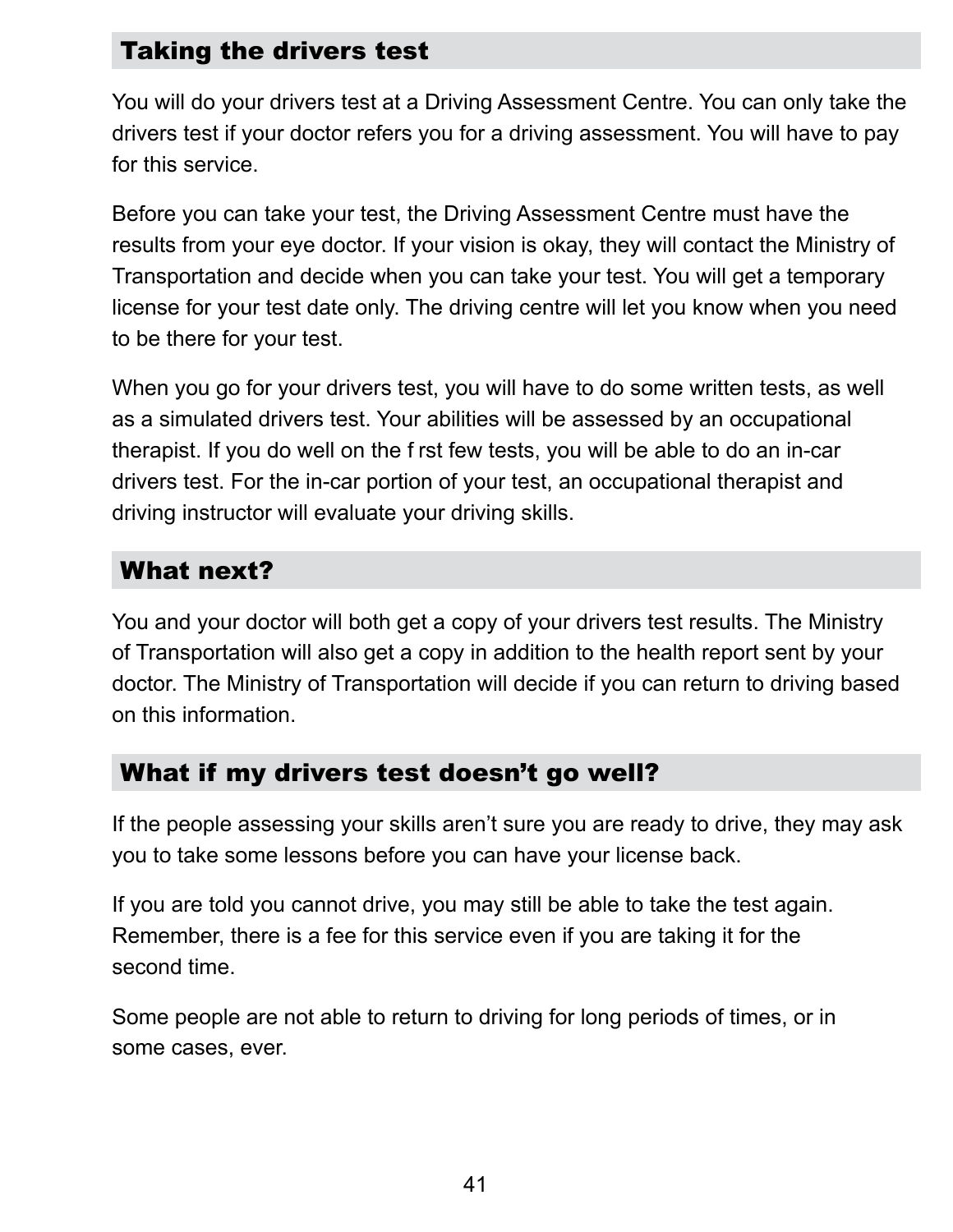## Taking the drivers test

You will do your drivers test at a Driving Assessment Centre. You can only take the drivers test if your doctor refers you for a driving assessment. You will have to pay for this service.

Before you can take your test, the Driving Assessment Centre must have the results from your eye doctor. If your vision is okay, they will contact the Ministry of Transportation and decide when you can take your test. You will get a temporary license for your test date only. The driving centre will let you know when you need to be there for your test.

When you go for your drivers test, you will have to do some written tests, as well as a simulated drivers test. Your abilities will be assessed by an occupational therapist. If you do well on the f rst few tests, you will be able to do an in-car drivers test. For the in-car portion of your test, an occupational therapist and driving instructor will evaluate your driving skills.

## What next?

You and your doctor will both get a copy of your drivers test results. The Ministry of Transportation will also get a copy in addition to the health report sent by your doctor. The Ministry of Transportation will decide if you can return to driving based on this information.

## What if my drivers test doesn’t go well?

If the people assessing your skills aren’t sure you are ready to drive, they may ask you to take some lessons before you can have your license back.

If you are told you cannot drive, you may still be able to take the test again. Remember, there is a fee for this service even if you are taking it for the second time.

Some people are not able to return to driving for long periods of times, or in some cases, ever.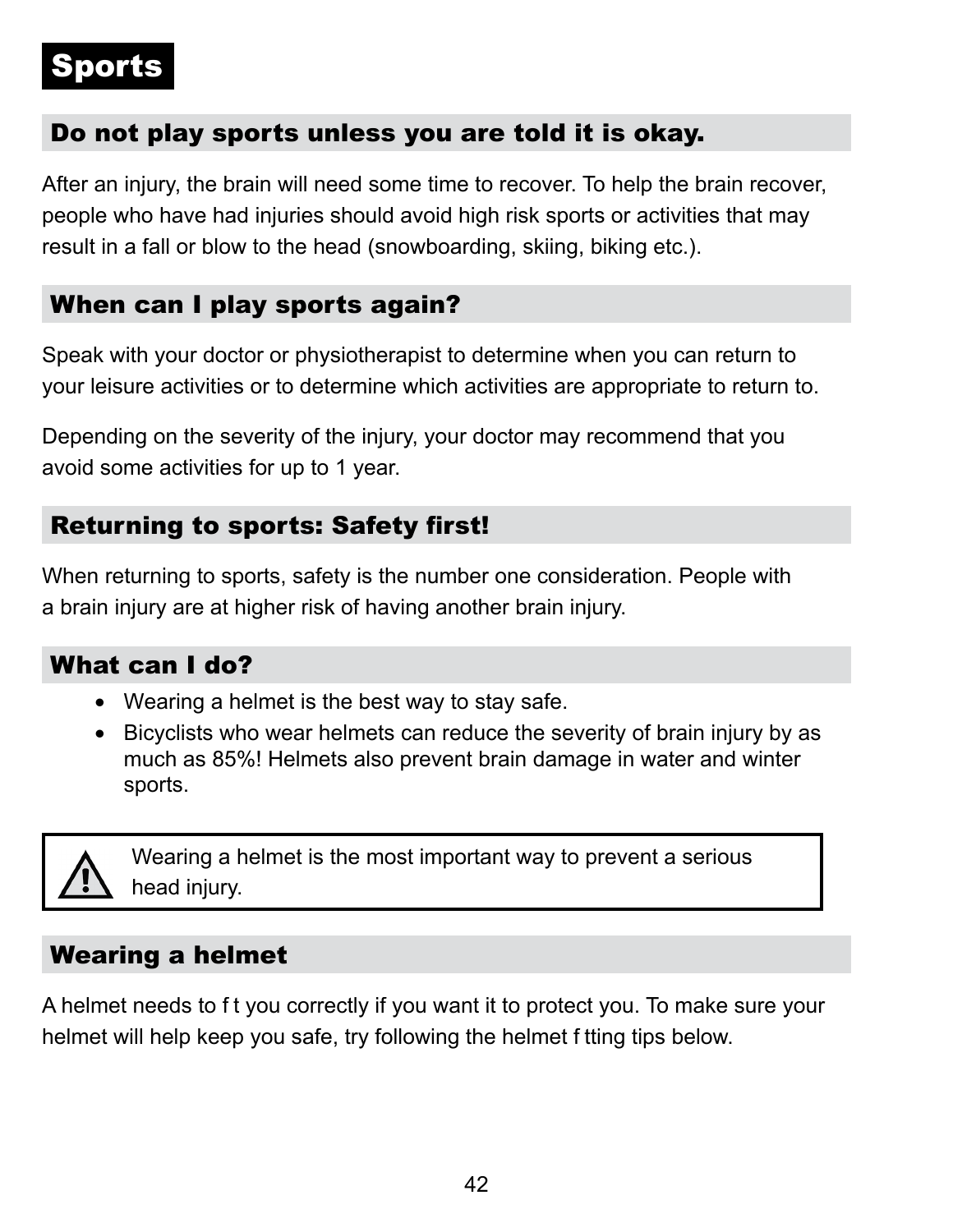# Sports

## Do not play sports unless you are told it is okay.

After an injury, the brain will need some time to recover. To help the brain recover, people who have had injuries should avoid high risk sports or activities that may result in a fall or blow to the head (snowboarding, skiing, biking etc.).

## When can I play sports again?

Speak with your doctor or physiotherapist to determine when you can return to your leisure activities or to determine which activities are appropriate to return to.

Depending on the severity of the injury, your doctor may recommend that you avoid some activities for up to 1 year.

## Returning to sports: Safety first!

When returning to sports, safety is the number one consideration. People with a brain injury are at higher risk of having another brain injury.

## What can I do?

- Wearing a helmet is the best way to stay safe.
- Bicyclists who wear helmets can reduce the severity of brain injury by as much as 85%! Helmets also prevent brain damage in water and winter sports.

> ⚠ Wearing a helmet is the most important way to prevent a serious head injury.

## Wearing a helmet

A helmet needs to f t you correctly if you want it to protect you. To make sure your helmet will help keep you safe, try following the helmet f tting tips below.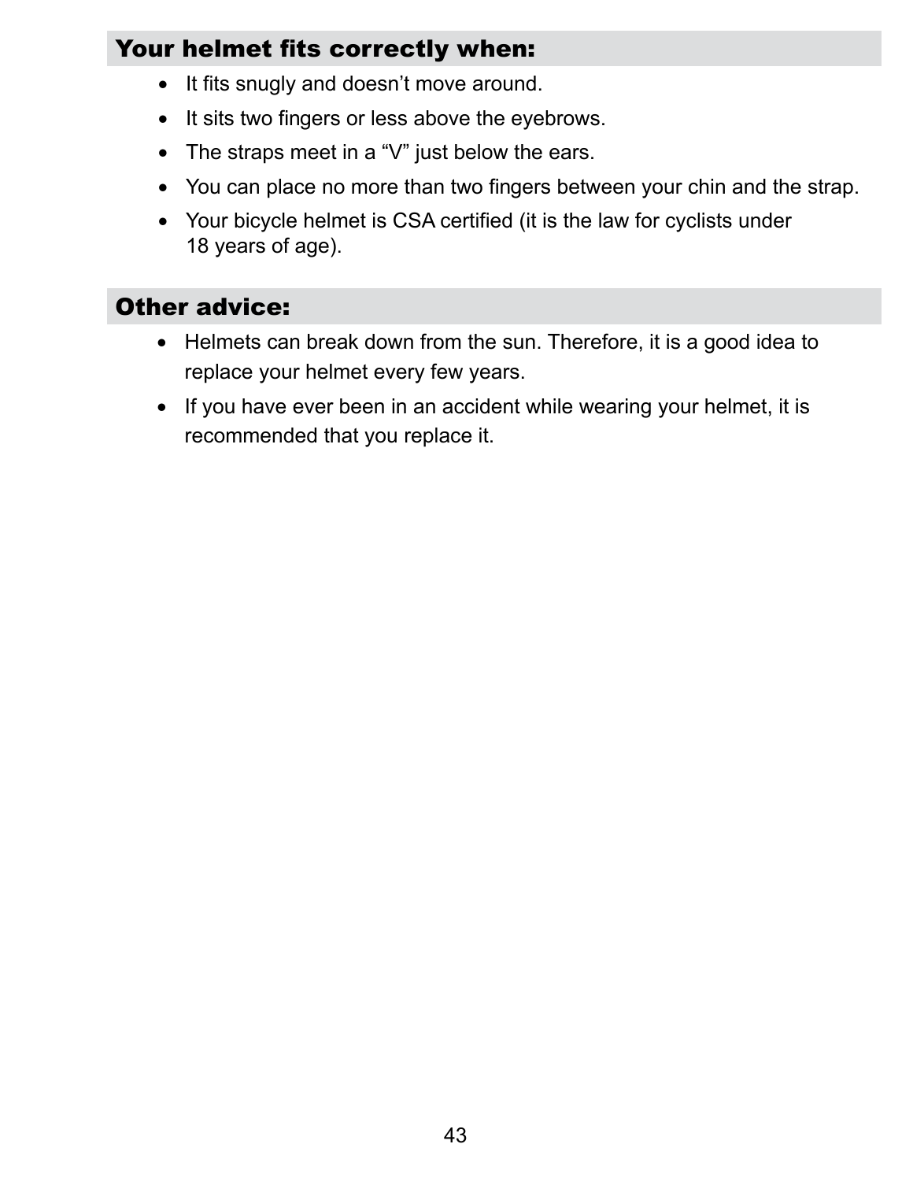## Your helmet fits correctly when:

- It fits snugly and doesn’t move around.
- It sits two fingers or less above the eyebrows.
- The straps meet in a “V” just below the ears.
- You can place no more than two fingers between your chin and the strap.
- Your bicycle helmet is CSA certified (it is the law for cyclists under 18 years of age).

## Other advice:

- Helmets can break down from the sun. Therefore, it is a good idea to replace your helmet every few years.
- If you have ever been in an accident while wearing your helmet, it is recommended that you replace it.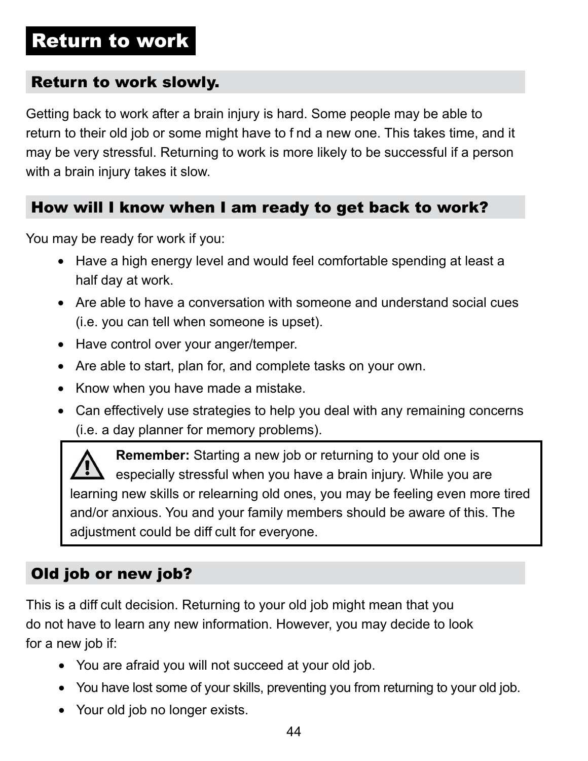# Return to work

## Return to work slowly.

Getting back to work after a brain injury is hard. Some people may be able to return to their old job or some might have to f nd a new one. This takes time, and it may be very stressful. Returning to work is more likely to be successful if a person with a brain injury takes it slow.

## How will I know when I am ready to get back to work?

You may be ready for work if you:

- Have a high energy level and would feel comfortable spending at least a half day at work.
- Are able to have a conversation with someone and understand social cues (i.e. you can tell when someone is upset).
- Have control over your anger/temper.
- Are able to start, plan for, and complete tasks on your own.
- Know when you have made a mistake.
- Can effectively use strategies to help you deal with any remaining concerns (i.e. a day planner for memory problems).

> **Remember:** Starting a new job or returning to your old one is especially stressful when you have a brain injury. While you are learning new skills or relearning old ones, you may be feeling even more tired and/or anxious. You and your family members should be aware of this. The adjustment could be diff cult for everyone.

## Old job or new job?

This is a diff cult decision. Returning to your old job might mean that you do not have to learn any new information. However, you may decide to look for a new job if:

- You are afraid you will not succeed at your old job.
- You have lost some of your skills, preventing you from returning to your old job.
- Your old job no longer exists.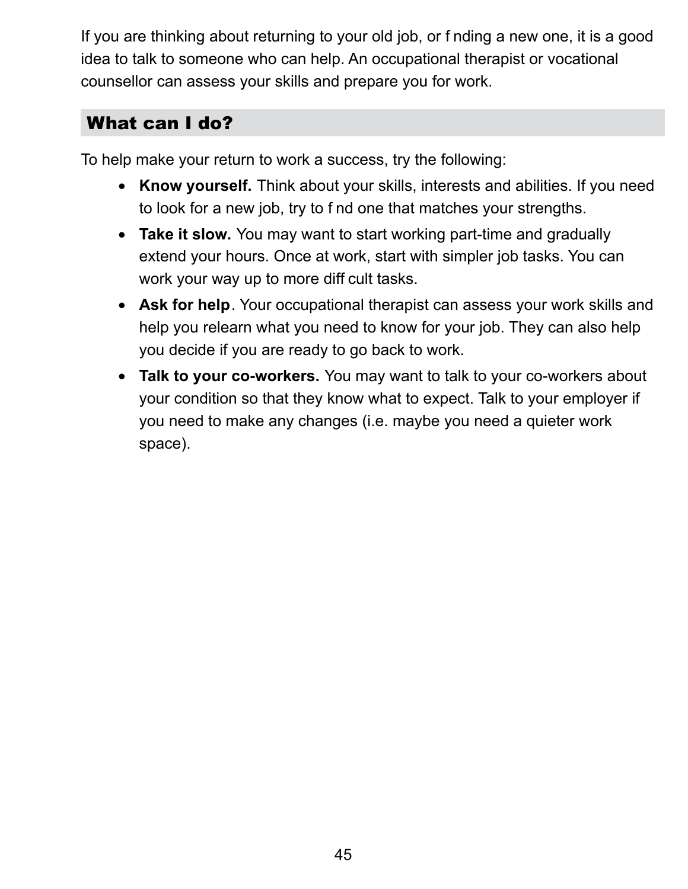If you are thinking about returning to your old job, or finding a new one, it is a good idea to talk to someone who can help. An occupational therapist or vocational counsellor can assess your skills and prepare you for work.

## What can I do?

To help make your return to work a success, try the following:

- **Know yourself.** Think about your skills, interests and abilities. If you need to look for a new job, try to find one that matches your strengths.
- **Take it slow.** You may want to start working part-time and gradually extend your hours. Once at work, start with simpler job tasks. You can work your way up to more difficult tasks.
- **Ask for help**. Your occupational therapist can assess your work skills and help you relearn what you need to know for your job. They can also help you decide if you are ready to go back to work.
- **Talk to your co-workers.** You may want to talk to your co-workers about your condition so that they know what to expect. Talk to your employer if you need to make any changes (i.e. maybe you need a quieter work space).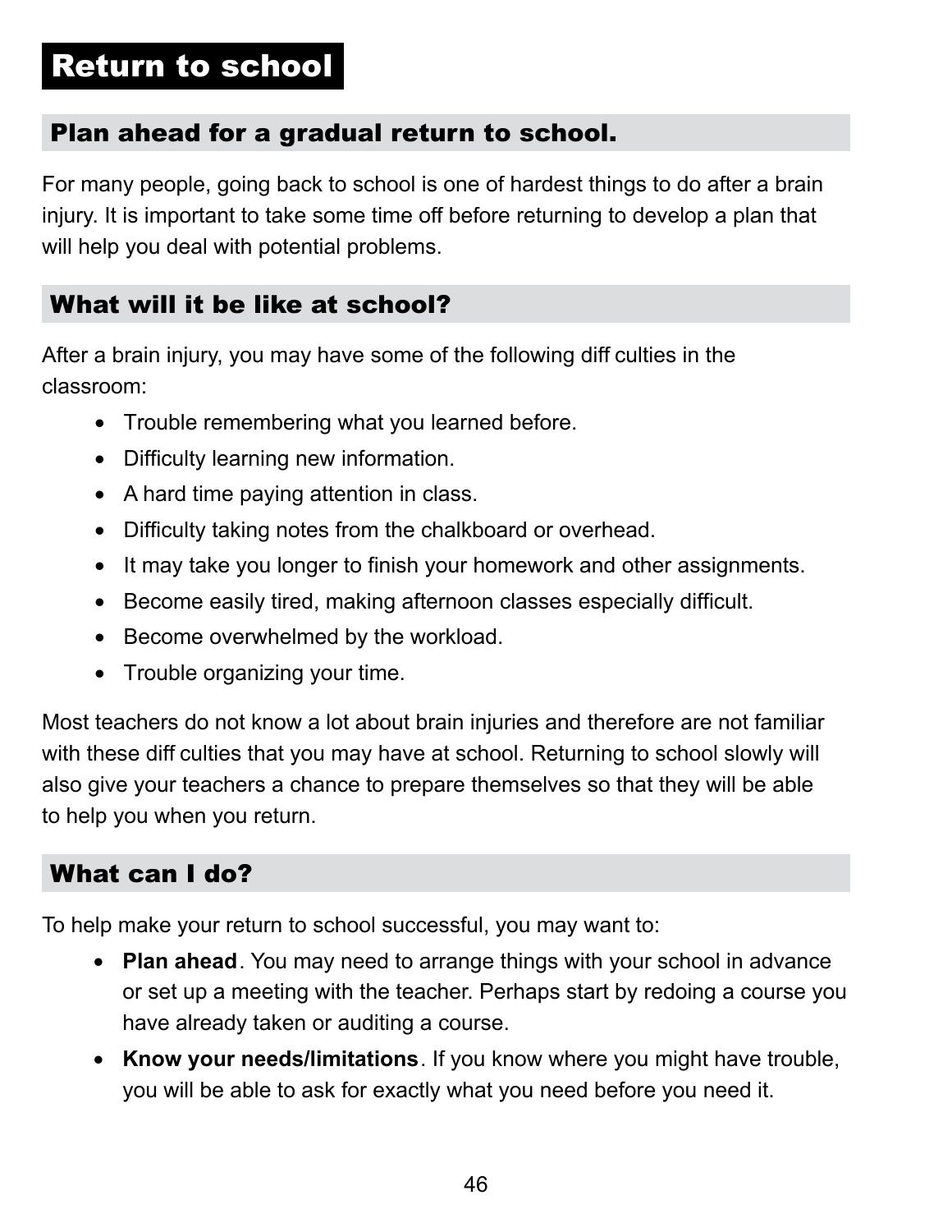# Return to school

## Plan ahead for a gradual return to school.

For many people, going back to school is one of hardest things to do after a brain injury. It is important to take some time off before returning to develop a plan that will help you deal with potential problems.

## What will it be like at school?

After a brain injury, you may have some of the following diff culties in the classroom:

- Trouble remembering what you learned before.
- Difficulty learning new information.
- A hard time paying attention in class.
- Difficulty taking notes from the chalkboard or overhead.
- It may take you longer to finish your homework and other assignments.
- Become easily tired, making afternoon classes especially difficult.
- Become overwhelmed by the workload.
- Trouble organizing your time.

Most teachers do not know a lot about brain injuries and therefore are not familiar with these diff culties that you may have at school. Returning to school slowly will also give your teachers a chance to prepare themselves so that they will be able to help you when you return.

## What can I do?

To help make your return to school successful, you may want to:

- **Plan ahead**. You may need to arrange things with your school in advance or set up a meeting with the teacher. Perhaps start by redoing a course you have already taken or auditing a course.
- **Know your needs/limitations**. If you know where you might have trouble, you will be able to ask for exactly what you need before you need it.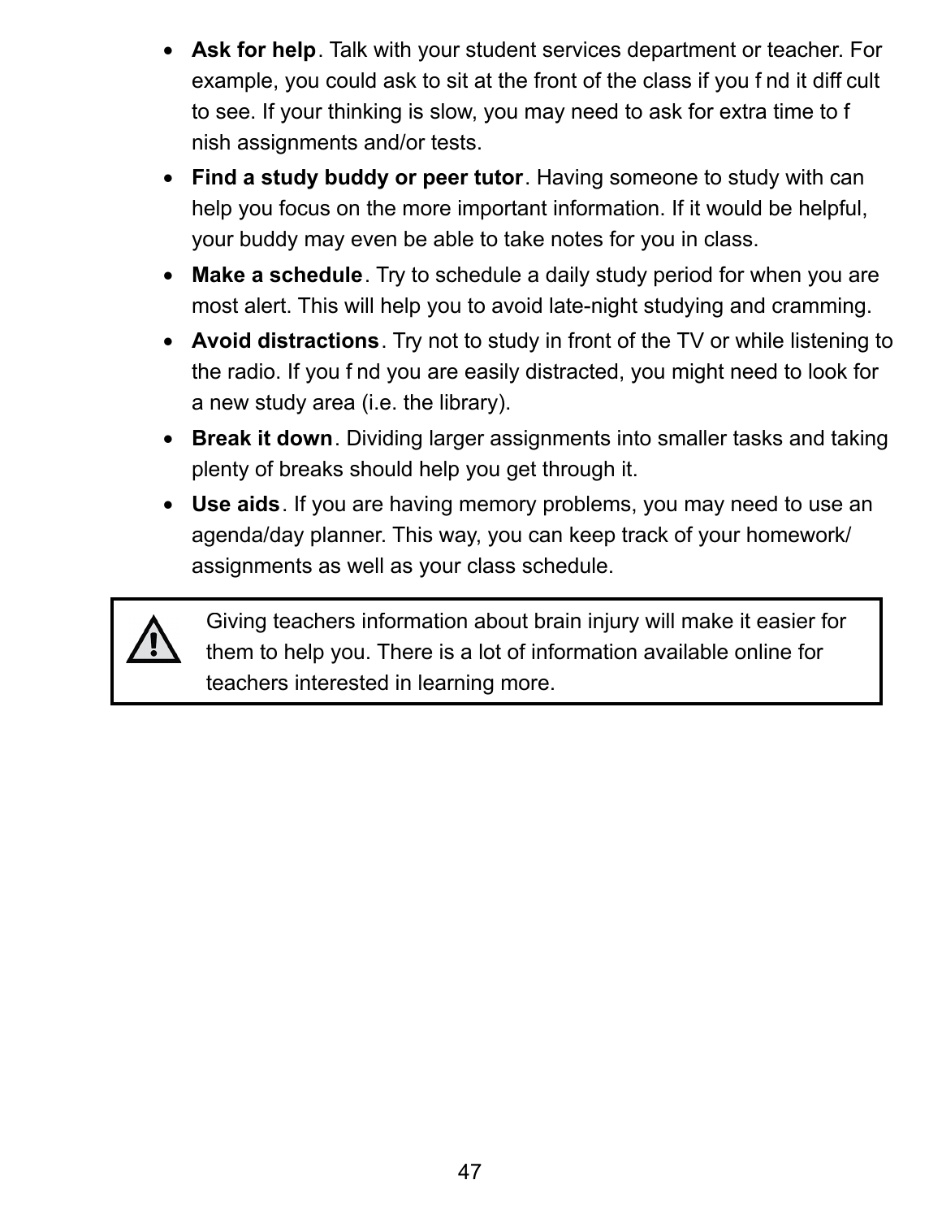- **Ask for help**. Talk with your student services department or teacher. For example, you could ask to sit at the front of the class if you find it difficult to see. If your thinking is slow, you may need to ask for extra time to finish assignments and/or tests.
- **Find a study buddy or peer tutor**. Having someone to study with can help you focus on the more important information. If it would be helpful, your buddy may even be able to take notes for you in class.
- **Make a schedule**. Try to schedule a daily study period for when you are most alert. This will help you to avoid late-night studying and cramming.
- **Avoid distractions**. Try not to study in front of the TV or while listening to the radio. If you find you are easily distracted, you might need to look for a new study area (i.e. the library).
- **Break it down**. Dividing larger assignments into smaller tasks and taking plenty of breaks should help you get through it.
- **Use aids**. If you are having memory problems, you may need to use an agenda/day planner. This way, you can keep track of your homework/assignments as well as your class schedule.

> ⚠ Giving teachers information about brain injury will make it easier for them to help you. There is a lot of information available online for teachers interested in learning more.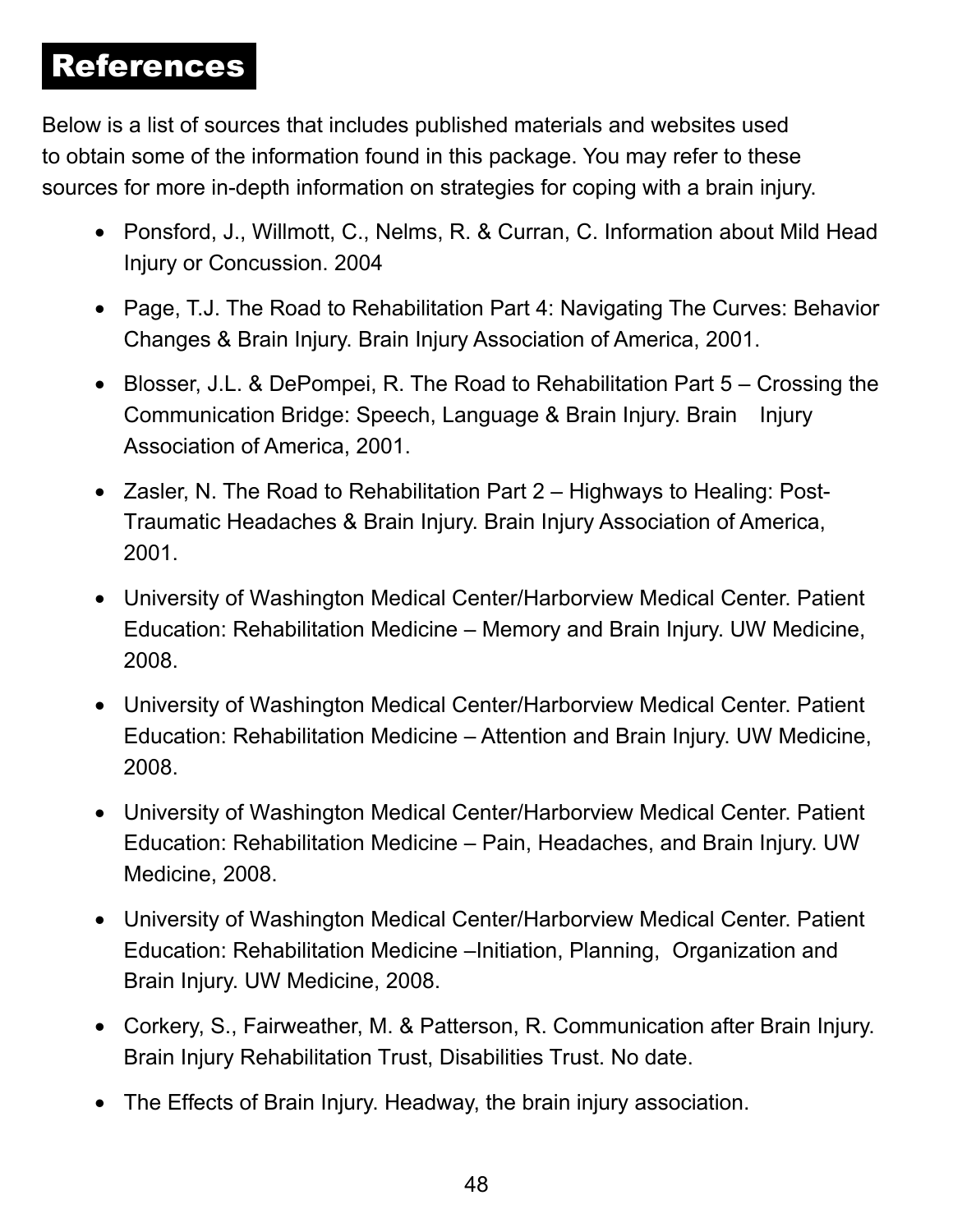# References

Below is a list of sources that includes published materials and websites used to obtain some of the information found in this package. You may refer to these sources for more in-depth information on strategies for coping with a brain injury.

- Ponsford, J., Willmott, C., Nelms, R. & Curran, C. Information about Mild Head Injury or Concussion. 2004
- Page, T.J. The Road to Rehabilitation Part 4: Navigating The Curves: Behavior Changes & Brain Injury. Brain Injury Association of America, 2001.
- Blosser, J.L. & DePompei, R. The Road to Rehabilitation Part 5 – Crossing the Communication Bridge: Speech, Language & Brain Injury. Brain Injury Association of America, 2001.
- Zasler, N. The Road to Rehabilitation Part 2 – Highways to Healing: Post-Traumatic Headaches & Brain Injury. Brain Injury Association of America, 2001.
- University of Washington Medical Center/Harborview Medical Center. Patient Education: Rehabilitation Medicine – Memory and Brain Injury. UW Medicine, 2008.
- University of Washington Medical Center/Harborview Medical Center. Patient Education: Rehabilitation Medicine – Attention and Brain Injury. UW Medicine, 2008.
- University of Washington Medical Center/Harborview Medical Center. Patient Education: Rehabilitation Medicine – Pain, Headaches, and Brain Injury. UW Medicine, 2008.
- University of Washington Medical Center/Harborview Medical Center. Patient Education: Rehabilitation Medicine –Initiation, Planning, Organization and Brain Injury. UW Medicine, 2008.
- Corkery, S., Fairweather, M. & Patterson, R. Communication after Brain Injury. Brain Injury Rehabilitation Trust, Disabilities Trust. No date.
- The Effects of Brain Injury. Headway, the brain injury association.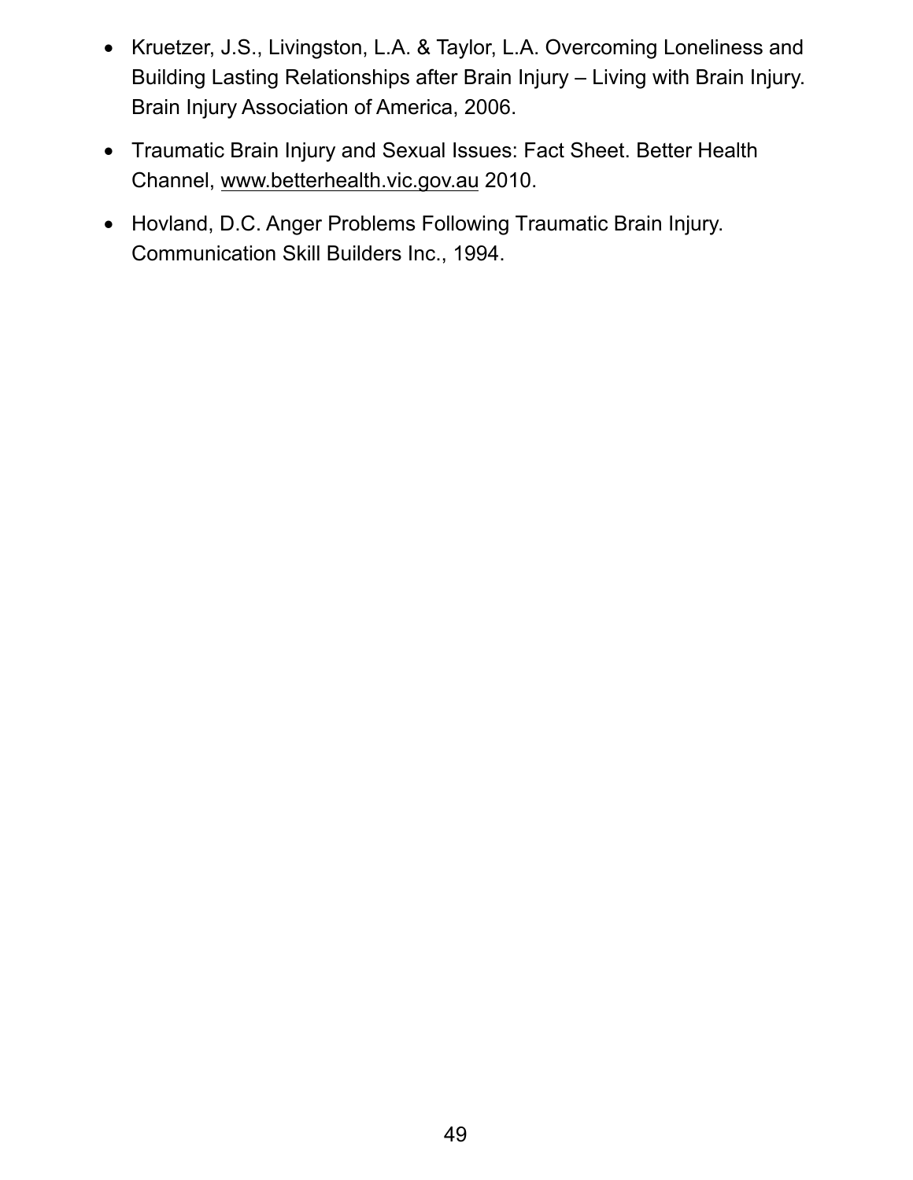- Kruetzer, J.S., Livingston, L.A. & Taylor, L.A. Overcoming Loneliness and Building Lasting Relationships after Brain Injury – Living with Brain Injury. Brain Injury Association of America, 2006.
- Traumatic Brain Injury and Sexual Issues: Fact Sheet. Better Health Channel, www.betterhealth.vic.gov.au 2010.
- Hovland, D.C. Anger Problems Following Traumatic Brain Injury. Communication Skill Builders Inc., 1994.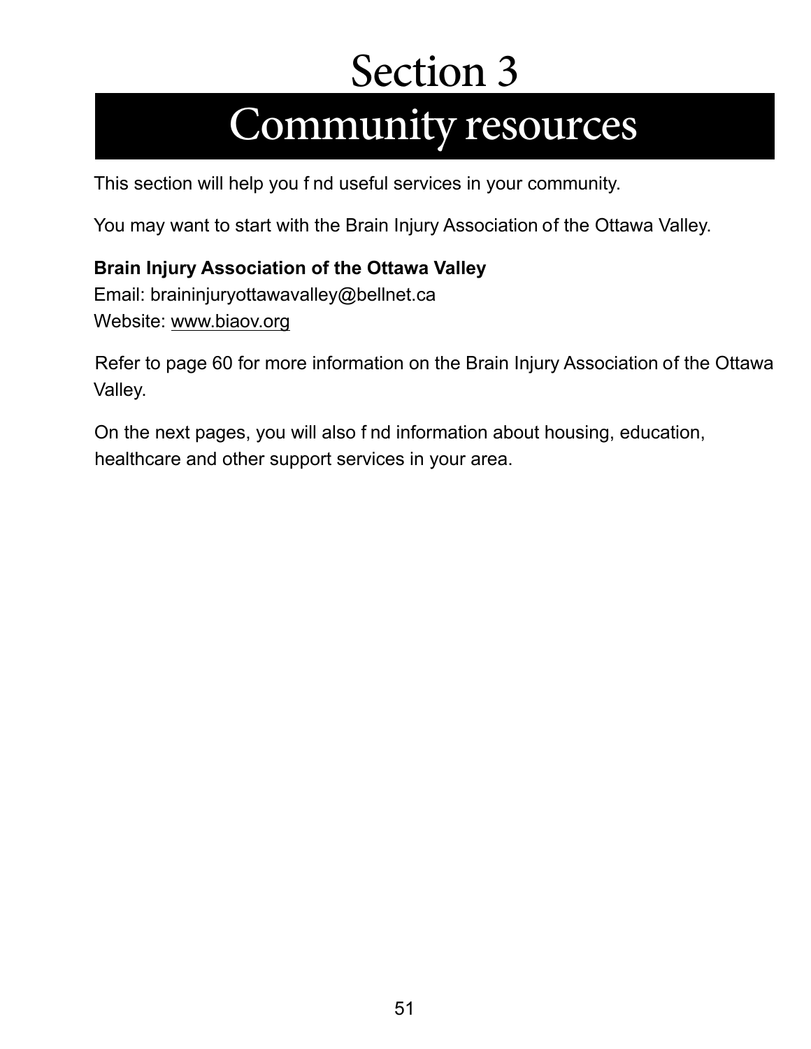# Section 3

## Community resources

This section will help you f nd useful services in your community.

You may want to start with the Brain Injury Association of the Ottawa Valley.

**Brain Injury Association of the Ottawa Valley**
Email: braininjuryottawavalley@bellnet.ca
Website: www.biaov.org

Refer to page 60 for more information on the Brain Injury Association of the Ottawa Valley.

On the next pages, you will also f nd information about housing, education, healthcare and other support services in your area.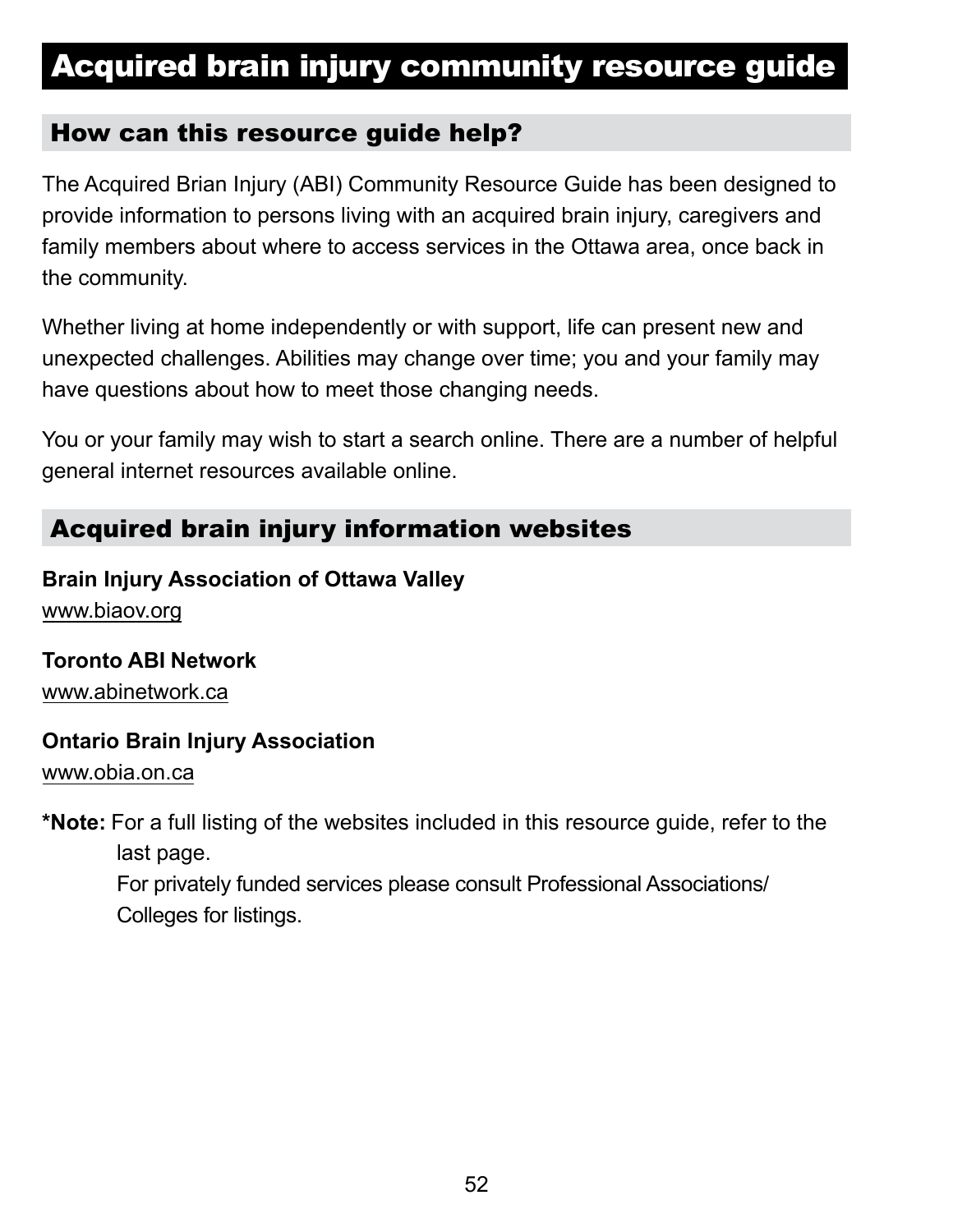# Acquired brain injury community resource guide

## How can this resource guide help?

The Acquired Brian Injury (ABI) Community Resource Guide has been designed to provide information to persons living with an acquired brain injury, caregivers and family members about where to access services in the Ottawa area, once back in the community.

Whether living at home independently or with support, life can present new and unexpected challenges. Abilities may change over time; you and your family may have questions about how to meet those changing needs.

You or your family may wish to start a search online. There are a number of helpful general internet resources available online.

## Acquired brain injury information websites

**Brain Injury Association of Ottawa Valley**
www.biaov.org

**Toronto ABI Network**
www.abinetwork.ca

**Ontario Brain Injury Association**
www.obia.on.ca

***Note:** For a full listing of the websites included in this resource guide, refer to the last page.
For privately funded services please consult Professional Associations/ Colleges for listings.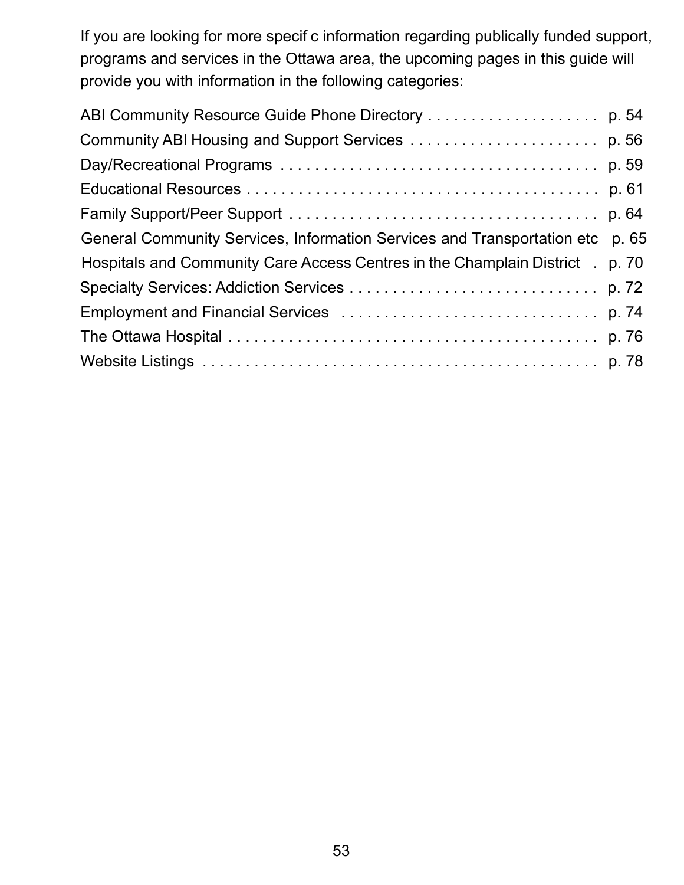If you are looking for more specific information regarding publically funded support, programs and services in the Ottawa area, the upcoming pages in this guide will provide you with information in the following categories:

- ABI Community Resource Guide Phone Directory . . . . . . . . . . . . . . . . . . . . p. 54
- Community ABI Housing and Support Services . . . . . . . . . . . . . . . . . . . . . . p. 56
- Day/Recreational Programs . . . . . . . . . . . . . . . . . . . . . . . . . . . . . . . . . . . . . . p. 59
- Educational Resources . . . . . . . . . . . . . . . . . . . . . . . . . . . . . . . . . . . . . . . . . p. 61
- Family Support/Peer Support . . . . . . . . . . . . . . . . . . . . . . . . . . . . . . . . . . . . p. 64
- General Community Services, Information Services and Transportation etc p. 65
- Hospitals and Community Care Access Centres in the Champlain District . p. 70
- Specialty Services: Addiction Services . . . . . . . . . . . . . . . . . . . . . . . . . . . . p. 72
- Employment and Financial Services . . . . . . . . . . . . . . . . . . . . . . . . . . . . . . p. 74
- The Ottawa Hospital . . . . . . . . . . . . . . . . . . . . . . . . . . . . . . . . . . . . . . . . . . . p. 76
- Website Listings . . . . . . . . . . . . . . . . . . . . . . . . . . . . . . . . . . . . . . . . . . . . . . p. 78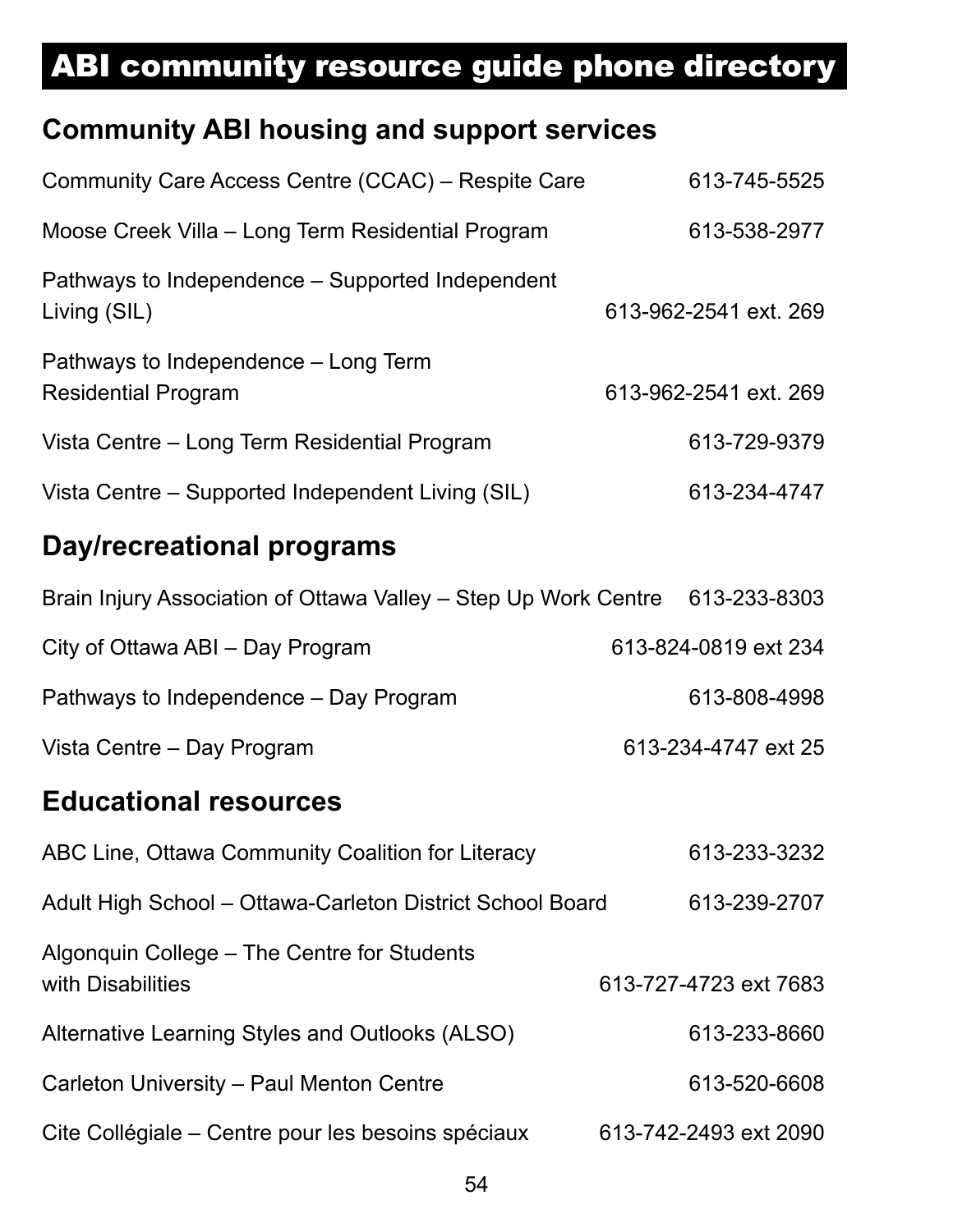# ABI community resource guide phone directory

## Community ABI housing and support services

| | |
|---|---|
| Community Care Access Centre (CCAC) – Respite Care | 613-745-5525 |
| Moose Creek Villa – Long Term Residential Program | 613-538-2977 |
| Pathways to Independence – Supported Independent Living (SIL) | 613-962-2541 ext. 269 |
| Pathways to Independence – Long Term Residential Program | 613-962-2541 ext. 269 |
| Vista Centre – Long Term Residential Program | 613-729-9379 |
| Vista Centre – Supported Independent Living (SIL) | 613-234-4747 |

## Day/recreational programs

| | |
|---|---|
| Brain Injury Association of Ottawa Valley – Step Up Work Centre | 613-233-8303 |
| City of Ottawa ABI – Day Program | 613-824-0819 ext 234 |
| Pathways to Independence – Day Program | 613-808-4998 |
| Vista Centre – Day Program | 613-234-4747 ext 25 |

## Educational resources

| | |
|---|---|
| ABC Line, Ottawa Community Coalition for Literacy | 613-233-3232 |
| Adult High School – Ottawa-Carleton District School Board | 613-239-2707 |
| Algonquin College – The Centre for Students with Disabilities | 613-727-4723 ext 7683 |
| Alternative Learning Styles and Outlooks (ALSO) | 613-233-8660 |
| Carleton University – Paul Menton Centre | 613-520-6608 |
| Cite Collégiale – Centre pour les besoins spéciaux | 613-742-2493 ext 2090 |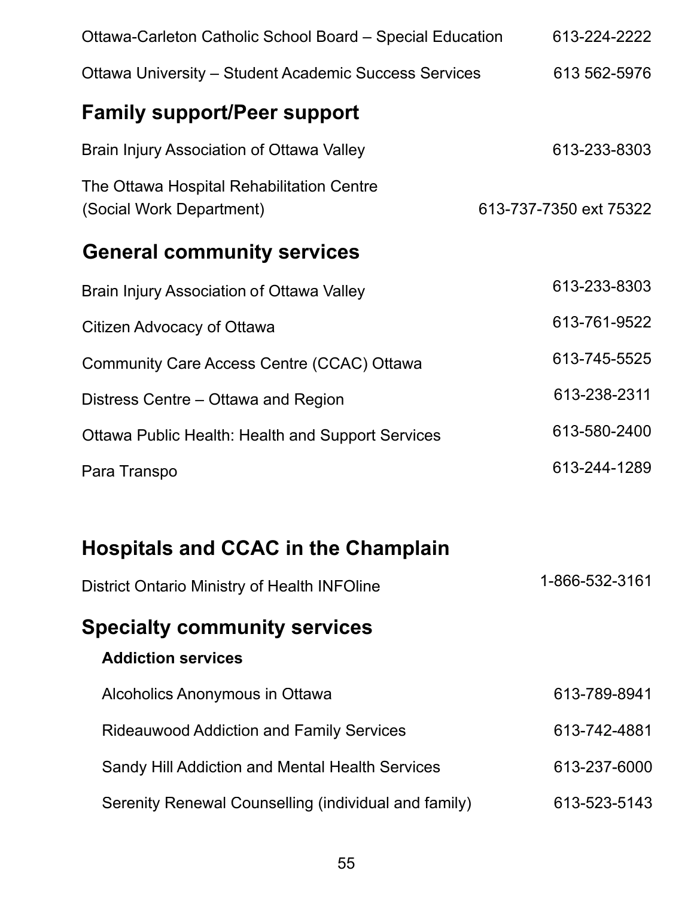Ottawa-Carleton Catholic School Board – Special Education 613-224-2222

Ottawa University – Student Academic Success Services 613 562-5976

## Family support/Peer support

Brain Injury Association of Ottawa Valley 613-233-8303

The Ottawa Hospital Rehabilitation Centre (Social Work Department) 613-737-7350 ext 75322

## General community services

Brain Injury Association of Ottawa Valley 613-233-8303

Citizen Advocacy of Ottawa 613-761-9522

Community Care Access Centre (CCAC) Ottawa 613-745-5525

Distress Centre – Ottawa and Region 613-238-2311

Ottawa Public Health: Health and Support Services 613-580-2400

Para Transpo 613-244-1289

## Hospitals and CCAC in the Champlain

District Ontario Ministry of Health INFOline 1-866-532-3161

## Specialty community services

### Addiction services

Alcoholics Anonymous in Ottawa 613-789-8941

Rideauwood Addiction and Family Services 613-742-4881

Sandy Hill Addiction and Mental Health Services 613-237-6000

Serenity Renewal Counselling (individual and family) 613-523-5143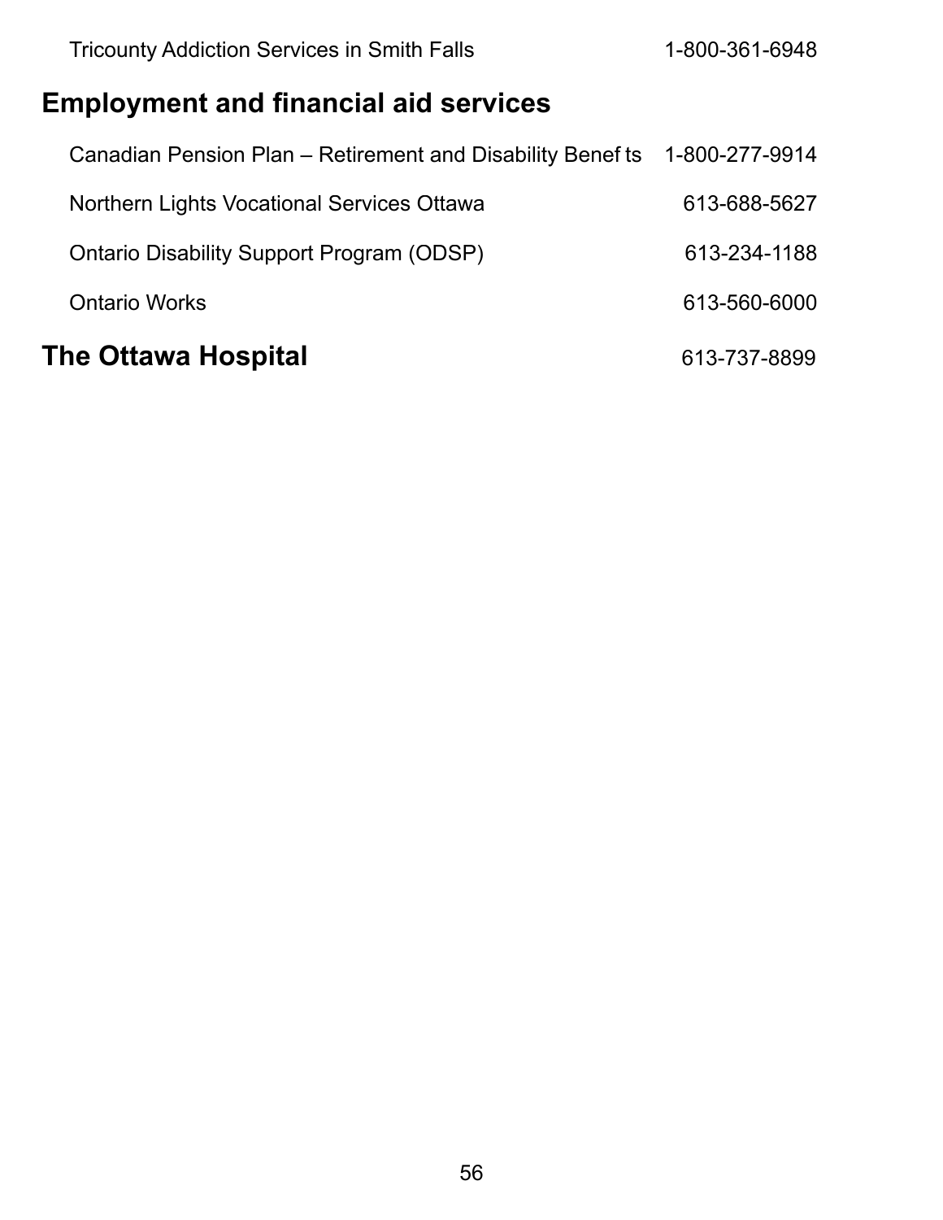Tricounty Addiction Services in Smith Falls 1-800-361-6948

## Employment and financial aid services

Canadian Pension Plan – Retirement and Disability Benef ts 1-800-277-9914

Northern Lights Vocational Services Ottawa 613-688-5627

Ontario Disability Support Program (ODSP) 613-234-1188

Ontario Works 613-560-6000

## The Ottawa Hospital 613-737-8899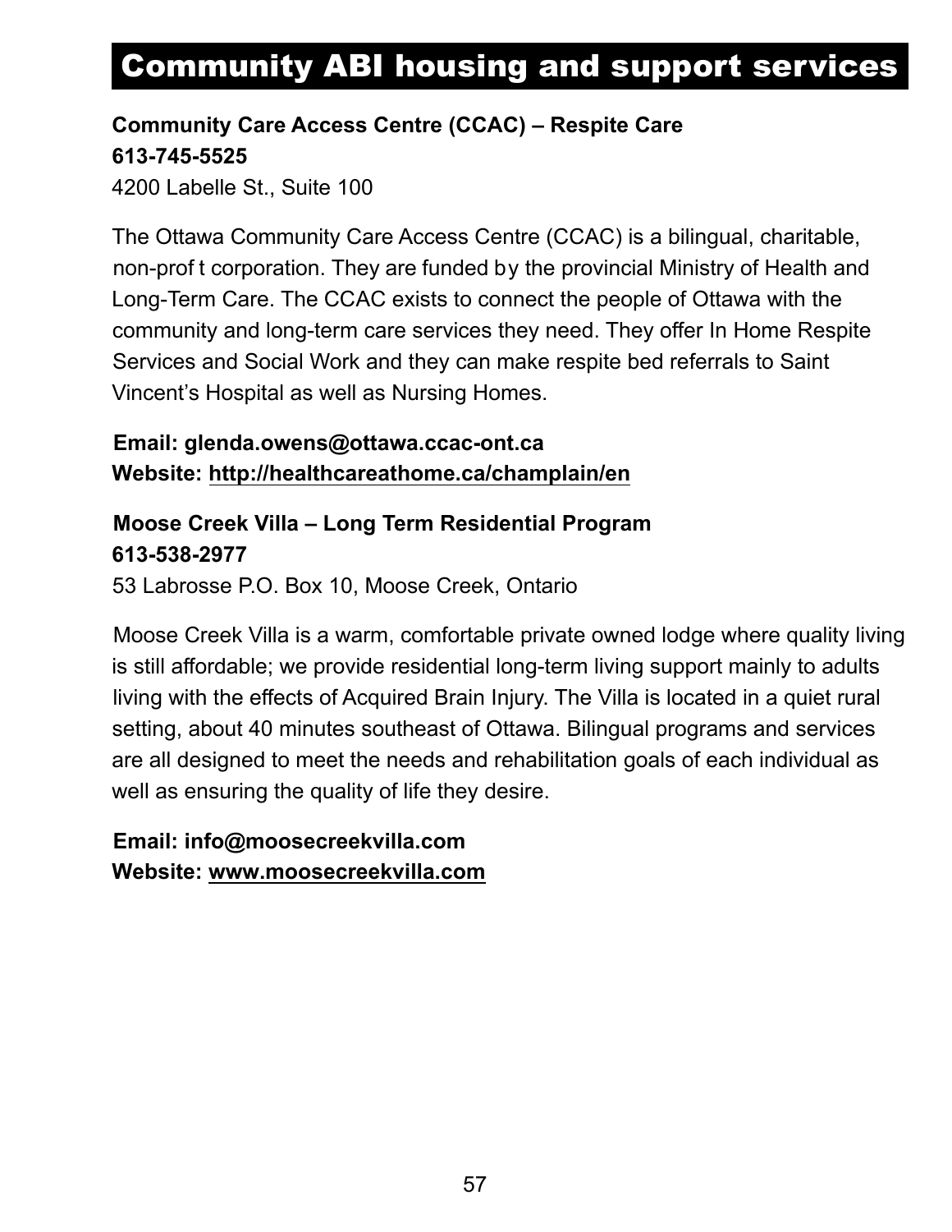# Community ABI housing and support services

**Community Care Access Centre (CCAC) – Respite Care**
**613-745-5525**
4200 Labelle St., Suite 100

The Ottawa Community Care Access Centre (CCAC) is a bilingual, charitable, non-profit corporation. They are funded by the provincial Ministry of Health and Long-Term Care. The CCAC exists to connect the people of Ottawa with the community and long-term care services they need. They offer In Home Respite Services and Social Work and they can make respite bed referrals to Saint Vincent's Hospital as well as Nursing Homes.

**Email: glenda.owens@ottawa.ccac-ont.ca**
**Website: http://healthcareathome.ca/champlain/en**

**Moose Creek Villa – Long Term Residential Program**
**613-538-2977**
53 Labrosse P.O. Box 10, Moose Creek, Ontario

Moose Creek Villa is a warm, comfortable private owned lodge where quality living is still affordable; we provide residential long-term living support mainly to adults living with the effects of Acquired Brain Injury. The Villa is located in a quiet rural setting, about 40 minutes southeast of Ottawa. Bilingual programs and services are all designed to meet the needs and rehabilitation goals of each individual as well as ensuring the quality of life they desire.

**Email: info@moosecreekvilla.com**
**Website: www.moosecreekvilla.com**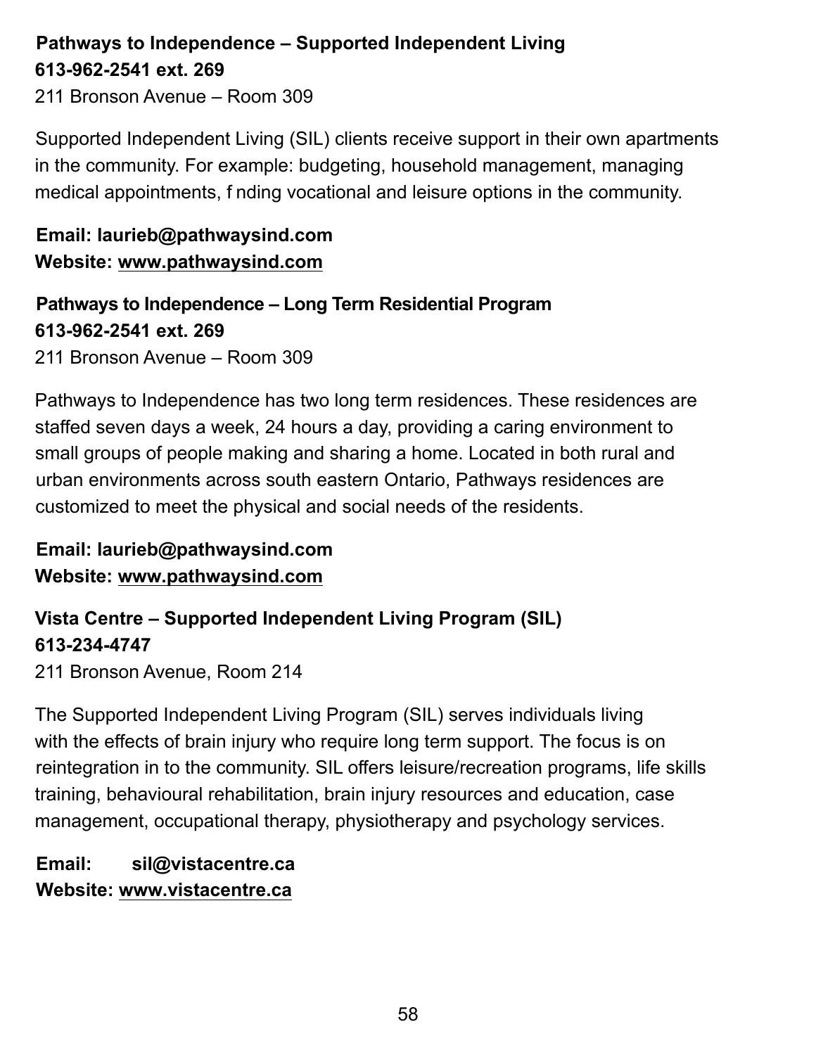**Pathways to Independence – Supported Independent Living**
**613-962-2541 ext. 269**
211 Bronson Avenue – Room 309

Supported Independent Living (SIL) clients receive support in their own apartments in the community. For example: budgeting, household management, managing medical appointments, f nding vocational and leisure options in the community.

**Email: laurieb@pathwaysind.com**
**Website: www.pathwaysind.com**

**Pathways to Independence – Long Term Residential Program**
**613-962-2541 ext. 269**
211 Bronson Avenue – Room 309

Pathways to Independence has two long term residences. These residences are staffed seven days a week, 24 hours a day, providing a caring environment to small groups of people making and sharing a home. Located in both rural and urban environments across south eastern Ontario, Pathways residences are customized to meet the physical and social needs of the residents.

**Email: laurieb@pathwaysind.com**
**Website: www.pathwaysind.com**

**Vista Centre – Supported Independent Living Program (SIL)**
**613-234-4747**
211 Bronson Avenue, Room 214

The Supported Independent Living Program (SIL) serves individuals living with the effects of brain injury who require long term support. The focus is on reintegration in to the community. SIL offers leisure/recreation programs, life skills training, behavioural rehabilitation, brain injury resources and education, case management, occupational therapy, physiotherapy and psychology services.

**Email: sil@vistacentre.ca**
**Website: www.vistacentre.ca**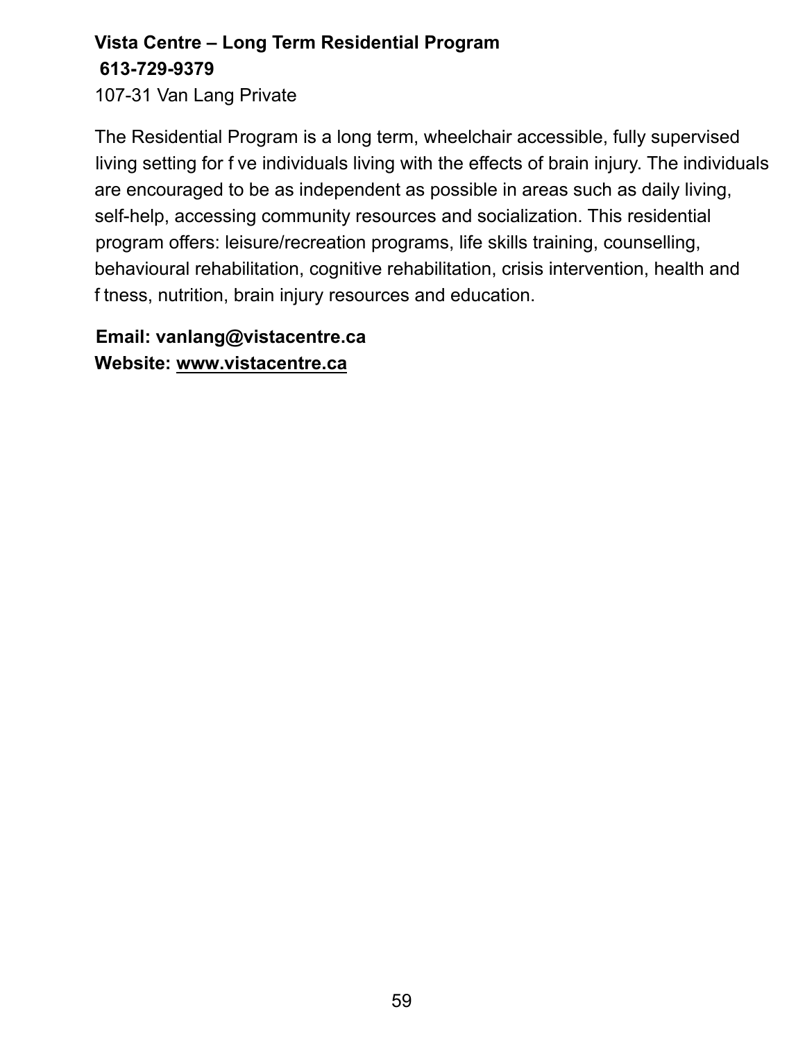**Vista Centre – Long Term Residential Program**
**613-729-9379**
107-31 Van Lang Private

The Residential Program is a long term, wheelchair accessible, fully supervised living setting for five individuals living with the effects of brain injury. The individuals are encouraged to be as independent as possible in areas such as daily living, self-help, accessing community resources and socialization. This residential program offers: leisure/recreation programs, life skills training, counselling, behavioural rehabilitation, cognitive rehabilitation, crisis intervention, health and fitness, nutrition, brain injury resources and education.

**Email: vanlang@vistacentre.ca**
**Website: www.vistacentre.ca**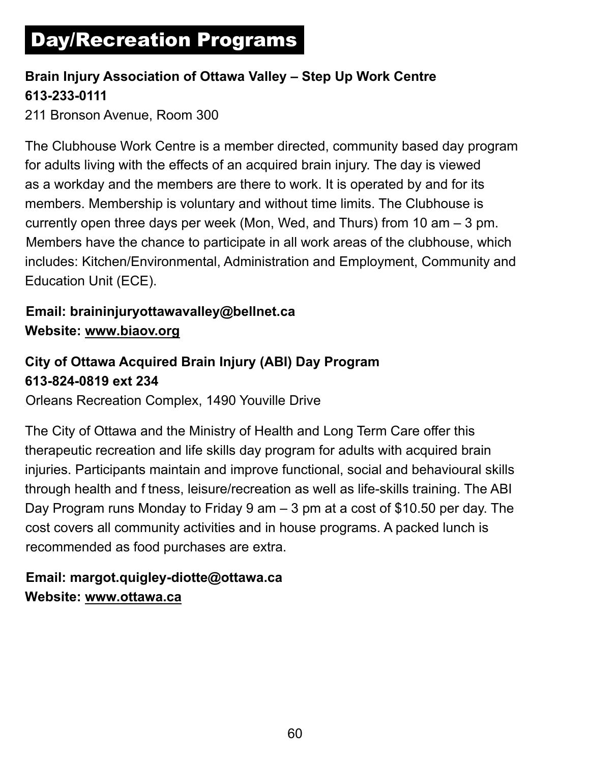# Day/Recreation Programs

**Brain Injury Association of Ottawa Valley – Step Up Work Centre**
**613-233-0111**
211 Bronson Avenue, Room 300

The Clubhouse Work Centre is a member directed, community based day program for adults living with the effects of an acquired brain injury. The day is viewed as a workday and the members are there to work. It is operated by and for its members. Membership is voluntary and without time limits. The Clubhouse is currently open three days per week (Mon, Wed, and Thurs) from 10 am – 3 pm. Members have the chance to participate in all work areas of the clubhouse, which includes: Kitchen/Environmental, Administration and Employment, Community and Education Unit (ECE).

**Email: braininjuryottawavalley@bellnet.ca**
**Website: www.biaov.org**

**City of Ottawa Acquired Brain Injury (ABI) Day Program**
**613-824-0819 ext 234**
Orleans Recreation Complex, 1490 Youville Drive

The City of Ottawa and the Ministry of Health and Long Term Care offer this therapeutic recreation and life skills day program for adults with acquired brain injuries. Participants maintain and improve functional, social and behavioural skills through health and f tness, leisure/recreation as well as life-skills training. The ABI Day Program runs Monday to Friday 9 am – 3 pm at a cost of $10.50 per day. The cost covers all community activities and in house programs. A packed lunch is recommended as food purchases are extra.

**Email: margot.quigley-diotte@ottawa.ca**
**Website: www.ottawa.ca**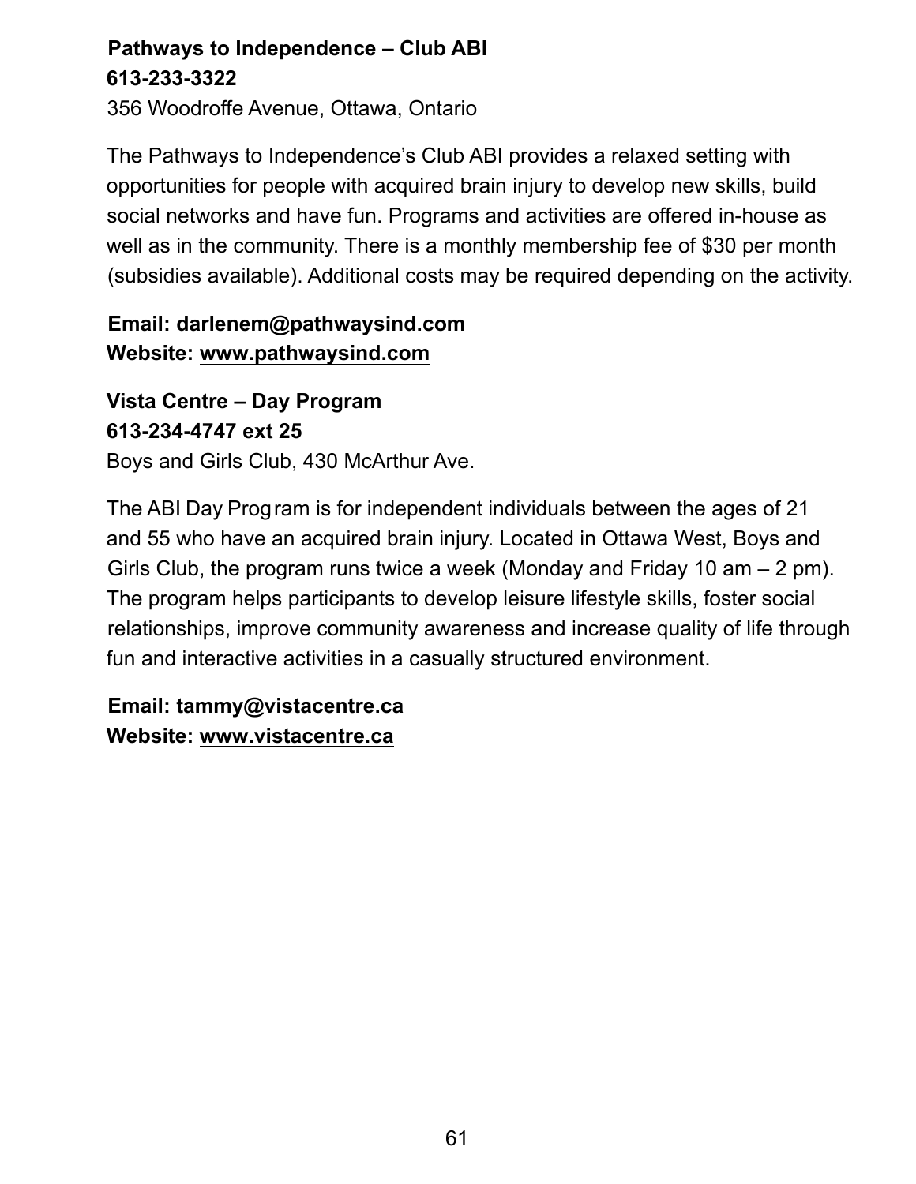**Pathways to Independence – Club ABI**
**613-233-3322**
356 Woodroffe Avenue, Ottawa, Ontario

The Pathways to Independence's Club ABI provides a relaxed setting with opportunities for people with acquired brain injury to develop new skills, build social networks and have fun. Programs and activities are offered in-house as well as in the community. There is a monthly membership fee of $30 per month (subsidies available). Additional costs may be required depending on the activity.

**Email: darlenem@pathwaysind.com**
**Website: www.pathwaysind.com**

**Vista Centre – Day Program**
**613-234-4747 ext 25**
Boys and Girls Club, 430 McArthur Ave.

The ABI Day Program is for independent individuals between the ages of 21 and 55 who have an acquired brain injury. Located in Ottawa West, Boys and Girls Club, the program runs twice a week (Monday and Friday 10 am – 2 pm). The program helps participants to develop leisure lifestyle skills, foster social relationships, improve community awareness and increase quality of life through fun and interactive activities in a casually structured environment.

**Email: tammy@vistacentre.ca**
**Website: www.vistacentre.ca**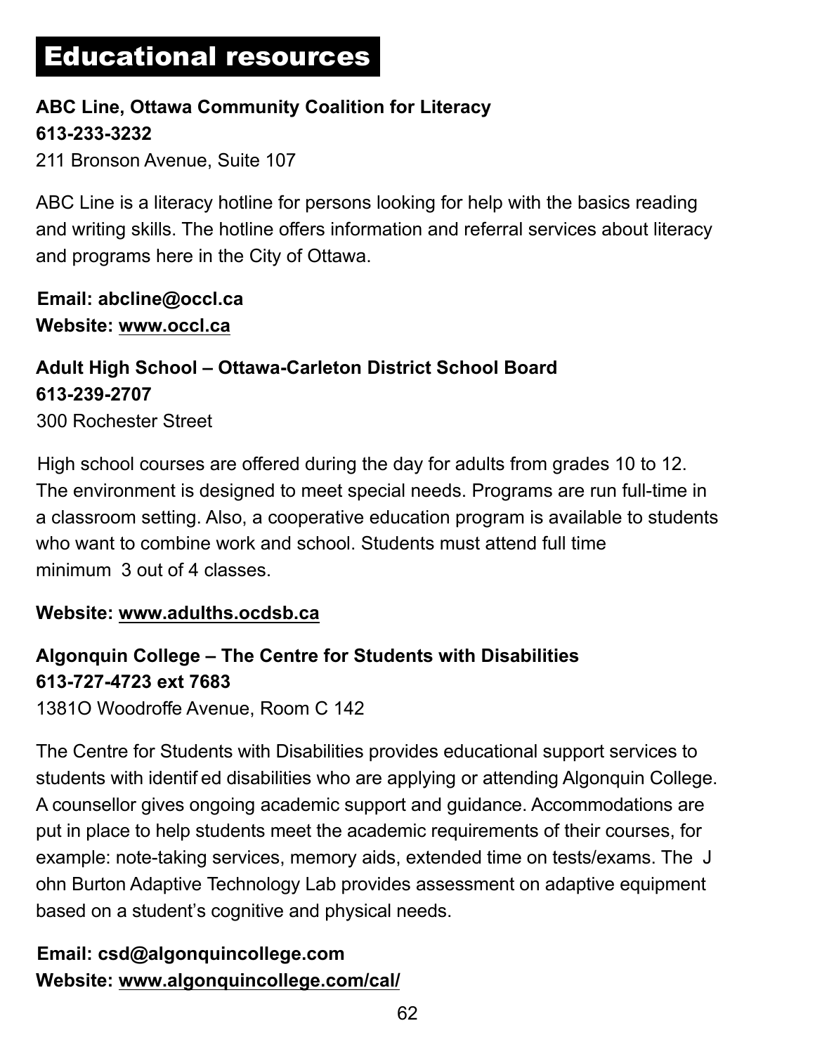# Educational resources

**ABC Line, Ottawa Community Coalition for Literacy**
**613-233-3232**
211 Bronson Avenue, Suite 107

ABC Line is a literacy hotline for persons looking for help with the basics reading and writing skills. The hotline offers information and referral services about literacy and programs here in the City of Ottawa.

**Email: abcline@occl.ca**
**Website: www.occl.ca**

**Adult High School – Ottawa-Carleton District School Board**
**613-239-2707**
300 Rochester Street

High school courses are offered during the day for adults from grades 10 to 12. The environment is designed to meet special needs. Programs are run full-time in a classroom setting. Also, a cooperative education program is available to students who want to combine work and school. Students must attend full time minimum 3 out of 4 classes.

**Website: www.adulths.ocdsb.ca**

**Algonquin College – The Centre for Students with Disabilities**
**613-727-4723 ext 7683**
1381O Woodroffe Avenue, Room C 142

The Centre for Students with Disabilities provides educational support services to students with identif ed disabilities who are applying or attending Algonquin College. A counsellor gives ongoing academic support and guidance. Accommodations are put in place to help students meet the academic requirements of their courses, for example: note-taking services, memory aids, extended time on tests/exams. The J ohn Burton Adaptive Technology Lab provides assessment on adaptive equipment based on a student's cognitive and physical needs.

**Email: csd@algonquincollege.com**
**Website: www.algonquincollege.com/cal/**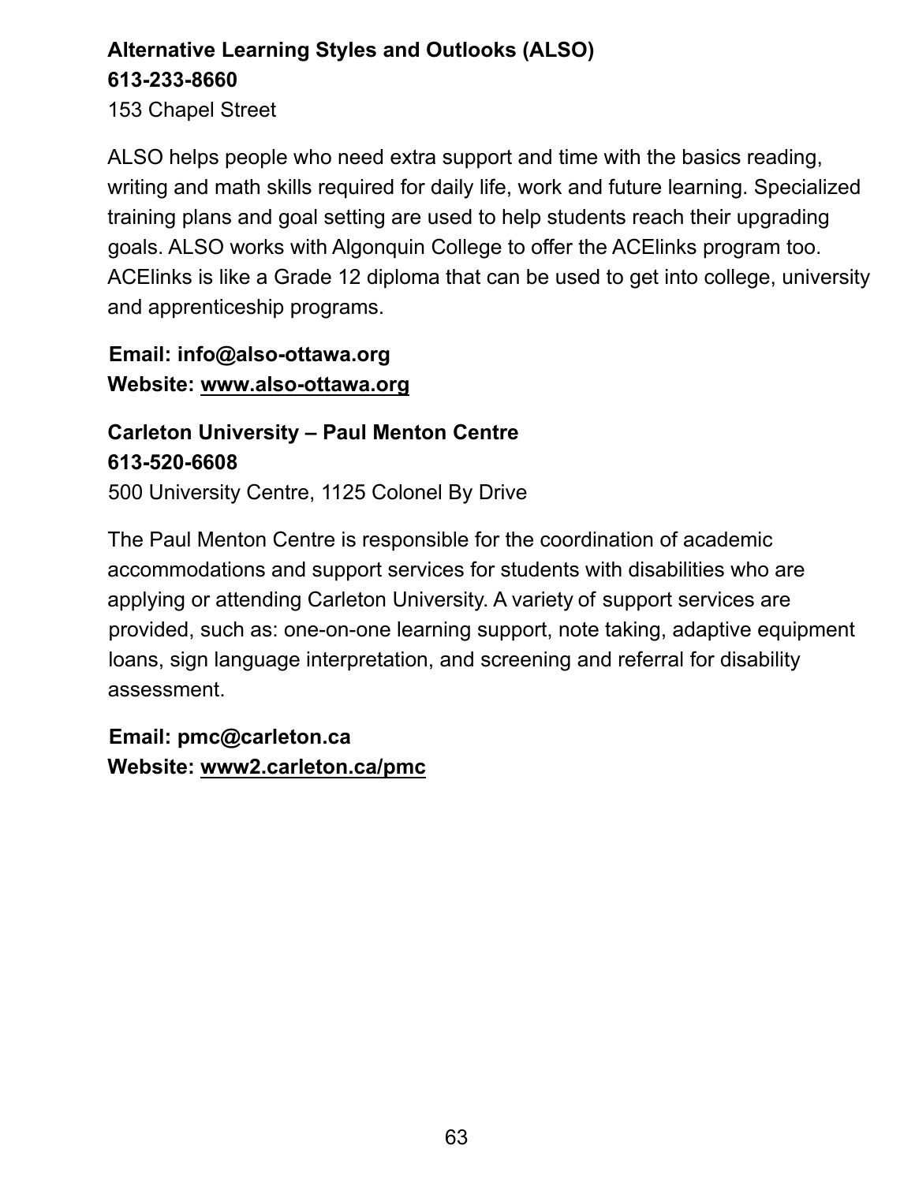**Alternative Learning Styles and Outlooks (ALSO)**
**613-233-8660**
153 Chapel Street

ALSO helps people who need extra support and time with the basics reading, writing and math skills required for daily life, work and future learning. Specialized training plans and goal setting are used to help students reach their upgrading goals. ALSO works with Algonquin College to offer the ACElinks program too. ACElinks is like a Grade 12 diploma that can be used to get into college, university and apprenticeship programs.

**Email: info@also-ottawa.org**
**Website: www.also-ottawa.org**

**Carleton University – Paul Menton Centre**
**613-520-6608**
500 University Centre, 1125 Colonel By Drive

The Paul Menton Centre is responsible for the coordination of academic accommodations and support services for students with disabilities who are applying or attending Carleton University. A variety of support services are provided, such as: one-on-one learning support, note taking, adaptive equipment loans, sign language interpretation, and screening and referral for disability assessment.

**Email: pmc@carleton.ca**
**Website: www2.carleton.ca/pmc**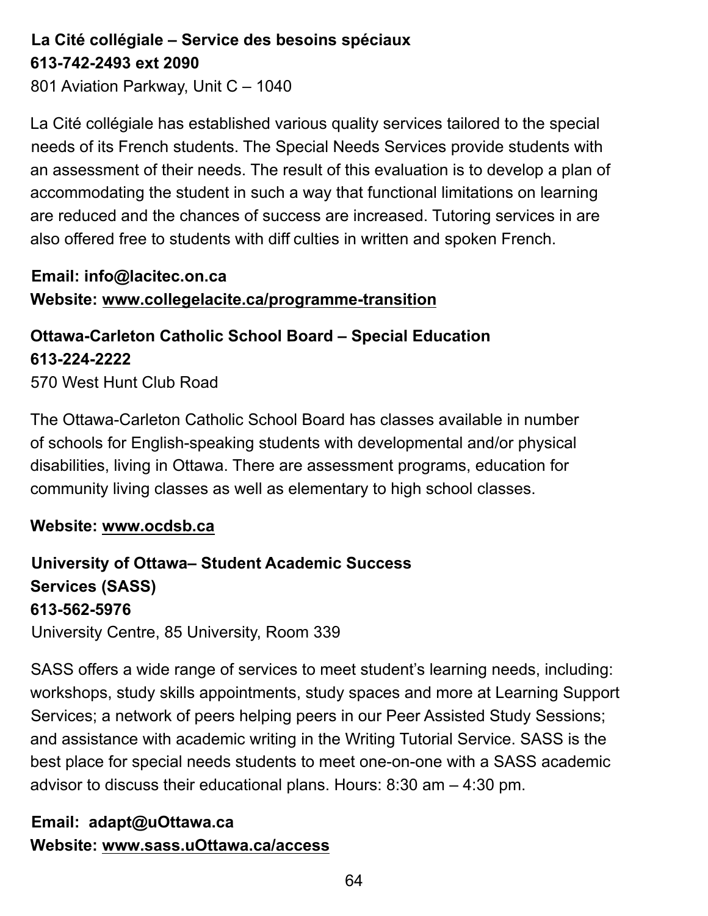**La Cité collégiale – Service des besoins spéciaux**
**613-742-2493 ext 2090**
801 Aviation Parkway, Unit C – 1040

La Cité collégiale has established various quality services tailored to the special needs of its French students. The Special Needs Services provide students with an assessment of their needs. The result of this evaluation is to develop a plan of accommodating the student in such a way that functional limitations on learning are reduced and the chances of success are increased. Tutoring services in are also offered free to students with diff culties in written and spoken French.

**Email: info@lacitec.on.ca**
**Website: www.collegelacite.ca/programme-transition**

**Ottawa-Carleton Catholic School Board – Special Education**
**613-224-2222**
570 West Hunt Club Road

The Ottawa-Carleton Catholic School Board has classes available in number of schools for English-speaking students with developmental and/or physical disabilities, living in Ottawa. There are assessment programs, education for community living classes as well as elementary to high school classes.

**Website: www.ocdsb.ca**

**University of Ottawa– Student Academic Success Services (SASS)**
**613-562-5976**
University Centre, 85 University, Room 339

SASS offers a wide range of services to meet student's learning needs, including: workshops, study skills appointments, study spaces and more at Learning Support Services; a network of peers helping peers in our Peer Assisted Study Sessions; and assistance with academic writing in the Writing Tutorial Service. SASS is the best place for special needs students to meet one-on-one with a SASS academic advisor to discuss their educational plans. Hours: 8:30 am – 4:30 pm.

**Email: adapt@uOttawa.ca**
**Website: www.sass.uOttawa.ca/access**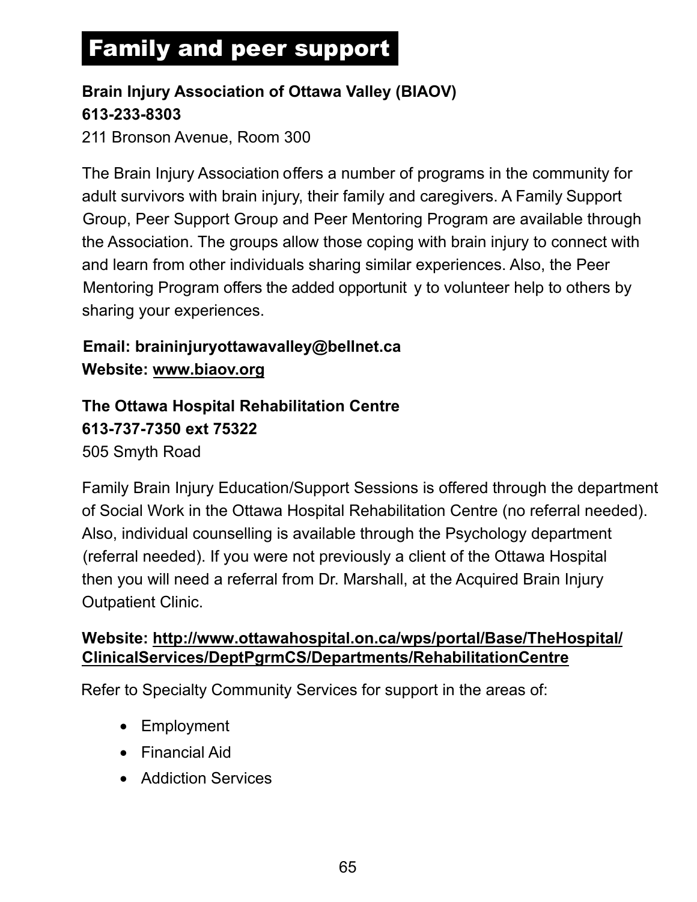# Family and peer support

**Brain Injury Association of Ottawa Valley (BIAOV)**
**613-233-8303**
211 Bronson Avenue, Room 300

The Brain Injury Association offers a number of programs in the community for adult survivors with brain injury, their family and caregivers. A Family Support Group, Peer Support Group and Peer Mentoring Program are available through the Association. The groups allow those coping with brain injury to connect with and learn from other individuals sharing similar experiences. Also, the Peer Mentoring Program offers the added opportunity to volunteer help to others by sharing your experiences.

**Email: braininjuryottawavalley@bellnet.ca**
**Website: www.biaov.org**

**The Ottawa Hospital Rehabilitation Centre**
**613-737-7350 ext 75322**
505 Smyth Road

Family Brain Injury Education/Support Sessions is offered through the department of Social Work in the Ottawa Hospital Rehabilitation Centre (no referral needed). Also, individual counselling is available through the Psychology department (referral needed). If you were not previously a client of the Ottawa Hospital then you will need a referral from Dr. Marshall, at the Acquired Brain Injury Outpatient Clinic.

**Website: http://www.ottawahospital.on.ca/wps/portal/Base/TheHospital/ClinicalServices/DeptPgrmCS/Departments/RehabilitationCentre**

Refer to Specialty Community Services for support in the areas of:

- Employment
- Financial Aid
- Addiction Services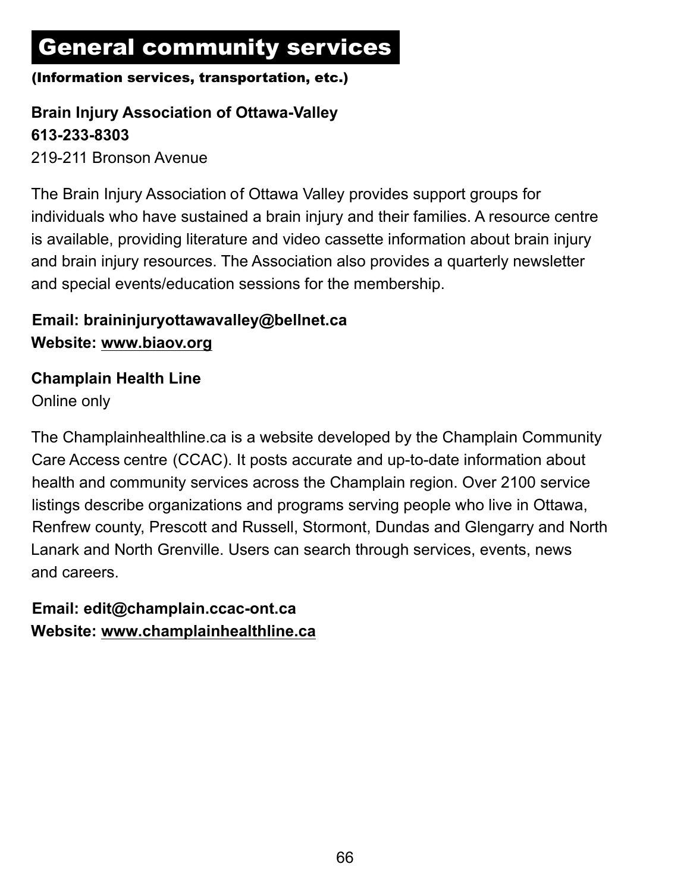# General community services

**(Information services, transportation, etc.)**

**Brain Injury Association of Ottawa-Valley**
**613-233-8303**
219-211 Bronson Avenue

The Brain Injury Association of Ottawa Valley provides support groups for individuals who have sustained a brain injury and their families. A resource centre is available, providing literature and video cassette information about brain injury and brain injury resources. The Association also provides a quarterly newsletter and special events/education sessions for the membership.

**Email: braininjuryottawavalley@bellnet.ca**
**Website: www.biaov.org**

**Champlain Health Line**
Online only

The Champlainhealthline.ca is a website developed by the Champlain Community Care Access centre (CCAC). It posts accurate and up-to-date information about health and community services across the Champlain region. Over 2100 service listings describe organizations and programs serving people who live in Ottawa, Renfrew county, Prescott and Russell, Stormont, Dundas and Glengarry and North Lanark and North Grenville. Users can search through services, events, news and careers.

**Email: edit@champlain.ccac-ont.ca**
**Website: www.champlainhealthline.ca**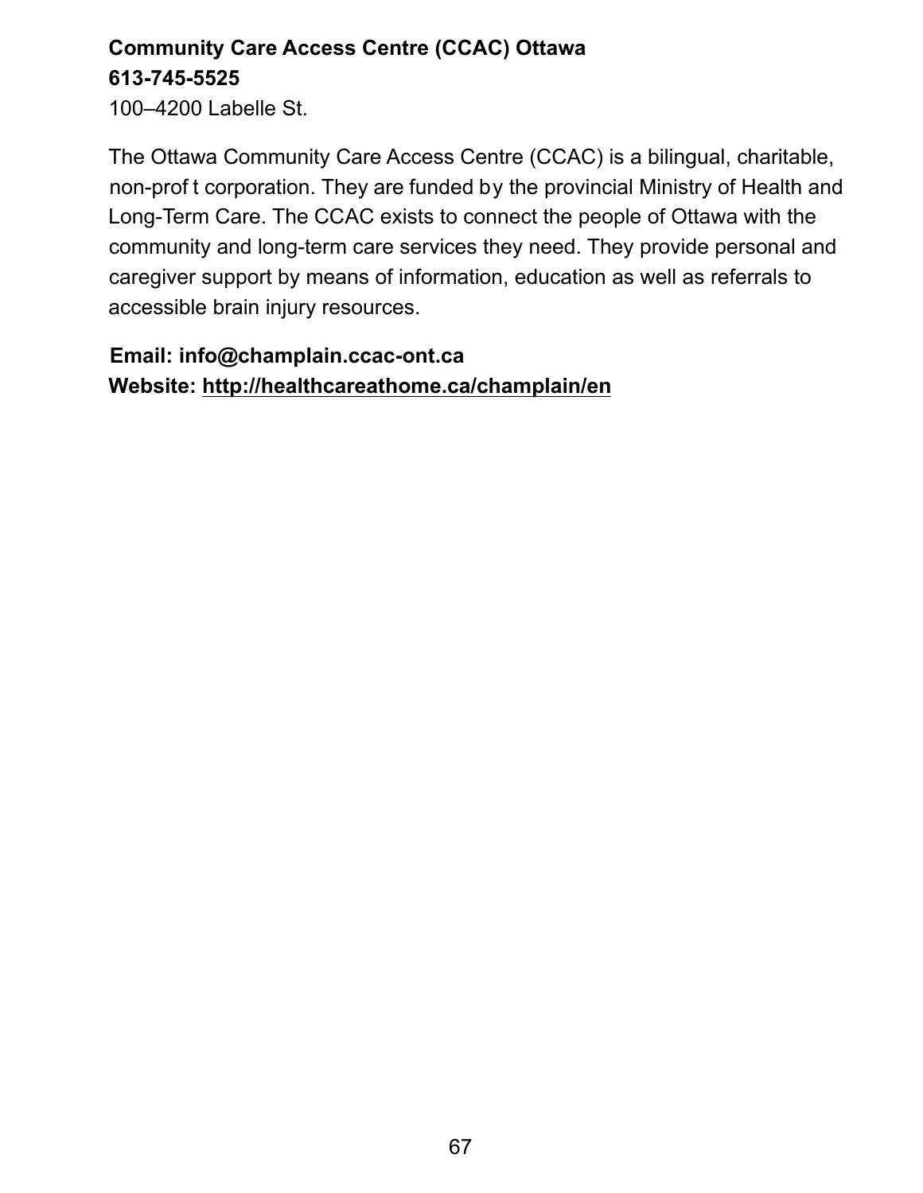**Community Care Access Centre (CCAC) Ottawa**
**613-745-5525**
100–4200 Labelle St.

The Ottawa Community Care Access Centre (CCAC) is a bilingual, charitable, non-profit corporation. They are funded by the provincial Ministry of Health and Long-Term Care. The CCAC exists to connect the people of Ottawa with the community and long-term care services they need. They provide personal and caregiver support by means of information, education as well as referrals to accessible brain injury resources.

**Email: info@champlain.ccac-ont.ca**
**Website: http://healthcareathome.ca/champlain/en**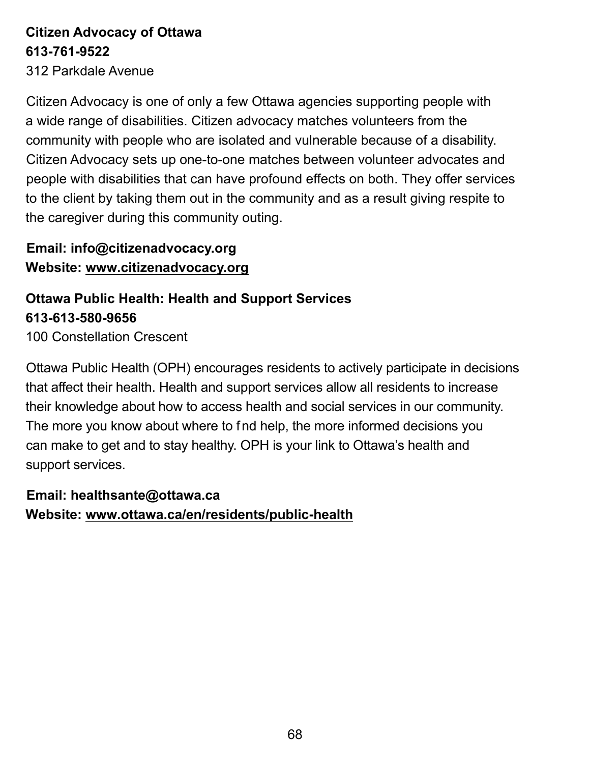**Citizen Advocacy of Ottawa**
**613-761-9522**
312 Parkdale Avenue

Citizen Advocacy is one of only a few Ottawa agencies supporting people with a wide range of disabilities. Citizen advocacy matches volunteers from the community with people who are isolated and vulnerable because of a disability. Citizen Advocacy sets up one-to-one matches between volunteer advocates and people with disabilities that can have profound effects on both. They offer services to the client by taking them out in the community and as a result giving respite to the caregiver during this community outing.

**Email: info@citizenadvocacy.org**
**Website: www.citizenadvocacy.org**

**Ottawa Public Health: Health and Support Services**
**613-613-580-9656**
100 Constellation Crescent

Ottawa Public Health (OPH) encourages residents to actively participate in decisions that affect their health. Health and support services allow all residents to increase their knowledge about how to access health and social services in our community. The more you know about where to find help, the more informed decisions you can make to get and to stay healthy. OPH is your link to Ottawa's health and support services.

**Email: healthsante@ottawa.ca**
**Website: www.ottawa.ca/en/residents/public-health**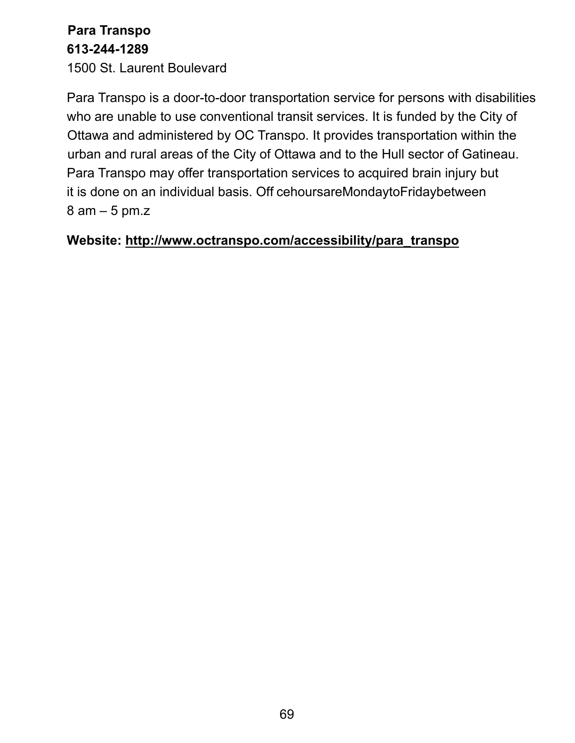**Para Transpo**
**613-244-1289**
1500 St. Laurent Boulevard

Para Transpo is a door-to-door transportation service for persons with disabilities who are unable to use conventional transit services. It is funded by the City of Ottawa and administered by OC Transpo. It provides transportation within the urban and rural areas of the City of Ottawa and to the Hull sector of Gatineau. Para Transpo may offer transportation services to acquired brain injury but it is done on an individual basis. Off cehoursareMondaytoFridaybetween 8 am – 5 pm.z

**Website: http://www.octranspo.com/accessibility/para_transpo**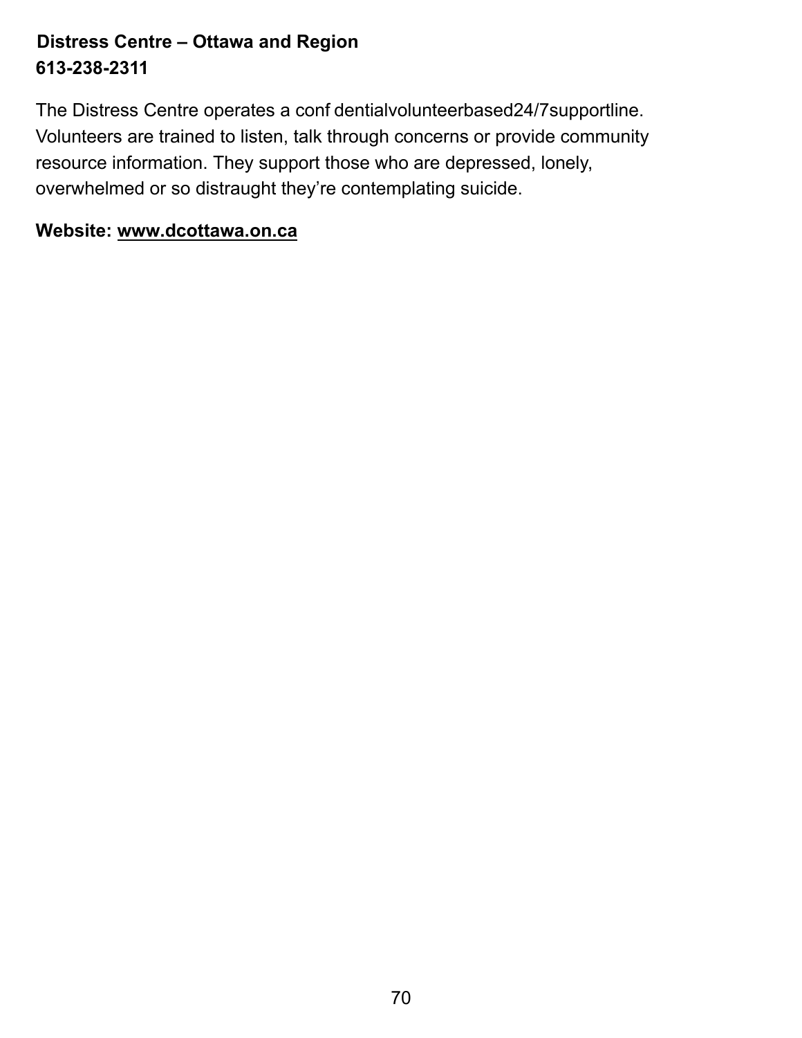**Distress Centre – Ottawa and Region**
**613-238-2311**

The Distress Centre operates a conf dentialvolunteerbased24/7supportline. Volunteers are trained to listen, talk through concerns or provide community resource information. They support those who are depressed, lonely, overwhelmed or so distraught they're contemplating suicide.

**Website: www.dcottawa.on.ca**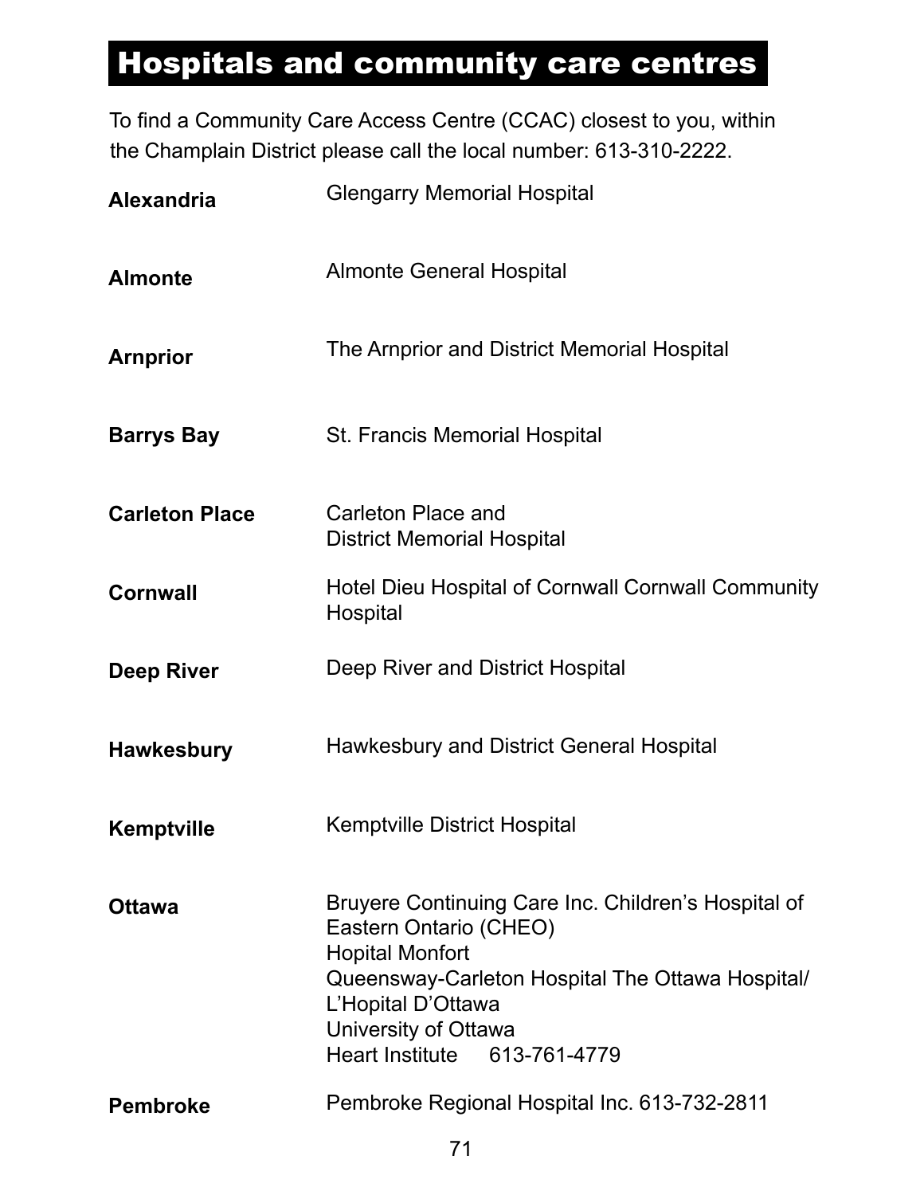# Hospitals and community care centres

To find a Community Care Access Centre (CCAC) closest to you, within the Champlain District please call the local number: 613-310-2222.

| | |
|---|---|
| **Alexandria** | Glengarry Memorial Hospital |
| **Almonte** | Almonte General Hospital |
| **Arnprior** | The Arnprior and District Memorial Hospital |
| **Barrys Bay** | St. Francis Memorial Hospital |
| **Carleton Place** | Carleton Place and District Memorial Hospital |
| **Cornwall** | Hotel Dieu Hospital of Cornwall Cornwall Community Hospital |
| **Deep River** | Deep River and District Hospital |
| **Hawkesbury** | Hawkesbury and District General Hospital |
| **Kemptville** | Kemptville District Hospital |
| **Ottawa** | Bruyere Continuing Care Inc. Children's Hospital of Eastern Ontario (CHEO)<br>Hopital Monfort<br>Queensway-Carleton Hospital The Ottawa Hospital/ L'Hopital D'Ottawa<br>University of Ottawa<br>Heart Institute 613-761-4779 |
| **Pembroke** | Pembroke Regional Hospital Inc. 613-732-2811 |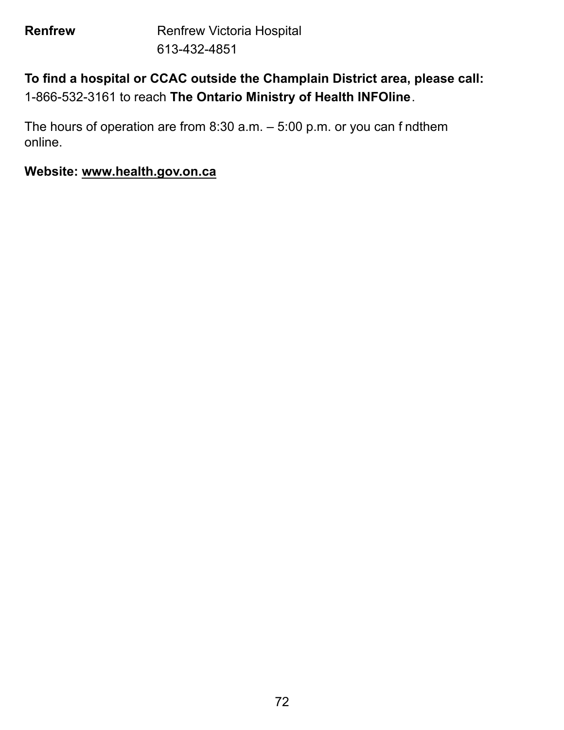**Renfrew** Renfrew Victoria Hospital
613-432-4851

**To find a hospital or CCAC outside the Champlain District area, please call:**
1-866-532-3161 to reach **The Ontario Ministry of Health INFOline**.

The hours of operation are from 8:30 a.m. – 5:00 p.m. or you can f ndthem online.

**Website: www.health.gov.on.ca**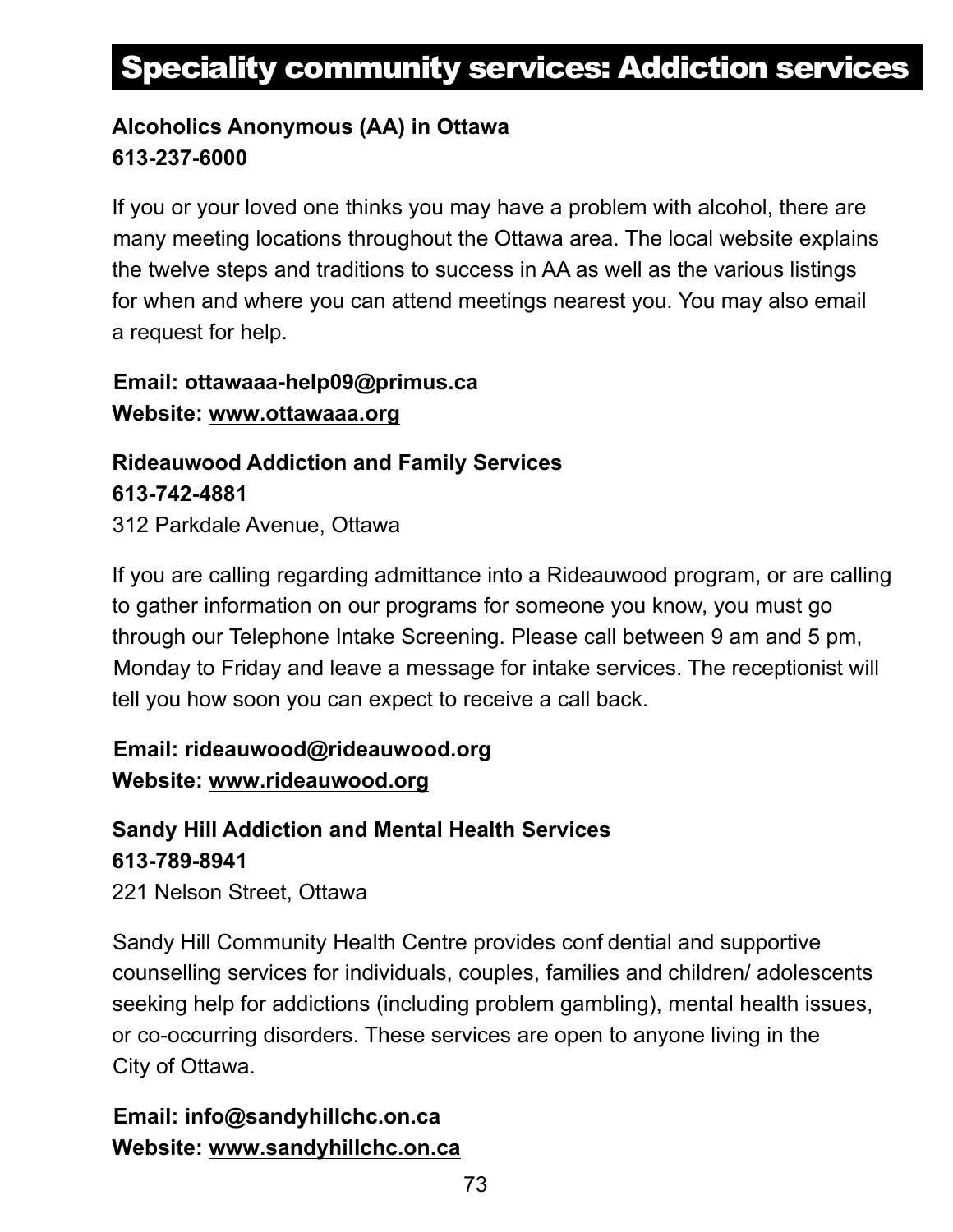# Speciality community services: Addiction services

**Alcoholics Anonymous (AA) in Ottawa**
**613-237-6000**

If you or your loved one thinks you may have a problem with alcohol, there are many meeting locations throughout the Ottawa area. The local website explains the twelve steps and traditions to success in AA as well as the various listings for when and where you can attend meetings nearest you. You may also email a request for help.

**Email: ottawaaa-help09@primus.ca**
**Website: www.ottawaaa.org**

**Rideauwood Addiction and Family Services**
**613-742-4881**
312 Parkdale Avenue, Ottawa

If you are calling regarding admittance into a Rideauwood program, or are calling to gather information on our programs for someone you know, you must go through our Telephone Intake Screening. Please call between 9 am and 5 pm, Monday to Friday and leave a message for intake services. The receptionist will tell you how soon you can expect to receive a call back.

**Email: rideauwood@rideauwood.org**
**Website: www.rideauwood.org**

**Sandy Hill Addiction and Mental Health Services**
**613-789-8941**
221 Nelson Street, Ottawa

Sandy Hill Community Health Centre provides conf dential and supportive counselling services for individuals, couples, families and children/ adolescents seeking help for addictions (including problem gambling), mental health issues, or co-occurring disorders. These services are open to anyone living in the City of Ottawa.

**Email: info@sandyhillchc.on.ca**
**Website: www.sandyhillchc.on.ca**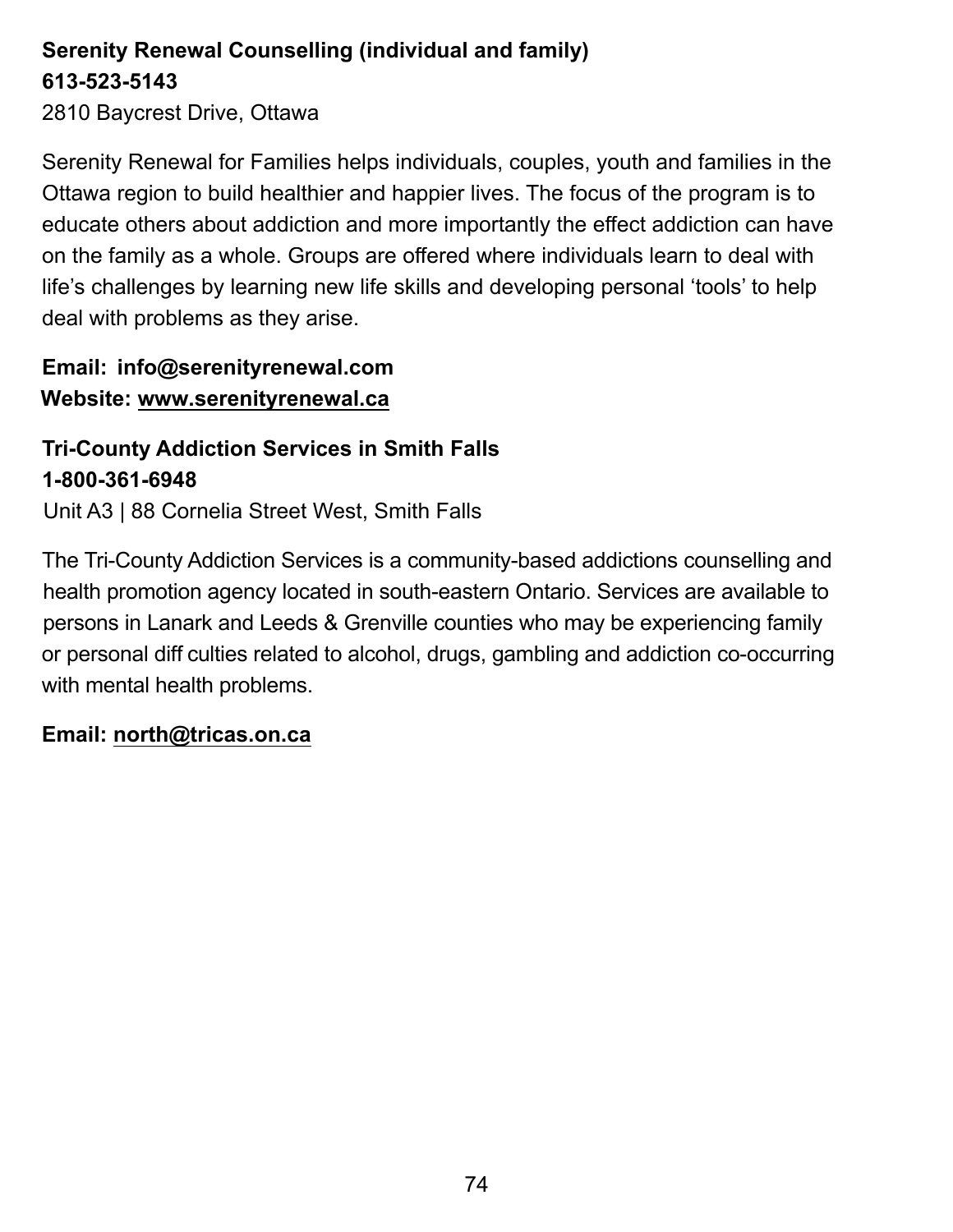**Serenity Renewal Counselling (individual and family)**
**613-523-5143**
2810 Baycrest Drive, Ottawa

Serenity Renewal for Families helps individuals, couples, youth and families in the Ottawa region to build healthier and happier lives. The focus of the program is to educate others about addiction and more importantly the effect addiction can have on the family as a whole. Groups are offered where individuals learn to deal with life's challenges by learning new life skills and developing personal 'tools' to help deal with problems as they arise.

**Email: info@serenityrenewal.com**
**Website: www.serenityrenewal.ca**

**Tri-County Addiction Services in Smith Falls**
**1-800-361-6948**
Unit A3 | 88 Cornelia Street West, Smith Falls

The Tri-County Addiction Services is a community-based addictions counselling and health promotion agency located in south-eastern Ontario. Services are available to persons in Lanark and Leeds & Grenville counties who may be experiencing family or personal diff culties related to alcohol, drugs, gambling and addiction co-occurring with mental health problems.

**Email: north@tricas.on.ca**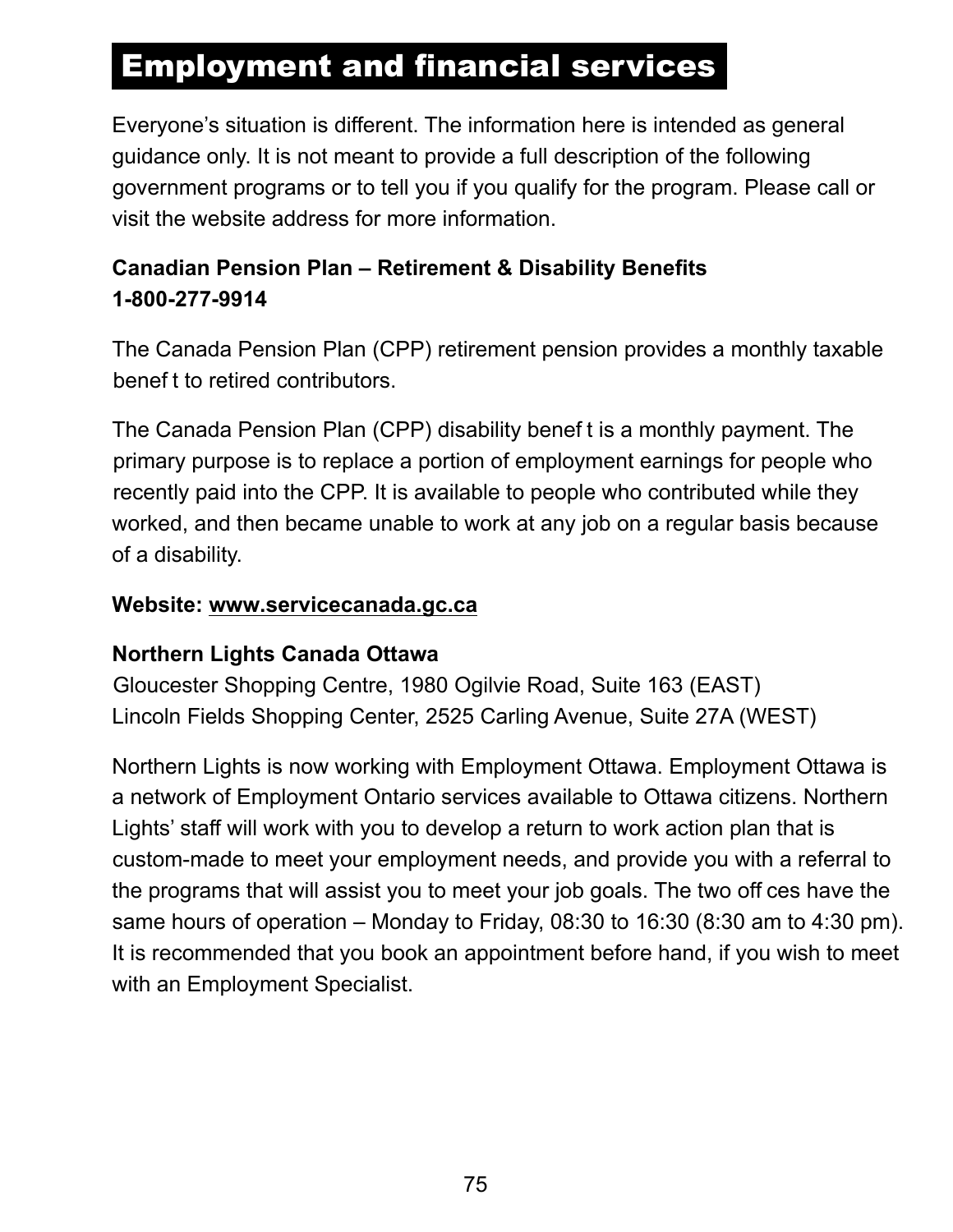# Employment and financial services

Everyone's situation is different. The information here is intended as general guidance only. It is not meant to provide a full description of the following government programs or to tell you if you qualify for the program. Please call or visit the website address for more information.

**Canadian Pension Plan – Retirement & Disability Benefits**
**1-800-277-9914**

The Canada Pension Plan (CPP) retirement pension provides a monthly taxable benef t to retired contributors.

The Canada Pension Plan (CPP) disability benef t is a monthly payment. The primary purpose is to replace a portion of employment earnings for people who recently paid into the CPP. It is available to people who contributed while they worked, and then became unable to work at any job on a regular basis because of a disability.

**Website: www.servicecanada.gc.ca**

**Northern Lights Canada Ottawa**
Gloucester Shopping Centre, 1980 Ogilvie Road, Suite 163 (EAST)
Lincoln Fields Shopping Center, 2525 Carling Avenue, Suite 27A (WEST)

Northern Lights is now working with Employment Ottawa. Employment Ottawa is a network of Employment Ontario services available to Ottawa citizens. Northern Lights' staff will work with you to develop a return to work action plan that is custom-made to meet your employment needs, and provide you with a referral to the programs that will assist you to meet your job goals. The two off ces have the same hours of operation – Monday to Friday, 08:30 to 16:30 (8:30 am to 4:30 pm). It is recommended that you book an appointment before hand, if you wish to meet with an Employment Specialist.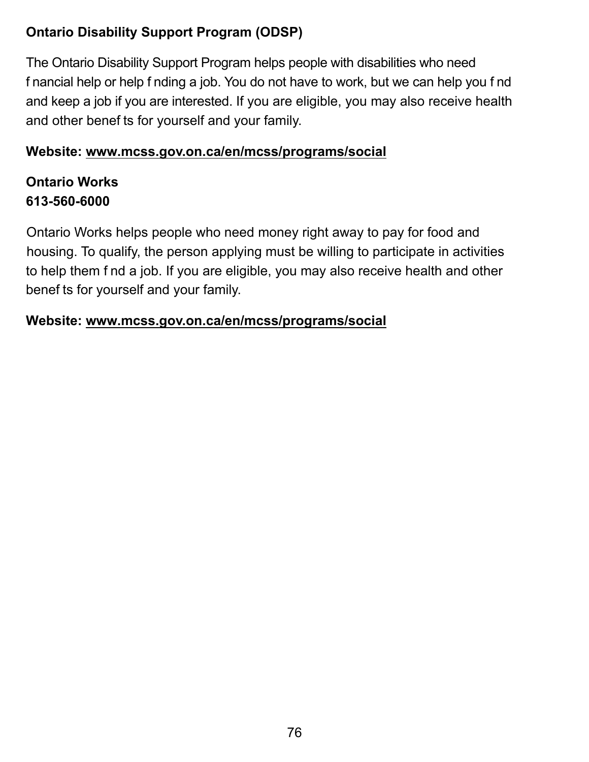**Ontario Disability Support Program (ODSP)**

The Ontario Disability Support Program helps people with disabilities who need financial help or help finding a job. You do not have to work, but we can help you find and keep a job if you are interested. If you are eligible, you may also receive health and other benefits for yourself and your family.

**Website: www.mcss.gov.on.ca/en/mcss/programs/social**

**Ontario Works**
**613-560-6000**

Ontario Works helps people who need money right away to pay for food and housing. To qualify, the person applying must be willing to participate in activities to help them find a job. If you are eligible, you may also receive health and other benefits for yourself and your family.

**Website: www.mcss.gov.on.ca/en/mcss/programs/social**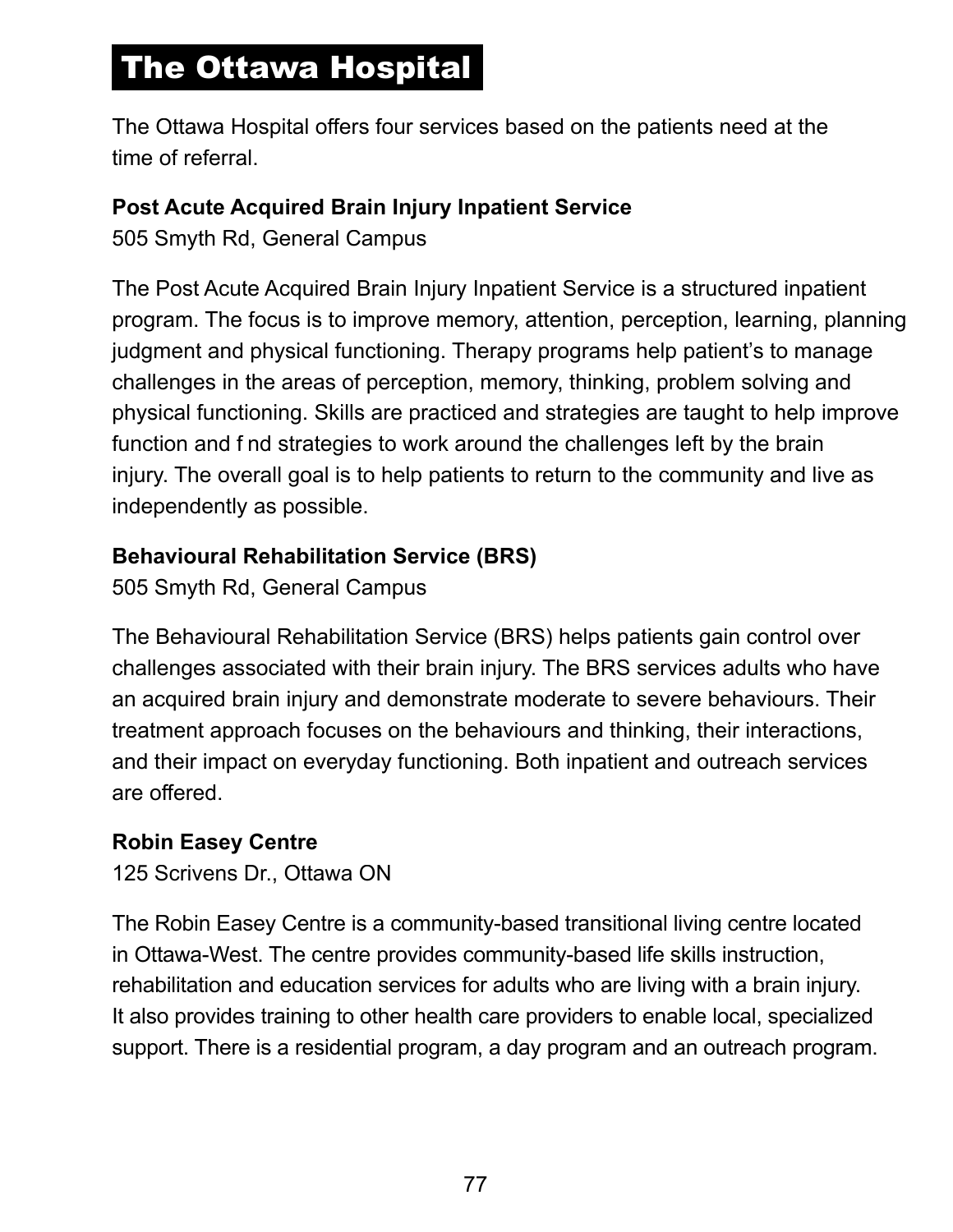# The Ottawa Hospital

The Ottawa Hospital offers four services based on the patients need at the time of referral.

**Post Acute Acquired Brain Injury Inpatient Service**
505 Smyth Rd, General Campus

The Post Acute Acquired Brain Injury Inpatient Service is a structured inpatient program. The focus is to improve memory, attention, perception, learning, planning judgment and physical functioning. Therapy programs help patient's to manage challenges in the areas of perception, memory, thinking, problem solving and physical functioning. Skills are practiced and strategies are taught to help improve function and f nd strategies to work around the challenges left by the brain injury. The overall goal is to help patients to return to the community and live as independently as possible.

**Behavioural Rehabilitation Service (BRS)**
505 Smyth Rd, General Campus

The Behavioural Rehabilitation Service (BRS) helps patients gain control over challenges associated with their brain injury. The BRS services adults who have an acquired brain injury and demonstrate moderate to severe behaviours. Their treatment approach focuses on the behaviours and thinking, their interactions, and their impact on everyday functioning. Both inpatient and outreach services are offered.

**Robin Easey Centre**
125 Scrivens Dr., Ottawa ON

The Robin Easey Centre is a community-based transitional living centre located in Ottawa-West. The centre provides community-based life skills instruction, rehabilitation and education services for adults who are living with a brain injury. It also provides training to other health care providers to enable local, specialized support. There is a residential program, a day program and an outreach program.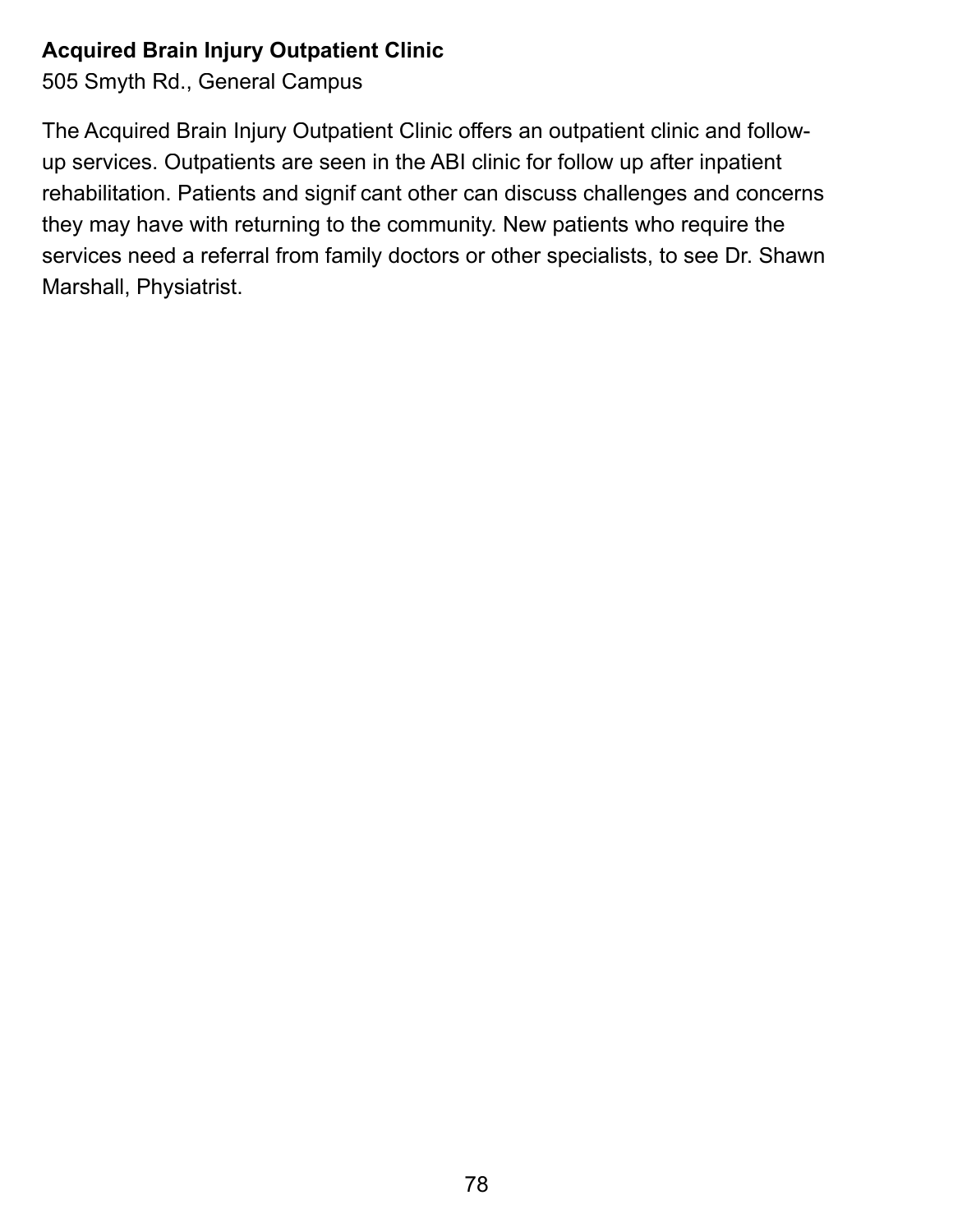**Acquired Brain Injury Outpatient Clinic**
505 Smyth Rd., General Campus

The Acquired Brain Injury Outpatient Clinic offers an outpatient clinic and follow-up services. Outpatients are seen in the ABI clinic for follow up after inpatient rehabilitation. Patients and signif cant other can discuss challenges and concerns they may have with returning to the community. New patients who require the services need a referral from family doctors or other specialists, to see Dr. Shawn Marshall, Physiatrist.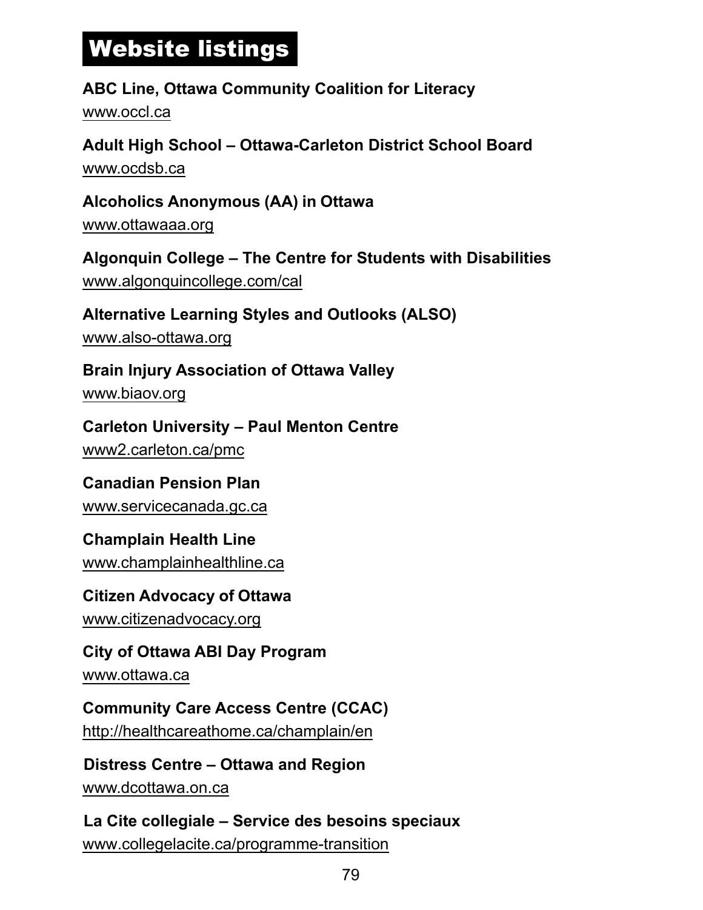# Website listings

**ABC Line, Ottawa Community Coalition for Literacy**
www.occl.ca

**Adult High School – Ottawa-Carleton District School Board**
www.ocdsb.ca

**Alcoholics Anonymous (AA) in Ottawa**
www.ottawaaa.org

**Algonquin College – The Centre for Students with Disabilities**
www.algonquincollege.com/cal

**Alternative Learning Styles and Outlooks (ALSO)**
www.also-ottawa.org

**Brain Injury Association of Ottawa Valley**
www.biaov.org

**Carleton University – Paul Menton Centre**
www2.carleton.ca/pmc

**Canadian Pension Plan**
www.servicecanada.gc.ca

**Champlain Health Line**
www.champlainhealthline.ca

**Citizen Advocacy of Ottawa**
www.citizenadvocacy.org

**City of Ottawa ABI Day Program**
www.ottawa.ca

**Community Care Access Centre (CCAC)**
http://healthcareathome.ca/champlain/en

**Distress Centre – Ottawa and Region**
www.dcottawa.on.ca

**La Cite collegiale – Service des besoins speciaux**
www.collegelacite.ca/programme-transition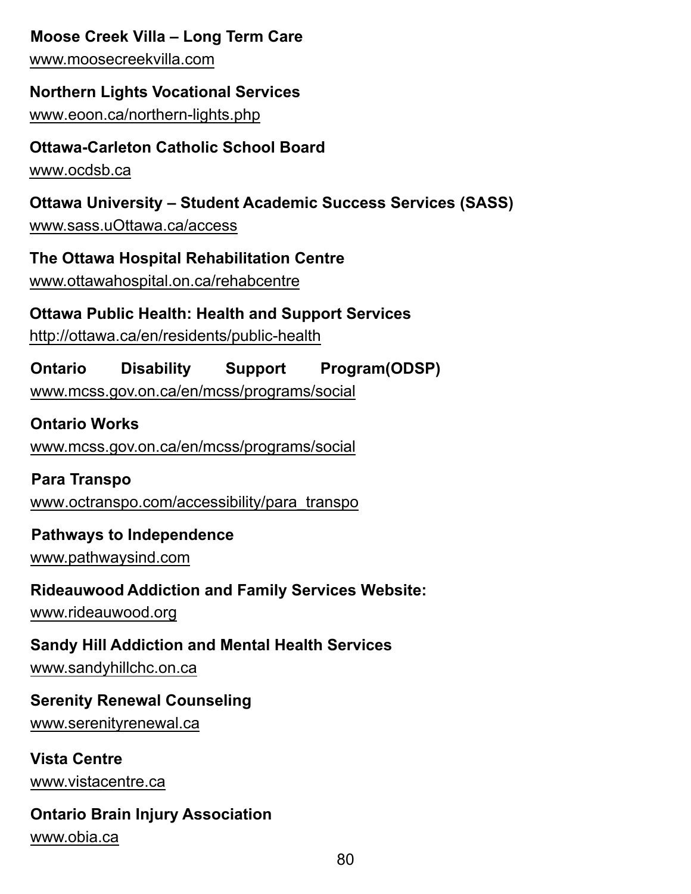**Moose Creek Villa – Long Term Care**
www.moosecreekvilla.com

**Northern Lights Vocational Services**
www.eoon.ca/northern-lights.php

**Ottawa-Carleton Catholic School Board**
www.ocdsb.ca

**Ottawa University – Student Academic Success Services (SASS)**
www.sass.uOttawa.ca/access

**The Ottawa Hospital Rehabilitation Centre**
www.ottawahospital.on.ca/rehabcentre

**Ottawa Public Health: Health and Support Services**
http://ottawa.ca/en/residents/public-health

**Ontario Disability Support Program(ODSP)**
www.mcss.gov.on.ca/en/mcss/programs/social

**Ontario Works**
www.mcss.gov.on.ca/en/mcss/programs/social

**Para Transpo**
www.octranspo.com/accessibility/para_transpo

**Pathways to Independence**
www.pathwaysind.com

**Rideauwood Addiction and Family Services Website:**
www.rideauwood.org

**Sandy Hill Addiction and Mental Health Services**
www.sandyhillchc.on.ca

**Serenity Renewal Counseling**
www.serenityrenewal.ca

**Vista Centre**
www.vistacentre.ca

**Ontario Brain Injury Association**
www.obia.ca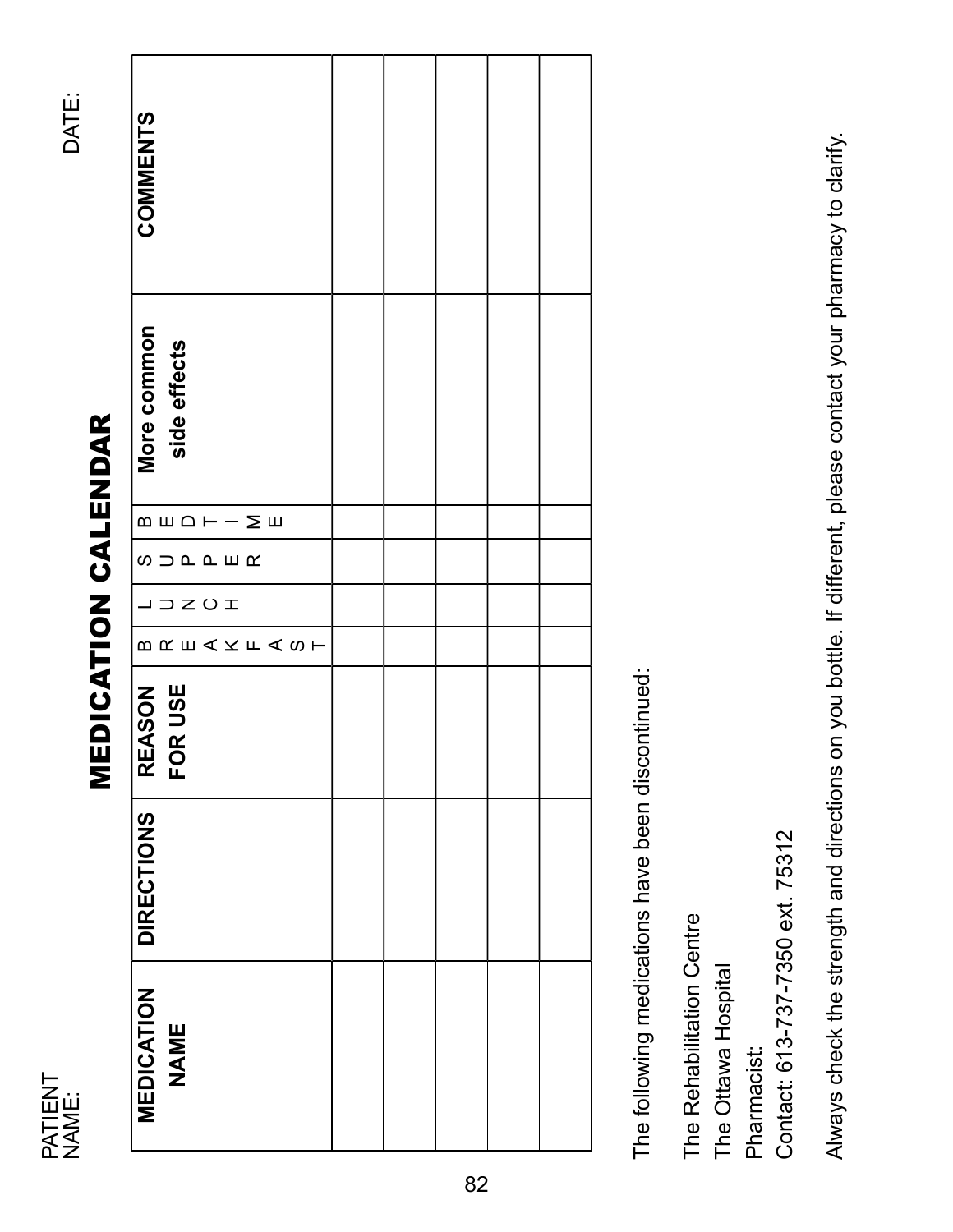PATIENT NAME:

DATE:

# MEDICATION CALENDAR

| MEDICATION NAME | DIRECTIONS | REASON FOR USE | BREAKFAST | LUNCH | SUPPER | BEDTIME | More common side effects | COMMENTS |
|---|---|---|---|---|---|---|---|---|
| | | | | | | | | |
| | | | | | | | | |
| | | | | | | | | |
| | | | | | | | | |
| | | | | | | | | |

The following medications have been discontinued:

The Rehabilitation Centre
The Ottawa Hospital
Pharmacist:
Contact: 613-737-7350 ext. 75312

Always check the strength and directions on you bottle. If different, please contact your pharmacy to clarify.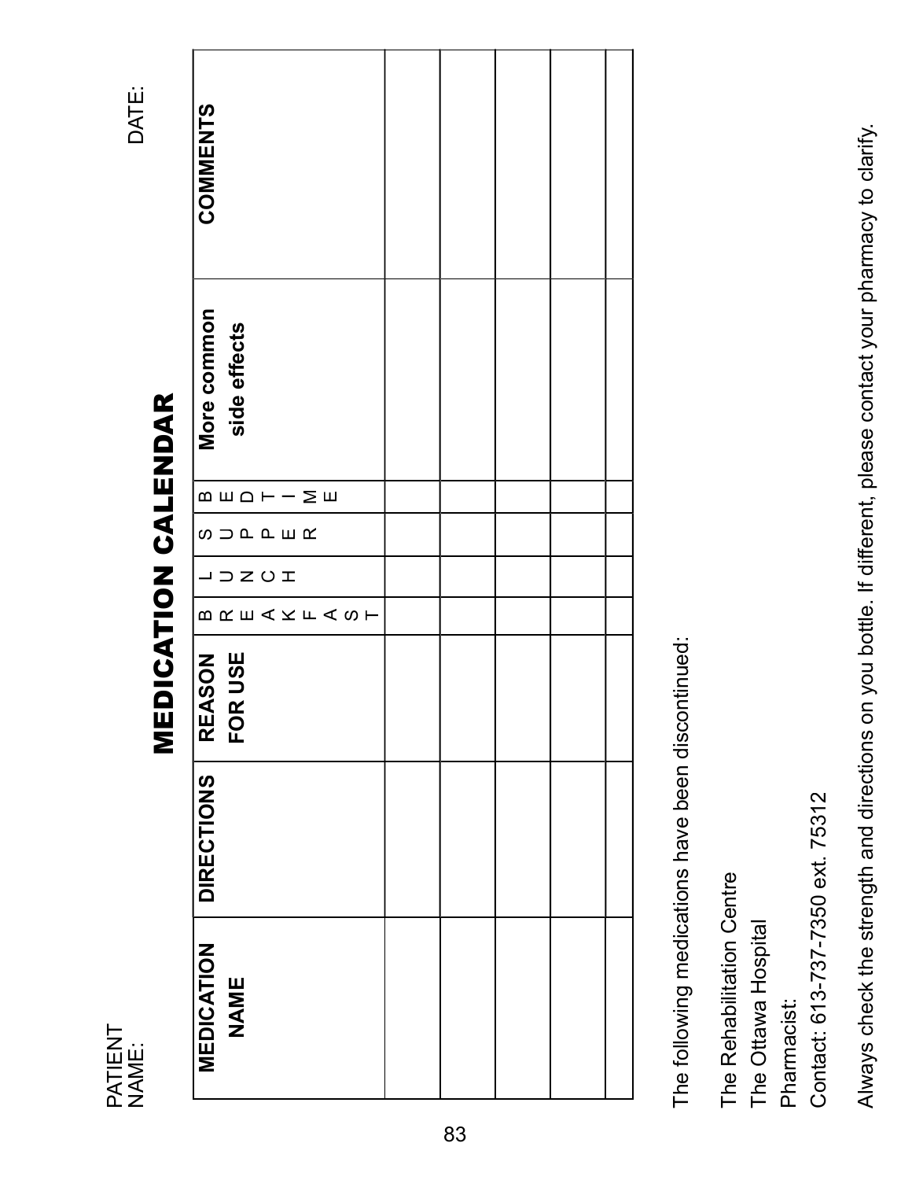PATIENT NAME:

DATE:

# MEDICATION CALENDAR

| MEDICATION NAME | DIRECTIONS | REASON FOR USE | BREAKFAST | LUNCH | SUPPER | BEDTIME | More common side effects | COMMENTS |
|---|---|---|---|---|---|---|---|---|
| | | | | | | | | |
| | | | | | | | | |
| | | | | | | | | |
| | | | | | | | | |
| | | | | | | | | |

The following medications have been discontinued:

The Rehabilitation Centre
The Ottawa Hospital
Pharmacist:
Contact: 613-737-7350 ext. 75312

Always check the strength and directions on you bottle. If different, please contact your pharmacy to clarify.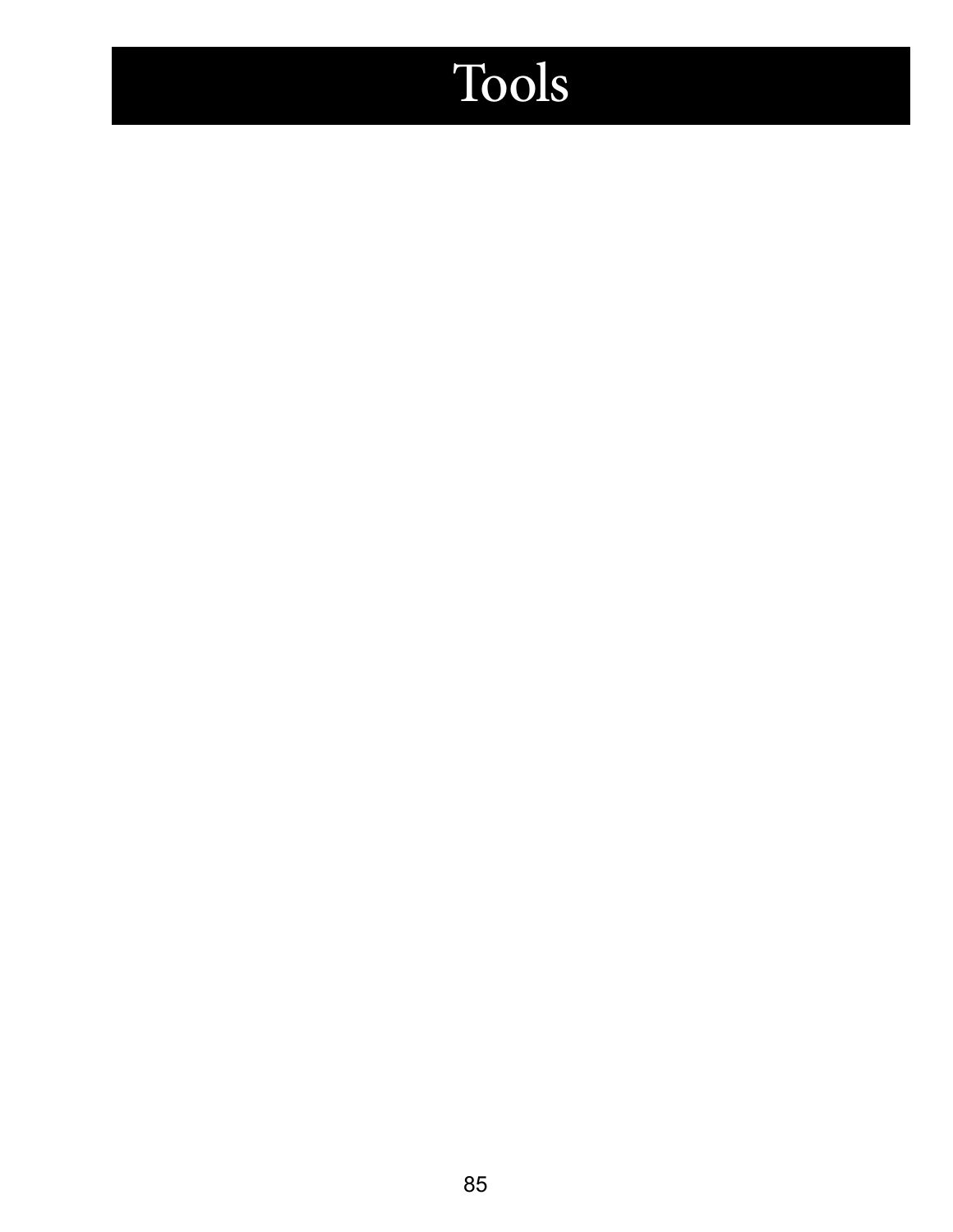# Tools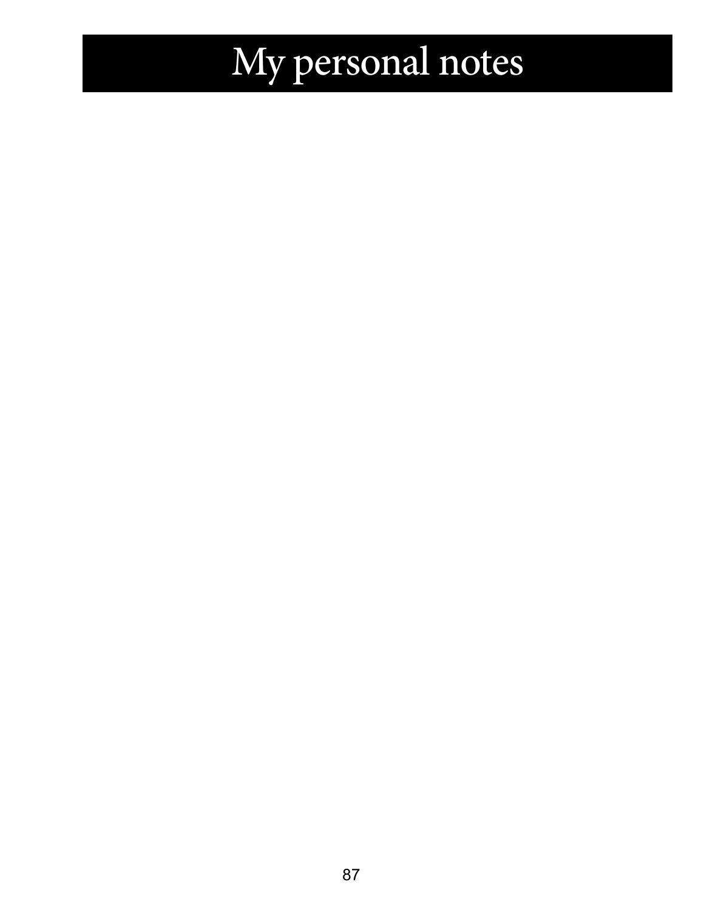# My personal notes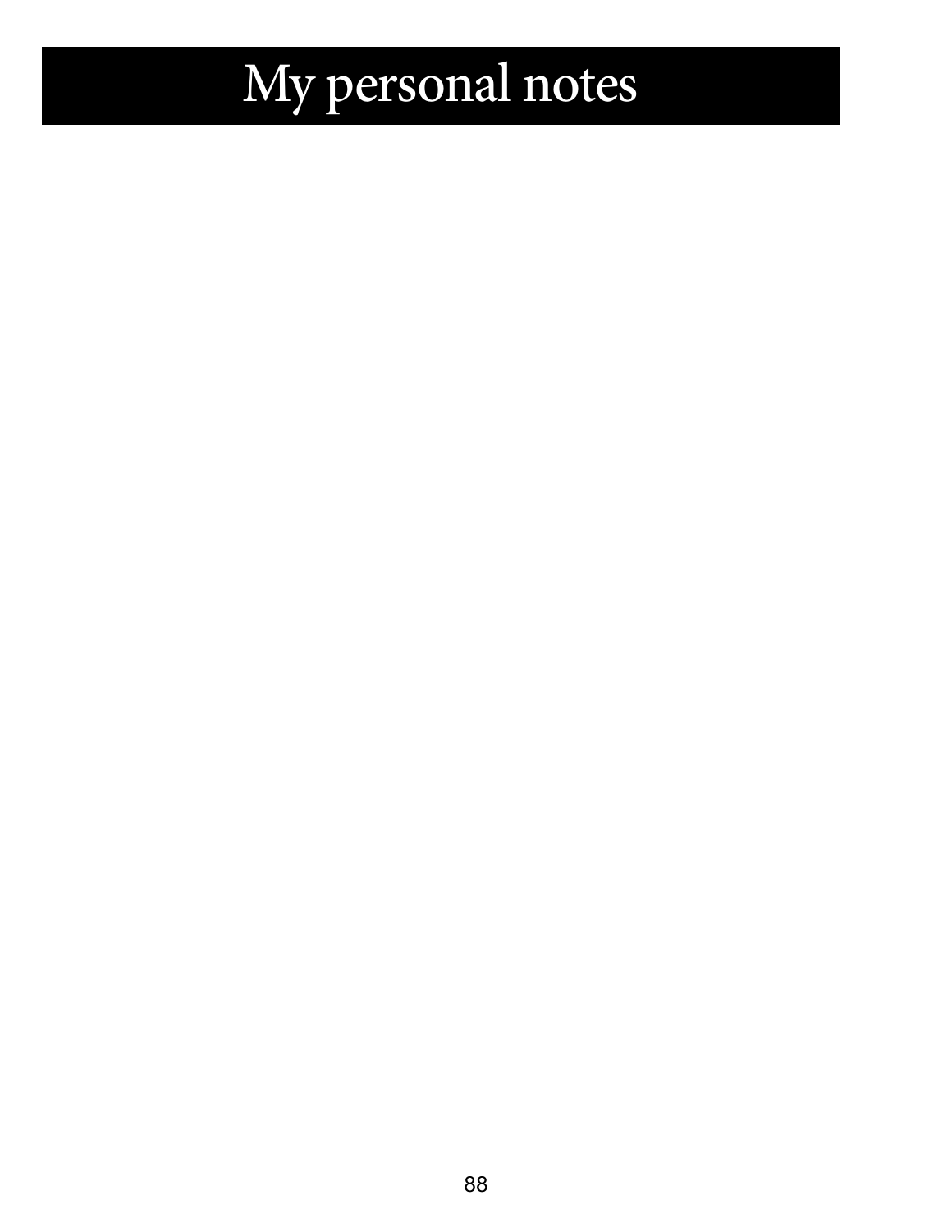# My personal notes